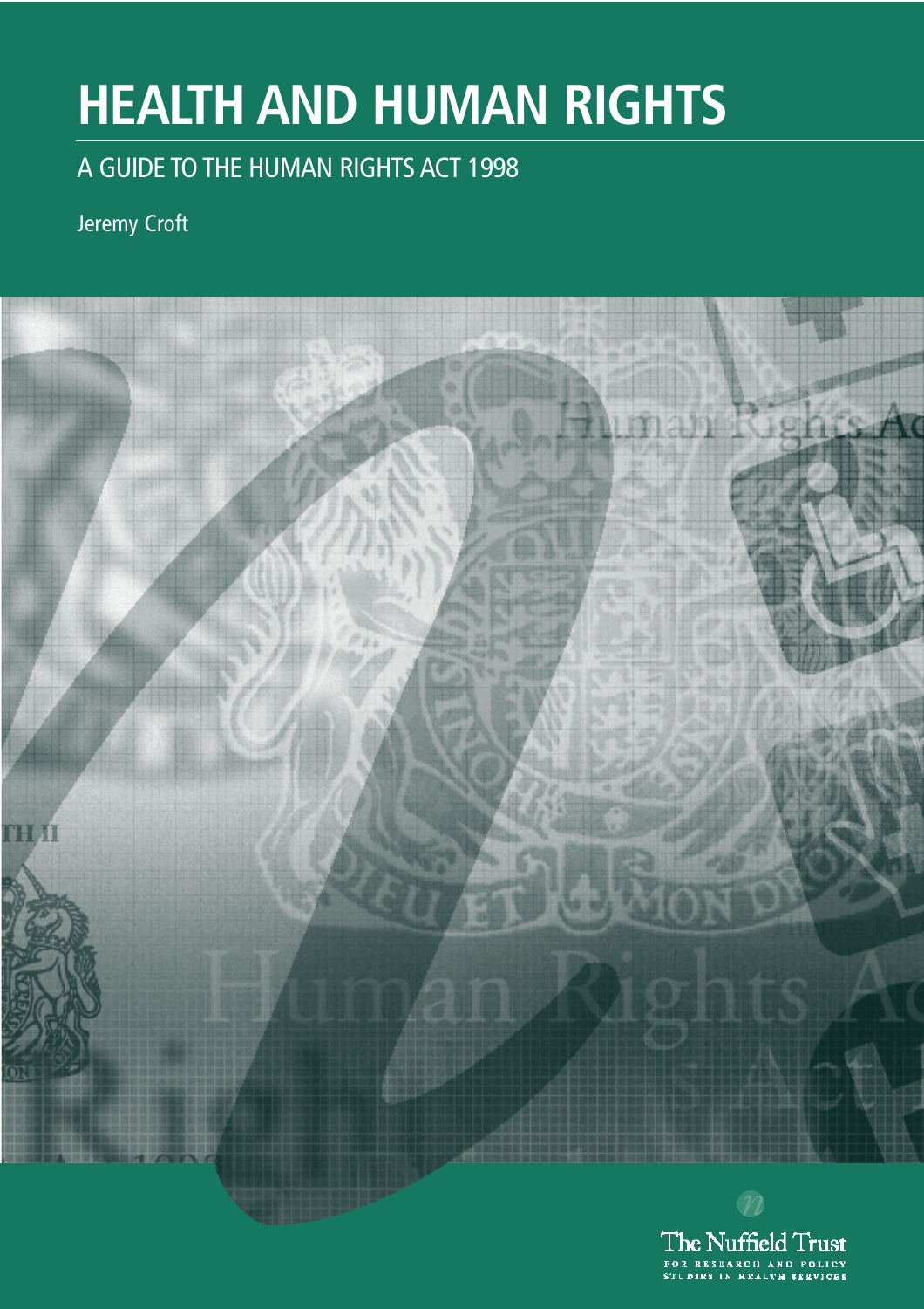# HEALTH AND HUMAN RIGHTS

## A GUIDE TO THE HUMAN RIGHTS ACT 1998

Jeremy Croft

The Nuffield Trust
FOR RESEARCH AND POLICY STUDIES IN HEALTH SERVICES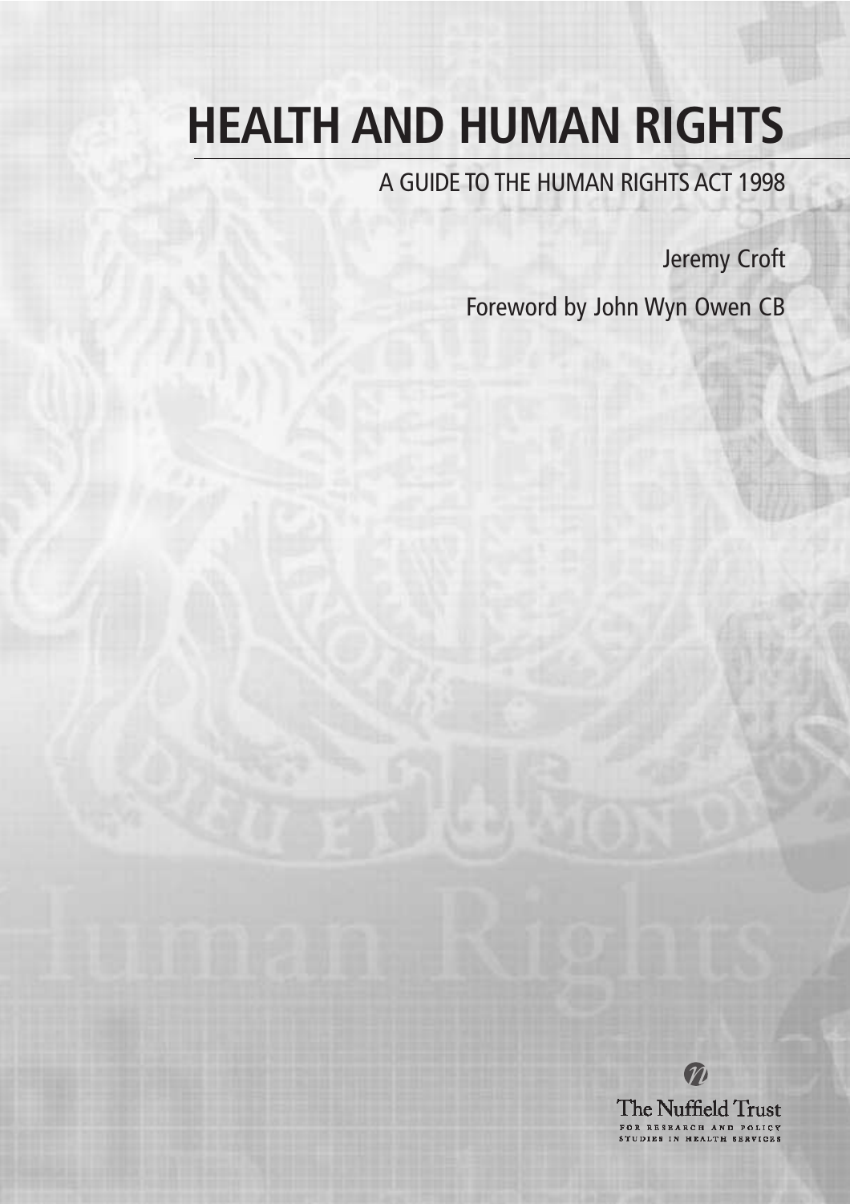# HEALTH AND HUMAN RIGHTS

A GUIDE TO THE HUMAN RIGHTS ACT 1998

Jeremy Croft

Foreword by John Wyn Owen CB

The Nuffield Trust

FOR RESEARCH AND POLICY STUDIES IN HEALTH SERVICES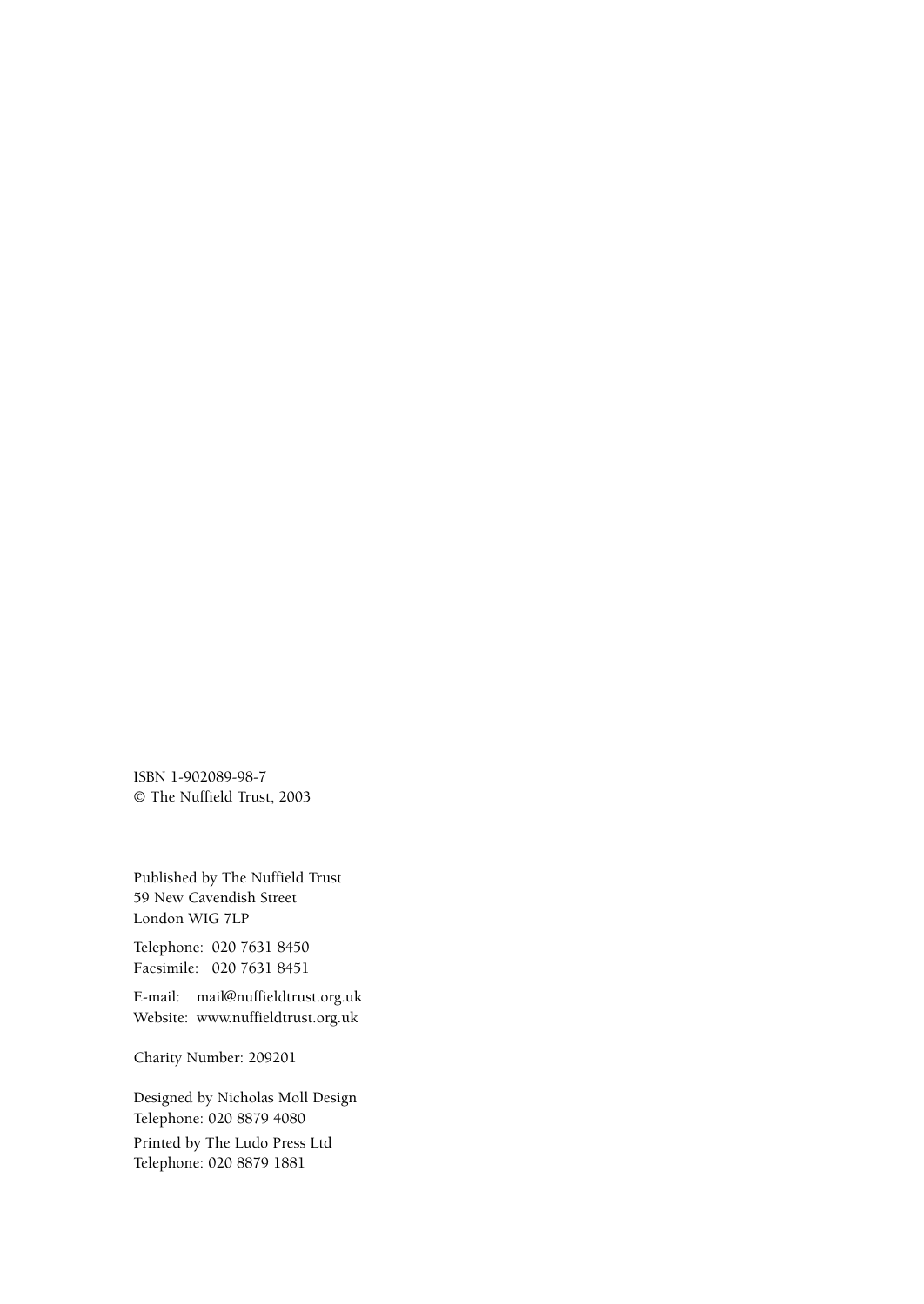ISBN 1-902089-98-7
© The Nuffield Trust, 2003

Published by The Nuffield Trust
59 New Cavendish Street
London WIG 7LP

Telephone: 020 7631 8450
Facsimile: 020 7631 8451

E-mail: mail@nuffieldtrust.org.uk
Website: www.nuffieldtrust.org.uk

Charity Number: 209201

Designed by Nicholas Moll Design
Telephone: 020 8879 4080

Printed by The Ludo Press Ltd
Telephone: 020 8879 1881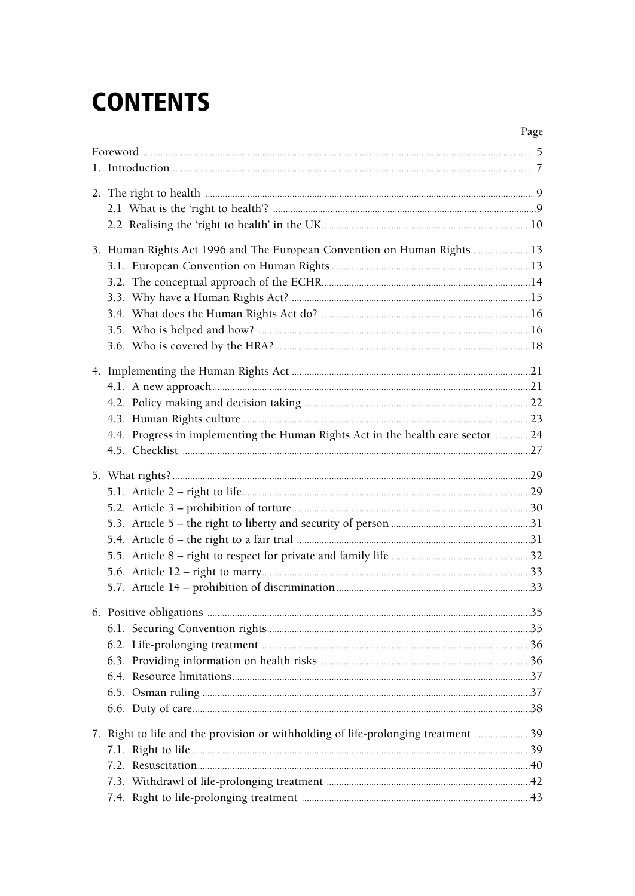# CONTENTS

| | Page |
|---|---|
| Foreword | 5 |
| 1. Introduction | 7 |
| 2. The right to health | 9 |
| 2.1 What is the 'right to health'? | 9 |
| 2.2 Realising the 'right to health' in the UK | 10 |
| 3. Human Rights Act 1996 and The European Convention on Human Rights | 13 |
| 3.1. European Convention on Human Rights | 13 |
| 3.2. The conceptual approach of the ECHR | 14 |
| 3.3. Why have a Human Rights Act? | 15 |
| 3.4. What does the Human Rights Act do? | 16 |
| 3.5. Who is helped and how? | 16 |
| 3.6. Who is covered by the HRA? | 18 |
| 4. Implementing the Human Rights Act | 21 |
| 4.1. A new approach | 21 |
| 4.2. Policy making and decision taking | 22 |
| 4.3. Human Rights culture | 23 |
| 4.4. Progress in implementing the Human Rights Act in the health care sector | 24 |
| 4.5. Checklist | 27 |
| 5. What rights? | 29 |
| 5.1. Article 2 – right to life | 29 |
| 5.2. Article 3 – prohibition of torture | 30 |
| 5.3. Article 5 – the right to liberty and security of person | 31 |
| 5.4. Article 6 – the right to a fair trial | 31 |
| 5.5. Article 8 – right to respect for private and family life | 32 |
| 5.6. Article 12 – right to marry | 33 |
| 5.7. Article 14 – prohibition of discrimination | 33 |
| 6. Positive obligations | 35 |
| 6.1. Securing Convention rights | 35 |
| 6.2. Life-prolonging treatment | 36 |
| 6.3. Providing information on health risks | 36 |
| 6.4. Resource limitations | 37 |
| 6.5. Osman ruling | 37 |
| 6.6. Duty of care | 38 |
| 7. Right to life and the provision or withholding of life-prolonging treatment | 39 |
| 7.1. Right to life | 39 |
| 7.2. Resuscitation | 40 |
| 7.3. Withdrawl of life-prolonging treatment | 42 |
| 7.4. Right to life-prolonging treatment | 43 |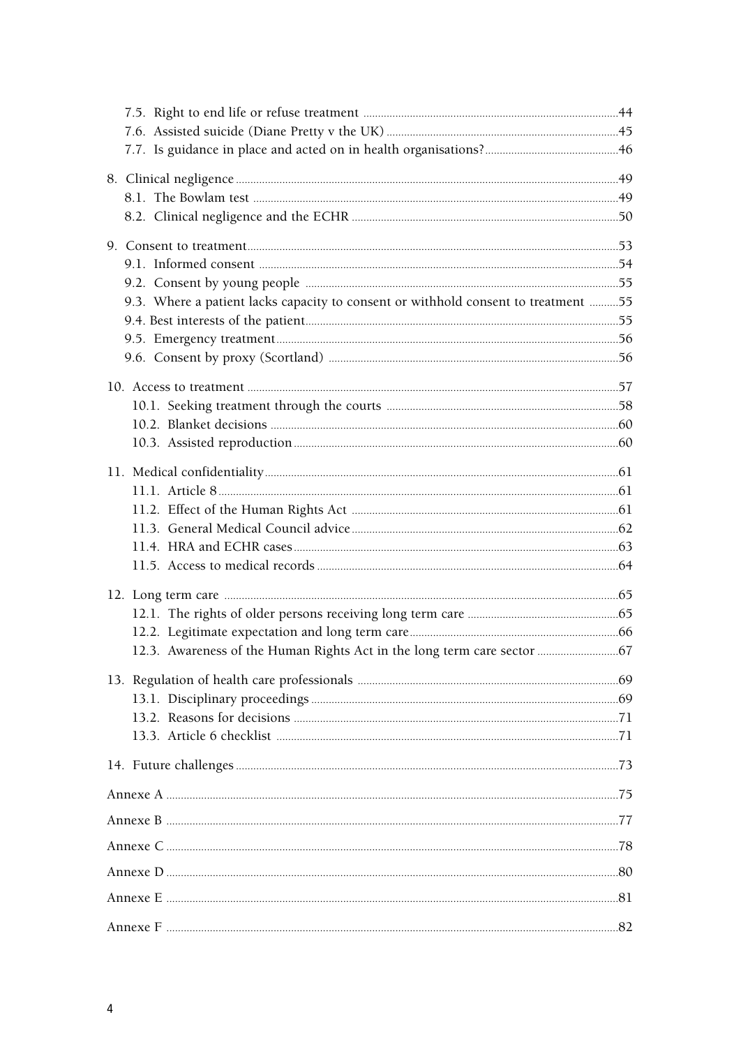7.5. Right to end life or refuse treatment ....................................44
7.6. Assisted suicide (Diane Pretty v the UK) ....................................45
7.7. Is guidance in place and acted on in health organisations? ....................................46

8. Clinical negligence ....................................49
8.1. The Bowlam test ....................................49
8.2. Clinical negligence and the ECHR ....................................50

9. Consent to treatment ....................................53
9.1. Informed consent ....................................54
9.2. Consent by young people ....................................55
9.3. Where a patient lacks capacity to consent or withhold consent to treatment ....................................55
9.4. Best interests of the patient ....................................55
9.5. Emergency treatment ....................................56
9.6. Consent by proxy (Scotland) ....................................56

10. Access to treatment ....................................57
10.1. Seeking treatment through the courts ....................................58
10.2. Blanket decisions ....................................60
10.3. Assisted reproduction ....................................60

11. Medical confidentiality ....................................61
11.1. Article 8 ....................................61
11.2. Effect of the Human Rights Act ....................................61
11.3. General Medical Council advice ....................................62
11.4. HRA and ECHR cases ....................................63
11.5. Access to medical records ....................................64

12. Long term care ....................................65
12.1. The rights of older persons receiving long term care ....................................65
12.2. Legitimate expectation and long term care ....................................66
12.3. Awareness of the Human Rights Act in the long term care sector ....................................67

13. Regulation of health care professionals ....................................69
13.1. Disciplinary proceedings ....................................69
13.2. Reasons for decisions ....................................71
13.3. Article 6 checklist ....................................71

14. Future challenges ....................................73

Annexe A ....................................75

Annexe B ....................................77

Annexe C ....................................78

Annexe D ....................................80

Annexe E ....................................81

Annexe F ....................................82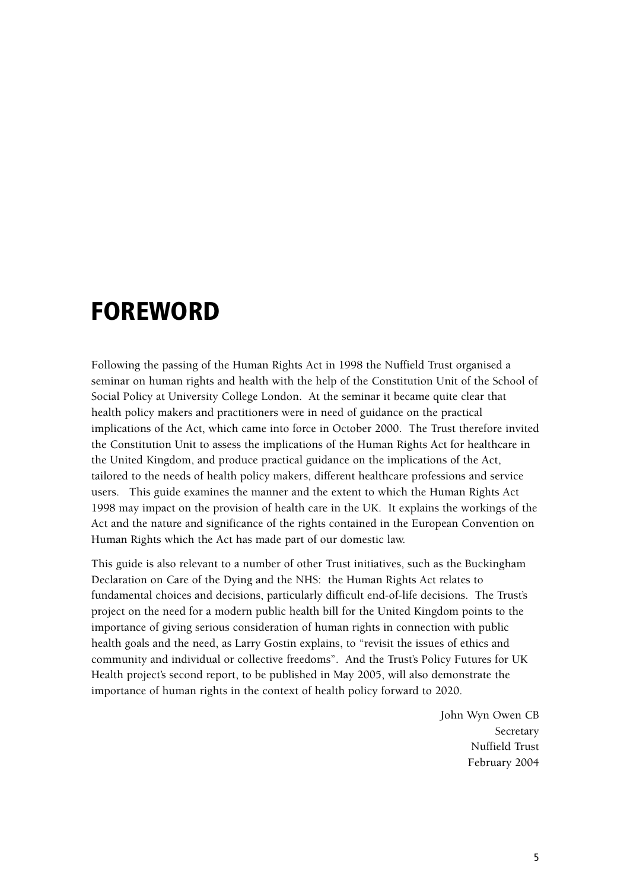# FOREWORD

Following the passing of the Human Rights Act in 1998 the Nuffield Trust organised a seminar on human rights and health with the help of the Constitution Unit of the School of Social Policy at University College London. At the seminar it became quite clear that health policy makers and practitioners were in need of guidance on the practical implications of the Act, which came into force in October 2000. The Trust therefore invited the Constitution Unit to assess the implications of the Human Rights Act for healthcare in the United Kingdom, and produce practical guidance on the implications of the Act, tailored to the needs of health policy makers, different healthcare professions and service users. This guide examines the manner and the extent to which the Human Rights Act 1998 may impact on the provision of health care in the UK. It explains the workings of the Act and the nature and significance of the rights contained in the European Convention on Human Rights which the Act has made part of our domestic law.

This guide is also relevant to a number of other Trust initiatives, such as the Buckingham Declaration on Care of the Dying and the NHS: the Human Rights Act relates to fundamental choices and decisions, particularly difficult end-of-life decisions. The Trust's project on the need for a modern public health bill for the United Kingdom points to the importance of giving serious consideration of human rights in connection with public health goals and the need, as Larry Gostin explains, to "revisit the issues of ethics and community and individual or collective freedoms". And the Trust's Policy Futures for UK Health project's second report, to be published in May 2005, will also demonstrate the importance of human rights in the context of health policy forward to 2020.

John Wyn Owen CB
Secretary
Nuffield Trust
February 2004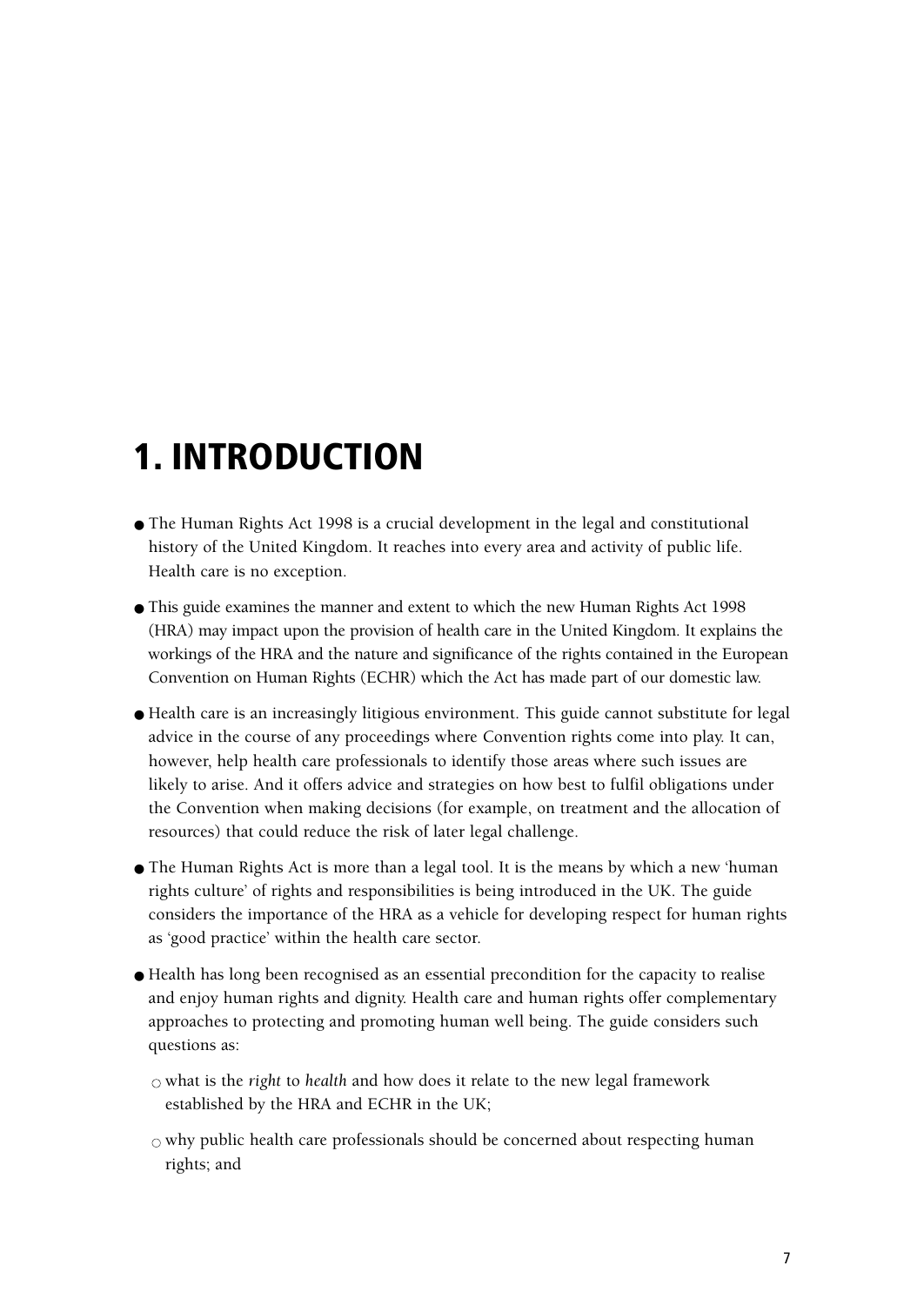# 1. INTRODUCTION

- The Human Rights Act 1998 is a crucial development in the legal and constitutional history of the United Kingdom. It reaches into every area and activity of public life. Health care is no exception.

- This guide examines the manner and extent to which the new Human Rights Act 1998 (HRA) may impact upon the provision of health care in the United Kingdom. It explains the workings of the HRA and the nature and significance of the rights contained in the European Convention on Human Rights (ECHR) which the Act has made part of our domestic law.

- Health care is an increasingly litigious environment. This guide cannot substitute for legal advice in the course of any proceedings where Convention rights come into play. It can, however, help health care professionals to identify those areas where such issues are likely to arise. And it offers advice and strategies on how best to fulfil obligations under the Convention when making decisions (for example, on treatment and the allocation of resources) that could reduce the risk of later legal challenge.

- The Human Rights Act is more than a legal tool. It is the means by which a new 'human rights culture' of rights and responsibilities is being introduced in the UK. The guide considers the importance of the HRA as a vehicle for developing respect for human rights as 'good practice' within the health care sector.

- Health has long been recognised as an essential precondition for the capacity to realise and enjoy human rights and dignity. Health care and human rights offer complementary approaches to protecting and promoting human well being. The guide considers such questions as:

  - what is the *right* to *health* and how does it relate to the new legal framework established by the HRA and ECHR in the UK;

  - why public health care professionals should be concerned about respecting human rights; and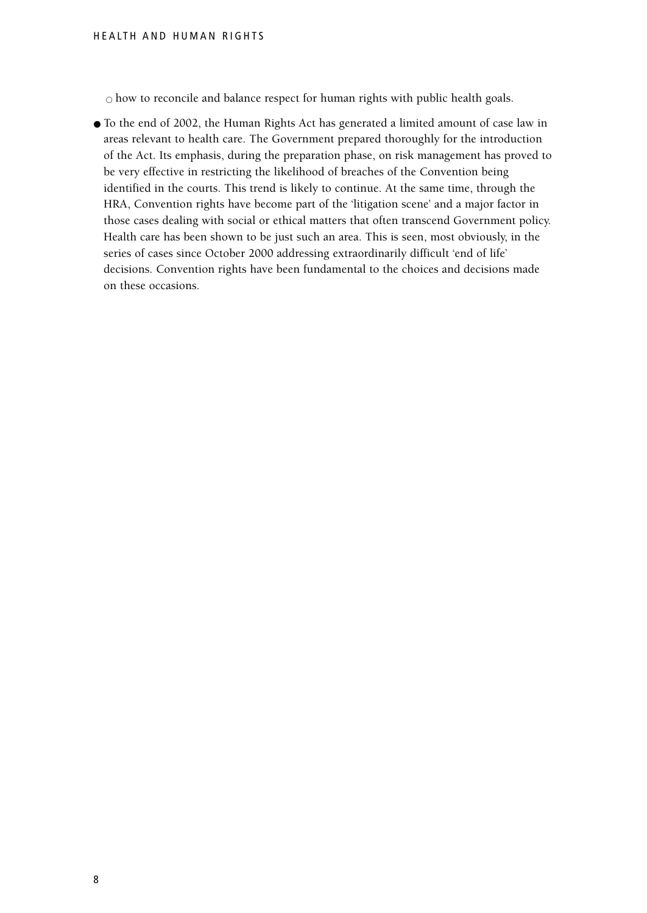- how to reconcile and balance respect for human rights with public health goals.

- To the end of 2002, the Human Rights Act has generated a limited amount of case law in areas relevant to health care. The Government prepared thoroughly for the introduction of the Act. Its emphasis, during the preparation phase, on risk management has proved to be very effective in restricting the likelihood of breaches of the Convention being identified in the courts. This trend is likely to continue. At the same time, through the HRA, Convention rights have become part of the 'litigation scene' and a major factor in those cases dealing with social or ethical matters that often transcend Government policy. Health care has been shown to be just such an area. This is seen, most obviously, in the series of cases since October 2000 addressing extraordinarily difficult 'end of life' decisions. Convention rights have been fundamental to the choices and decisions made on these occasions.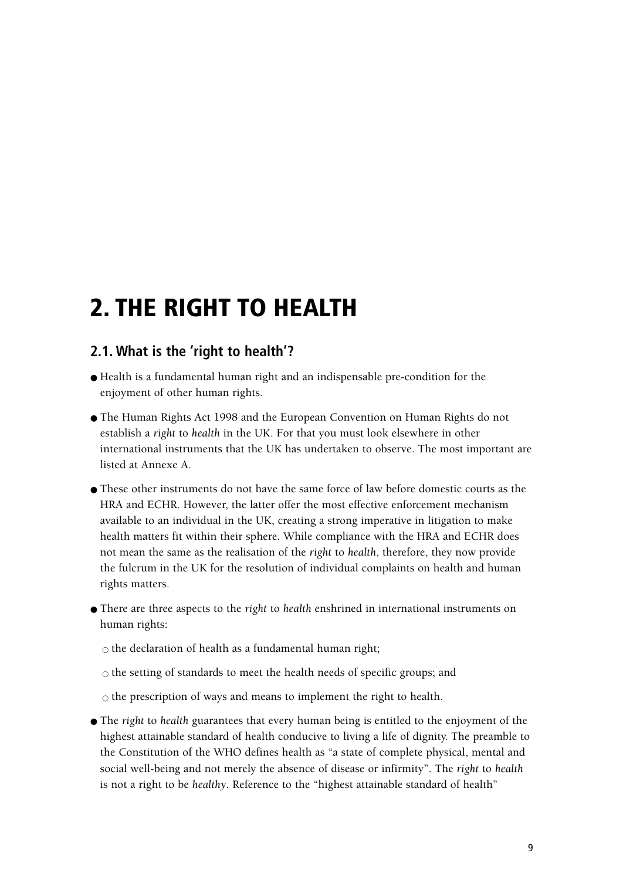# 2. THE RIGHT TO HEALTH

## 2.1. What is the 'right to health'?

- Health is a fundamental human right and an indispensable pre-condition for the enjoyment of other human rights.
- The Human Rights Act 1998 and the European Convention on Human Rights do not establish a *right* to *health* in the UK. For that you must look elsewhere in other international instruments that the UK has undertaken to observe. The most important are listed at Annexe A.
- These other instruments do not have the same force of law before domestic courts as the HRA and ECHR. However, the latter offer the most effective enforcement mechanism available to an individual in the UK, creating a strong imperative in litigation to make health matters fit within their sphere. While compliance with the HRA and ECHR does not mean the same as the realisation of the *right* to *health*, therefore, they now provide the fulcrum in the UK for the resolution of individual complaints on health and human rights matters.
- There are three aspects to the *right* to *health* enshrined in international instruments on human rights:
  - the declaration of health as a fundamental human right;
  - the setting of standards to meet the health needs of specific groups; and
  - the prescription of ways and means to implement the right to health.
- The *right* to *health* guarantees that every human being is entitled to the enjoyment of the highest attainable standard of health conducive to living a life of dignity. The preamble to the Constitution of the WHO defines health as "a state of complete physical, mental and social well-being and not merely the absence of disease or infirmity". The *right* to *health* is not a right to be *healthy*. Reference to the "highest attainable standard of health"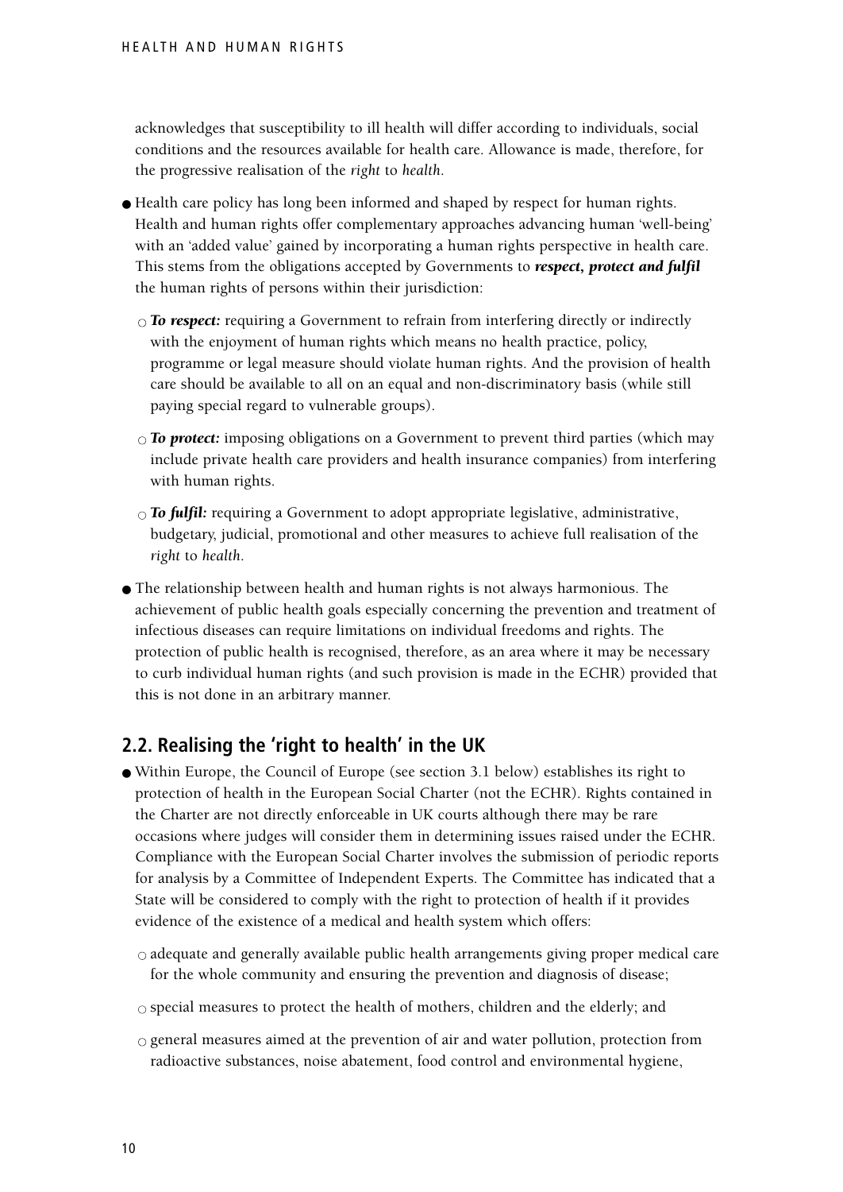acknowledges that susceptibility to ill health will differ according to individuals, social conditions and the resources available for health care. Allowance is made, therefore, for the progressive realisation of the *right* to *health*.

- Health care policy has long been informed and shaped by respect for human rights. Health and human rights offer complementary approaches advancing human 'well-being' with an 'added value' gained by incorporating a human rights perspective in health care. This stems from the obligations accepted by Governments to ***respect, protect and fulfil*** the human rights of persons within their jurisdiction:
  - ***To respect:*** requiring a Government to refrain from interfering directly or indirectly with the enjoyment of human rights which means no health practice, policy, programme or legal measure should violate human rights. And the provision of health care should be available to all on an equal and non-discriminatory basis (while still paying special regard to vulnerable groups).
  - ***To protect:*** imposing obligations on a Government to prevent third parties (which may include private health care providers and health insurance companies) from interfering with human rights.
  - ***To fulfil:*** requiring a Government to adopt appropriate legislative, administrative, budgetary, judicial, promotional and other measures to achieve full realisation of the *right* to *health*.
- The relationship between health and human rights is not always harmonious. The achievement of public health goals especially concerning the prevention and treatment of infectious diseases can require limitations on individual freedoms and rights. The protection of public health is recognised, therefore, as an area where it may be necessary to curb individual human rights (and such provision is made in the ECHR) provided that this is not done in an arbitrary manner.

## 2.2. Realising the 'right to health' in the UK

- Within Europe, the Council of Europe (see section 3.1 below) establishes its right to protection of health in the European Social Charter (not the ECHR). Rights contained in the Charter are not directly enforceable in UK courts although there may be rare occasions where judges will consider them in determining issues raised under the ECHR. Compliance with the European Social Charter involves the submission of periodic reports for analysis by a Committee of Independent Experts. The Committee has indicated that a State will be considered to comply with the right to protection of health if it provides evidence of the existence of a medical and health system which offers:
  - adequate and generally available public health arrangements giving proper medical care for the whole community and ensuring the prevention and diagnosis of disease;
  - special measures to protect the health of mothers, children and the elderly; and
  - general measures aimed at the prevention of air and water pollution, protection from radioactive substances, noise abatement, food control and environmental hygiene,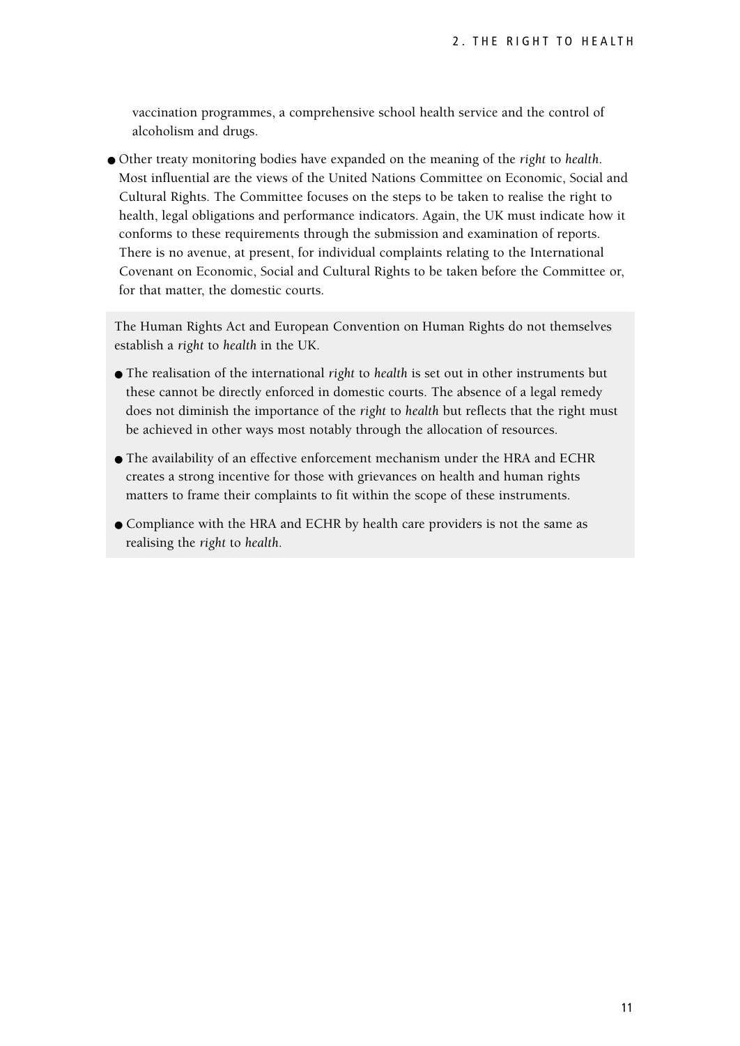vaccination programmes, a comprehensive school health service and the control of alcoholism and drugs.

- Other treaty monitoring bodies have expanded on the meaning of the *right* to *health*. Most influential are the views of the United Nations Committee on Economic, Social and Cultural Rights. The Committee focuses on the steps to be taken to realise the right to health, legal obligations and performance indicators. Again, the UK must indicate how it conforms to these requirements through the submission and examination of reports. There is no avenue, at present, for individual complaints relating to the International Covenant on Economic, Social and Cultural Rights to be taken before the Committee or, for that matter, the domestic courts.

The Human Rights Act and European Convention on Human Rights do not themselves establish a *right* to *health* in the UK.

- The realisation of the international *right* to *health* is set out in other instruments but these cannot be directly enforced in domestic courts. The absence of a legal remedy does not diminish the importance of the *right* to *health* but reflects that the right must be achieved in other ways most notably through the allocation of resources.
- The availability of an effective enforcement mechanism under the HRA and ECHR creates a strong incentive for those with grievances on health and human rights matters to frame their complaints to fit within the scope of these instruments.
- Compliance with the HRA and ECHR by health care providers is not the same as realising the *right* to *health*.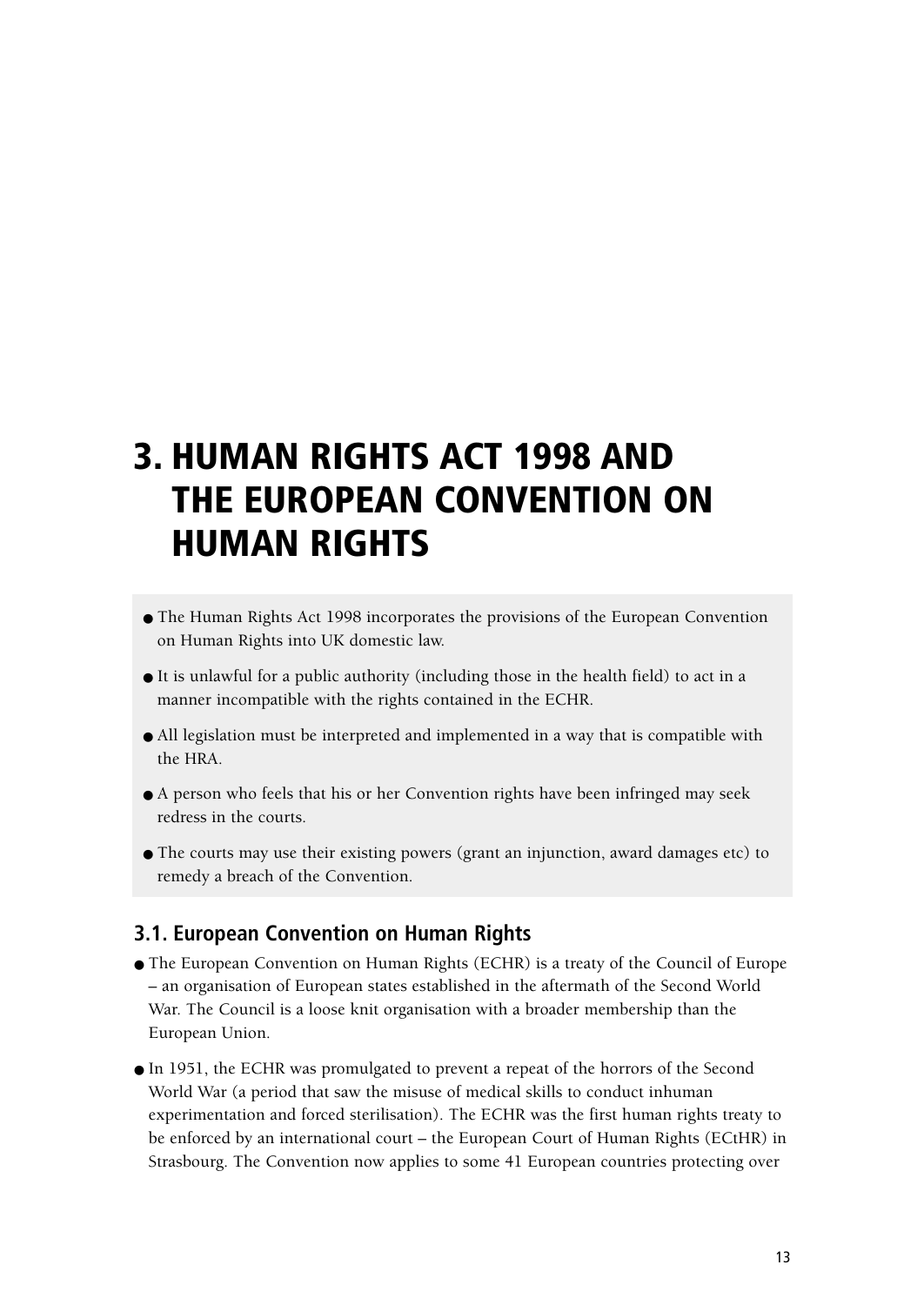# 3. HUMAN RIGHTS ACT 1998 AND THE EUROPEAN CONVENTION ON HUMAN RIGHTS

- The Human Rights Act 1998 incorporates the provisions of the European Convention on Human Rights into UK domestic law.
- It is unlawful for a public authority (including those in the health field) to act in a manner incompatible with the rights contained in the ECHR.
- All legislation must be interpreted and implemented in a way that is compatible with the HRA.
- A person who feels that his or her Convention rights have been infringed may seek redress in the courts.
- The courts may use their existing powers (grant an injunction, award damages etc) to remedy a breach of the Convention.

## 3.1. European Convention on Human Rights

- The European Convention on Human Rights (ECHR) is a treaty of the Council of Europe – an organisation of European states established in the aftermath of the Second World War. The Council is a loose knit organisation with a broader membership than the European Union.
- In 1951, the ECHR was promulgated to prevent a repeat of the horrors of the Second World War (a period that saw the misuse of medical skills to conduct inhuman experimentation and forced sterilisation). The ECHR was the first human rights treaty to be enforced by an international court – the European Court of Human Rights (ECtHR) in Strasbourg. The Convention now applies to some 41 European countries protecting over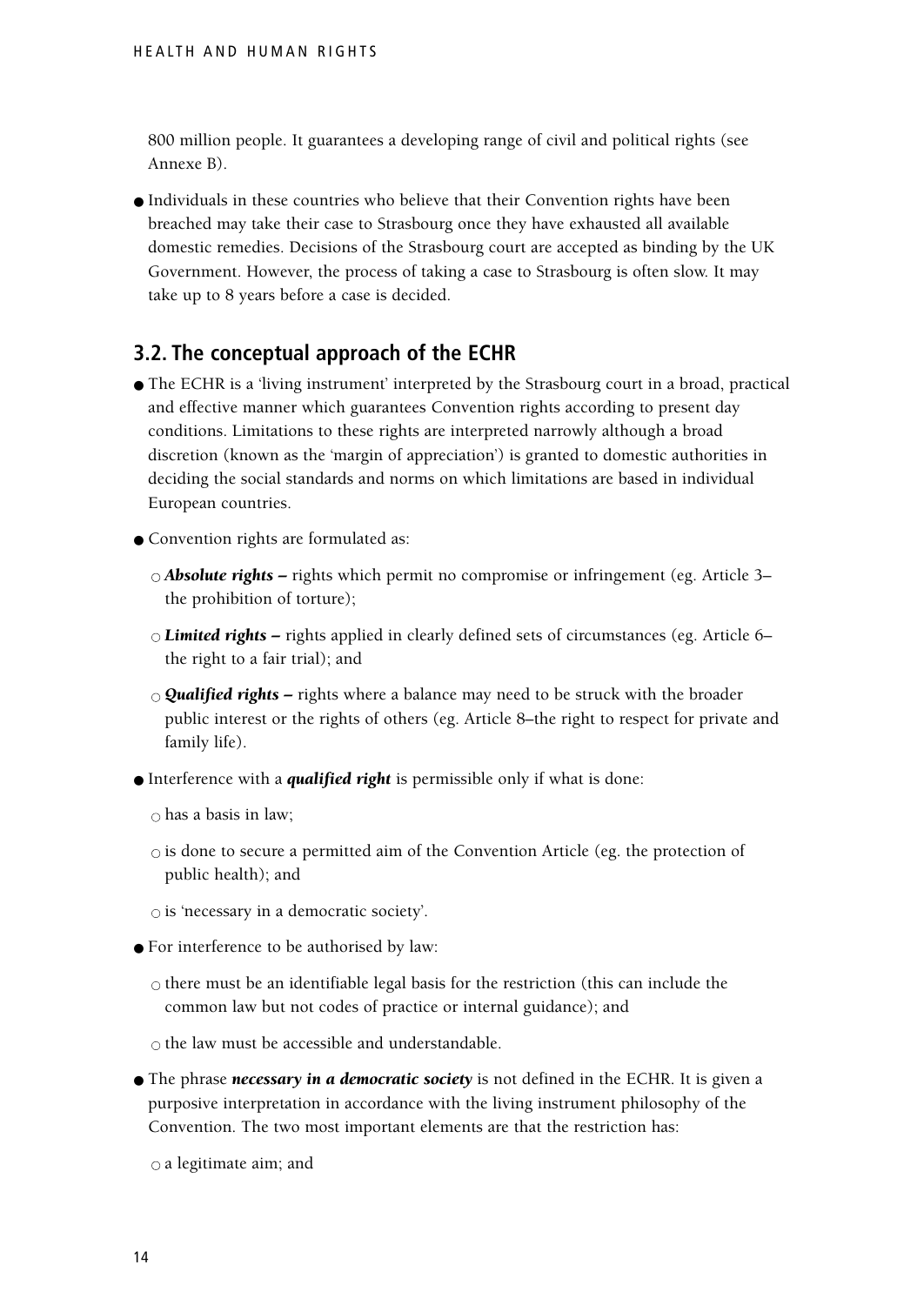800 million people. It guarantees a developing range of civil and political rights (see Annexe B).

- Individuals in these countries who believe that their Convention rights have been breached may take their case to Strasbourg once they have exhausted all available domestic remedies. Decisions of the Strasbourg court are accepted as binding by the UK Government. However, the process of taking a case to Strasbourg is often slow. It may take up to 8 years before a case is decided.

## 3.2. The conceptual approach of the ECHR

- The ECHR is a 'living instrument' interpreted by the Strasbourg court in a broad, practical and effective manner which guarantees Convention rights according to present day conditions. Limitations to these rights are interpreted narrowly although a broad discretion (known as the 'margin of appreciation') is granted to domestic authorities in deciding the social standards and norms on which limitations are based in individual European countries.
- Convention rights are formulated as:
  - ***Absolute rights –*** rights which permit no compromise or infringement (eg. Article 3– the prohibition of torture);
  - ***Limited rights –*** rights applied in clearly defined sets of circumstances (eg. Article 6– the right to a fair trial); and
  - ***Qualified rights –*** rights where a balance may need to be struck with the broader public interest or the rights of others (eg. Article 8–the right to respect for private and family life).
- Interference with a ***qualified right*** is permissible only if what is done:
  - has a basis in law;
  - is done to secure a permitted aim of the Convention Article (eg. the protection of public health); and
  - is 'necessary in a democratic society'.
- For interference to be authorised by law:
  - there must be an identifiable legal basis for the restriction (this can include the common law but not codes of practice or internal guidance); and
  - the law must be accessible and understandable.
- The phrase ***necessary in a democratic society*** is not defined in the ECHR. It is given a purposive interpretation in accordance with the living instrument philosophy of the Convention. The two most important elements are that the restriction has:
  - a legitimate aim; and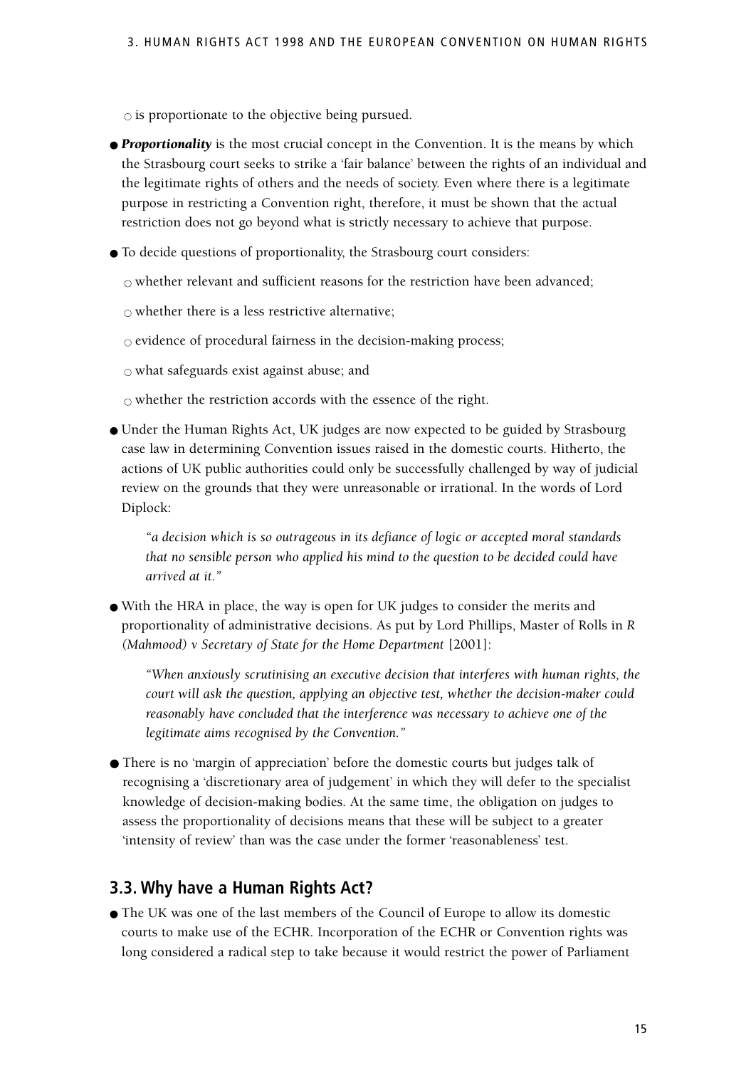- is proportionate to the objective being pursued.

- ***Proportionality*** is the most crucial concept in the Convention. It is the means by which the Strasbourg court seeks to strike a 'fair balance' between the rights of an individual and the legitimate rights of others and the needs of society. Even where there is a legitimate purpose in restricting a Convention right, therefore, it must be shown that the actual restriction does not go beyond what is strictly necessary to achieve that purpose.

- To decide questions of proportionality, the Strasbourg court considers:
  - whether relevant and sufficient reasons for the restriction have been advanced;
  - whether there is a less restrictive alternative;
  - evidence of procedural fairness in the decision-making process;
  - what safeguards exist against abuse; and
  - whether the restriction accords with the essence of the right.

- Under the Human Rights Act, UK judges are now expected to be guided by Strasbourg case law in determining Convention issues raised in the domestic courts. Hitherto, the actions of UK public authorities could only be successfully challenged by way of judicial review on the grounds that they were unreasonable or irrational. In the words of Lord Diplock:

  > *"a decision which is so outrageous in its defiance of logic or accepted moral standards that no sensible person who applied his mind to the question to be decided could have arrived at it."*

- With the HRA in place, the way is open for UK judges to consider the merits and proportionality of administrative decisions. As put by Lord Phillips, Master of Rolls in *R (Mahmood) v Secretary of State for the Home Department* [2001]:

  > *"When anxiously scrutinising an executive decision that interferes with human rights, the court will ask the question, applying an objective test, whether the decision-maker could reasonably have concluded that the interference was necessary to achieve one of the legitimate aims recognised by the Convention."*

- There is no 'margin of appreciation' before the domestic courts but judges talk of recognising a 'discretionary area of judgement' in which they will defer to the specialist knowledge of decision-making bodies. At the same time, the obligation on judges to assess the proportionality of decisions means that these will be subject to a greater 'intensity of review' than was the case under the former 'reasonableness' test.

## 3.3. Why have a Human Rights Act?

- The UK was one of the last members of the Council of Europe to allow its domestic courts to make use of the ECHR. Incorporation of the ECHR or Convention rights was long considered a radical step to take because it would restrict the power of Parliament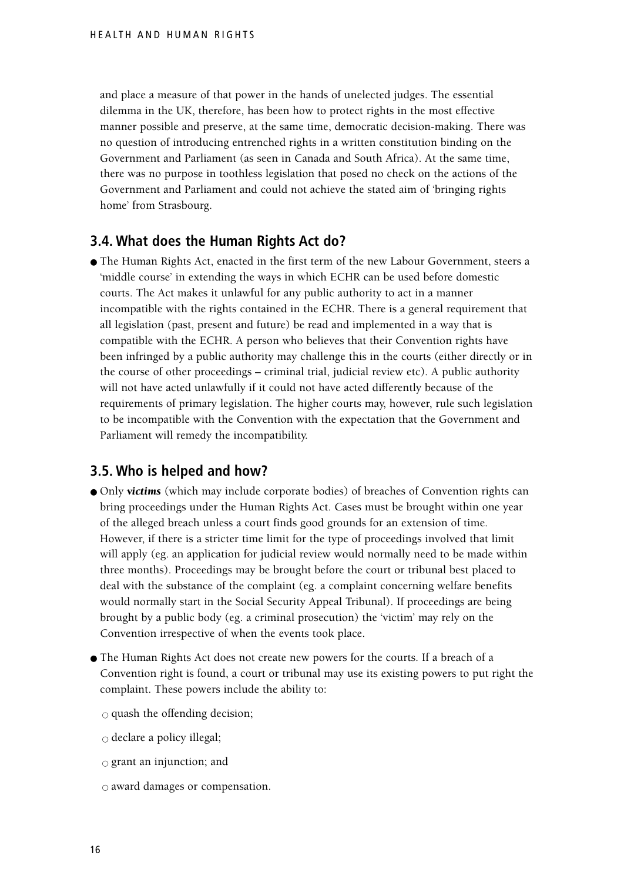and place a measure of that power in the hands of unelected judges. The essential dilemma in the UK, therefore, has been how to protect rights in the most effective manner possible and preserve, at the same time, democratic decision-making. There was no question of introducing entrenched rights in a written constitution binding on the Government and Parliament (as seen in Canada and South Africa). At the same time, there was no purpose in toothless legislation that posed no check on the actions of the Government and Parliament and could not achieve the stated aim of 'bringing rights home' from Strasbourg.

## 3.4. What does the Human Rights Act do?

- The Human Rights Act, enacted in the first term of the new Labour Government, steers a 'middle course' in extending the ways in which ECHR can be used before domestic courts. The Act makes it unlawful for any public authority to act in a manner incompatible with the rights contained in the ECHR. There is a general requirement that all legislation (past, present and future) be read and implemented in a way that is compatible with the ECHR. A person who believes that their Convention rights have been infringed by a public authority may challenge this in the courts (either directly or in the course of other proceedings – criminal trial, judicial review etc). A public authority will not have acted unlawfully if it could not have acted differently because of the requirements of primary legislation. The higher courts may, however, rule such legislation to be incompatible with the Convention with the expectation that the Government and Parliament will remedy the incompatibility.

## 3.5. Who is helped and how?

- Only ***victims*** (which may include corporate bodies) of breaches of Convention rights can bring proceedings under the Human Rights Act. Cases must be brought within one year of the alleged breach unless a court finds good grounds for an extension of time. However, if there is a stricter time limit for the type of proceedings involved that limit will apply (eg. an application for judicial review would normally need to be made within three months). Proceedings may be brought before the court or tribunal best placed to deal with the substance of the complaint (eg. a complaint concerning welfare benefits would normally start in the Social Security Appeal Tribunal). If proceedings are being brought by a public body (eg. a criminal prosecution) the 'victim' may rely on the Convention irrespective of when the events took place.
- The Human Rights Act does not create new powers for the courts. If a breach of a Convention right is found, a court or tribunal may use its existing powers to put right the complaint. These powers include the ability to:
  - quash the offending decision;
  - declare a policy illegal;
  - grant an injunction; and
  - award damages or compensation.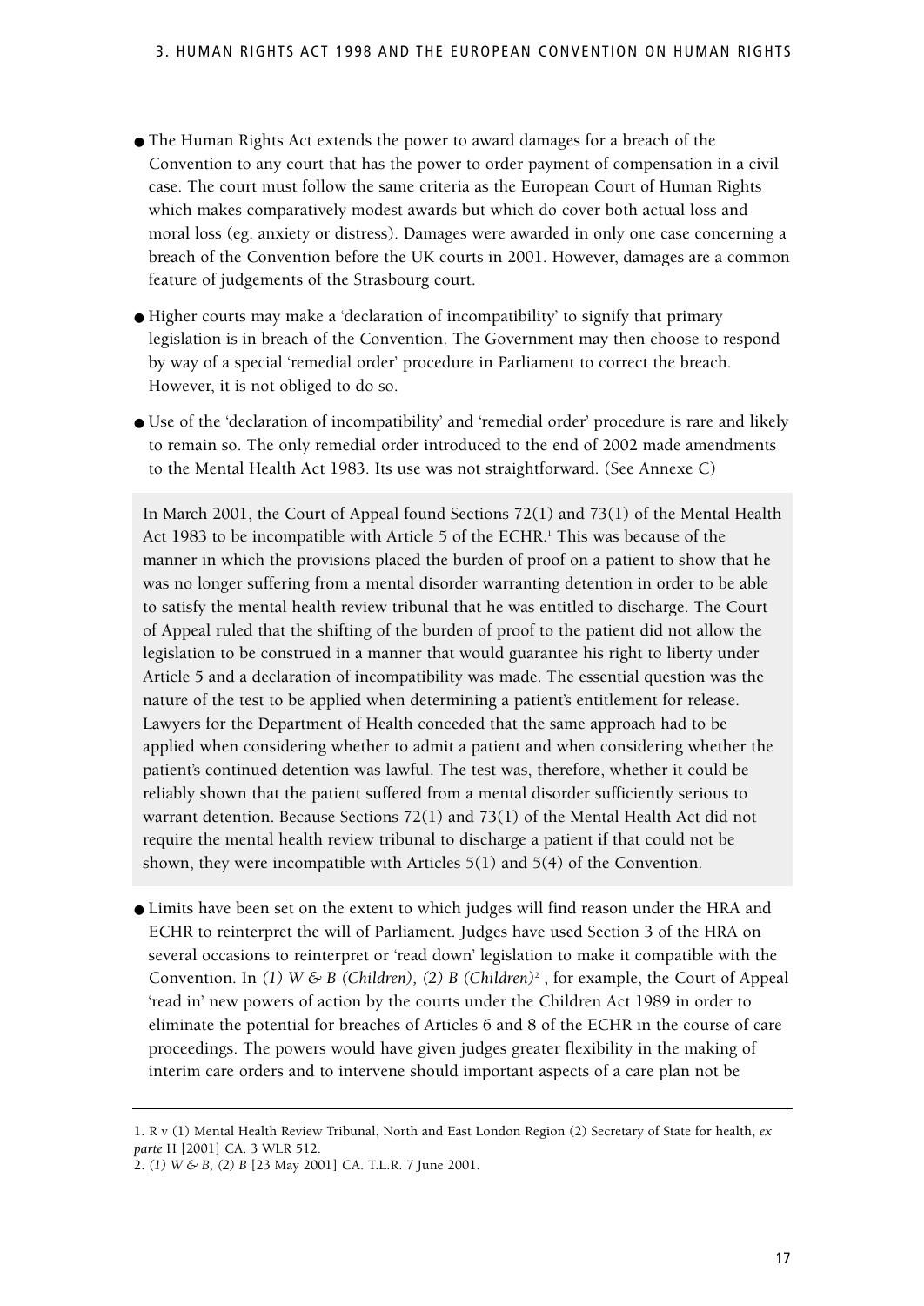- The Human Rights Act extends the power to award damages for a breach of the Convention to any court that has the power to order payment of compensation in a civil case. The court must follow the same criteria as the European Court of Human Rights which makes comparatively modest awards but which do cover both actual loss and moral loss (eg. anxiety or distress). Damages were awarded in only one case concerning a breach of the Convention before the UK courts in 2001. However, damages are a common feature of judgements of the Strasbourg court.

- Higher courts may make a 'declaration of incompatibility' to signify that primary legislation is in breach of the Convention. The Government may then choose to respond by way of a special 'remedial order' procedure in Parliament to correct the breach. However, it is not obliged to do so.

- Use of the 'declaration of incompatibility' and 'remedial order' procedure is rare and likely to remain so. The only remedial order introduced to the end of 2002 made amendments to the Mental Health Act 1983. Its use was not straightforward. (See Annexe C)

> In March 2001, the Court of Appeal found Sections 72(1) and 73(1) of the Mental Health Act 1983 to be incompatible with Article 5 of the ECHR.[1] This was because of the manner in which the provisions placed the burden of proof on a patient to show that he was no longer suffering from a mental disorder warranting detention in order to be able to satisfy the mental health review tribunal that he was entitled to discharge. The Court of Appeal ruled that the shifting of the burden of proof to the patient did not allow the legislation to be construed in a manner that would guarantee his right to liberty under Article 5 and a declaration of incompatibility was made. The essential question was the nature of the test to be applied when determining a patient's entitlement for release. Lawyers for the Department of Health conceded that the same approach had to be applied when considering whether to admit a patient and when considering whether the patient's continued detention was lawful. The test was, therefore, whether it could be reliably shown that the patient suffered from a mental disorder sufficiently serious to warrant detention. Because Sections 72(1) and 73(1) of the Mental Health Act did not require the mental health review tribunal to discharge a patient if that could not be shown, they were incompatible with Articles 5(1) and 5(4) of the Convention.

- Limits have been set on the extent to which judges will find reason under the HRA and ECHR to reinterpret the will of Parliament. Judges have used Section 3 of the HRA on several occasions to reinterpret or 'read down' legislation to make it compatible with the Convention. In *(1) W & B (Children), (2) B (Children)*[2] , for example, the Court of Appeal 'read in' new powers of action by the courts under the Children Act 1989 in order to eliminate the potential for breaches of Articles 6 and 8 of the ECHR in the course of care proceedings. The powers would have given judges greater flexibility in the making of interim care orders and to intervene should important aspects of a care plan not be

---

1. R v (1) Mental Health Review Tribunal, North and East London Region (2) Secretary of State for health, *ex parte* H [2001] CA. 3 WLR 512.
2. *(1) W & B, (2) B* [23 May 2001] CA. T.L.R. 7 June 2001.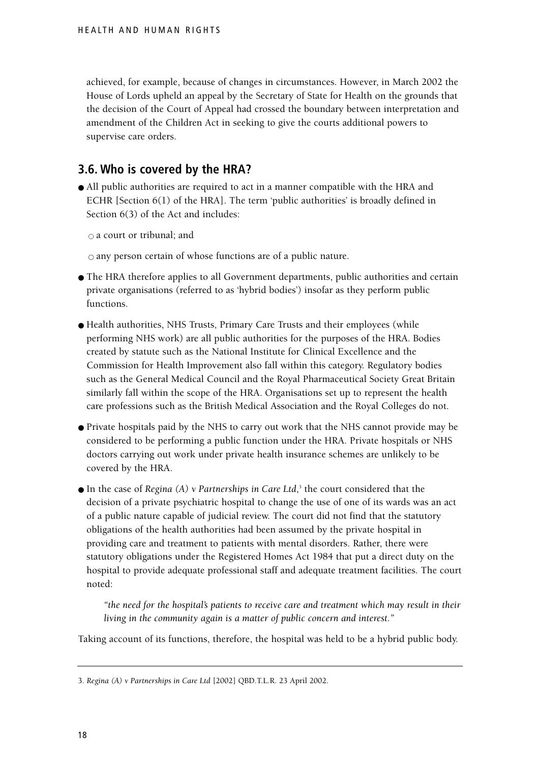achieved, for example, because of changes in circumstances. However, in March 2002 the House of Lords upheld an appeal by the Secretary of State for Health on the grounds that the decision of the Court of Appeal had crossed the boundary between interpretation and amendment of the Children Act in seeking to give the courts additional powers to supervise care orders.

## 3.6. Who is covered by the HRA?

- All public authorities are required to act in a manner compatible with the HRA and ECHR [Section 6(1) of the HRA]. The term 'public authorities' is broadly defined in Section 6(3) of the Act and includes:
  - a court or tribunal; and
  - any person certain of whose functions are of a public nature.
- The HRA therefore applies to all Government departments, public authorities and certain private organisations (referred to as 'hybrid bodies') insofar as they perform public functions.
- Health authorities, NHS Trusts, Primary Care Trusts and their employees (while performing NHS work) are all public authorities for the purposes of the HRA. Bodies created by statute such as the National Institute for Clinical Excellence and the Commission for Health Improvement also fall within this category. Regulatory bodies such as the General Medical Council and the Royal Pharmaceutical Society Great Britain similarly fall within the scope of the HRA. Organisations set up to represent the health care professions such as the British Medical Association and the Royal Colleges do not.
- Private hospitals paid by the NHS to carry out work that the NHS cannot provide may be considered to be performing a public function under the HRA. Private hospitals or NHS doctors carrying out work under private health insurance schemes are unlikely to be covered by the HRA.
- In the case of *Regina (A) v Partnerships in Care Ltd*,[3] the court considered that the decision of a private psychiatric hospital to change the use of one of its wards was an act of a public nature capable of judicial review. The court did not find that the statutory obligations of the health authorities had been assumed by the private hospital in providing care and treatment to patients with mental disorders. Rather, there were statutory obligations under the Registered Homes Act 1984 that put a direct duty on the hospital to provide adequate professional staff and adequate treatment facilities. The court noted:

  *"the need for the hospital's patients to receive care and treatment which may result in their living in the community again is a matter of public concern and interest."*

Taking account of its functions, therefore, the hospital was held to be a hybrid public body.

---

3. *Regina (A) v Partnerships in Care Ltd* [2002] QBD.T.L.R. 23 April 2002.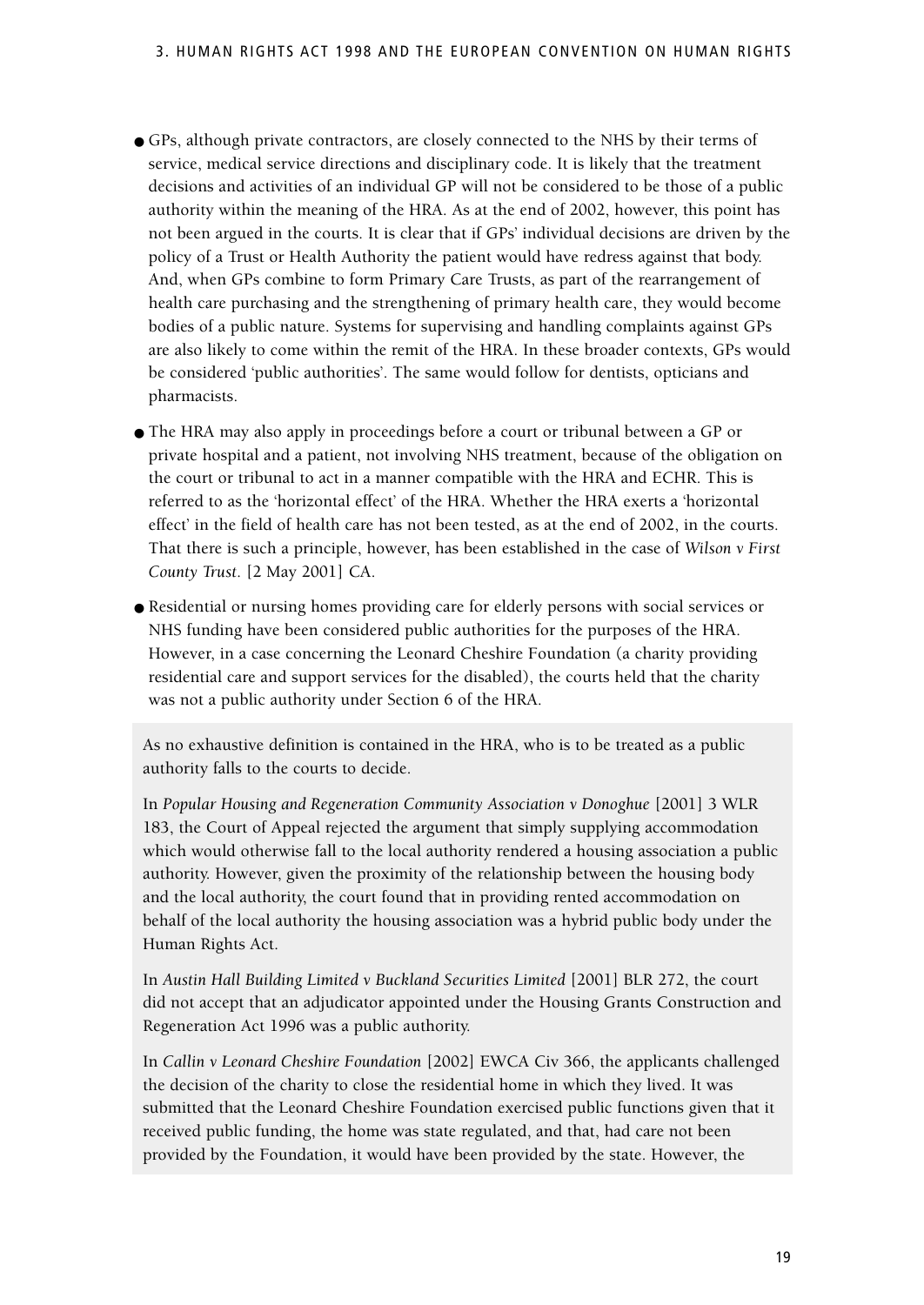- GPs, although private contractors, are closely connected to the NHS by their terms of service, medical service directions and disciplinary code. It is likely that the treatment decisions and activities of an individual GP will not be considered to be those of a public authority within the meaning of the HRA. As at the end of 2002, however, this point has not been argued in the courts. It is clear that if GPs' individual decisions are driven by the policy of a Trust or Health Authority the patient would have redress against that body. And, when GPs combine to form Primary Care Trusts, as part of the rearrangement of health care purchasing and the strengthening of primary health care, they would become bodies of a public nature. Systems for supervising and handling complaints against GPs are also likely to come within the remit of the HRA. In these broader contexts, GPs would be considered 'public authorities'. The same would follow for dentists, opticians and pharmacists.

- The HRA may also apply in proceedings before a court or tribunal between a GP or private hospital and a patient, not involving NHS treatment, because of the obligation on the court or tribunal to act in a manner compatible with the HRA and ECHR. This is referred to as the 'horizontal effect' of the HRA. Whether the HRA exerts a 'horizontal effect' in the field of health care has not been tested, as at the end of 2002, in the courts. That there is such a principle, however, has been established in the case of *Wilson v First County Trust*. [2 May 2001] CA.

- Residential or nursing homes providing care for elderly persons with social services or NHS funding have been considered public authorities for the purposes of the HRA. However, in a case concerning the Leonard Cheshire Foundation (a charity providing residential care and support services for the disabled), the courts held that the charity was not a public authority under Section 6 of the HRA.

As no exhaustive definition is contained in the HRA, who is to be treated as a public authority falls to the courts to decide.

In *Popular Housing and Regeneration Community Association v Donoghue* [2001] 3 WLR 183, the Court of Appeal rejected the argument that simply supplying accommodation which would otherwise fall to the local authority rendered a housing association a public authority. However, given the proximity of the relationship between the housing body and the local authority, the court found that in providing rented accommodation on behalf of the local authority the housing association was a hybrid public body under the Human Rights Act.

In *Austin Hall Building Limited v Buckland Securities Limited* [2001] BLR 272, the court did not accept that an adjudicator appointed under the Housing Grants Construction and Regeneration Act 1996 was a public authority.

In *Callin v Leonard Cheshire Foundation* [2002] EWCA Civ 366, the applicants challenged the decision of the charity to close the residential home in which they lived. It was submitted that the Leonard Cheshire Foundation exercised public functions given that it received public funding, the home was state regulated, and that, had care not been provided by the Foundation, it would have been provided by the state. However, the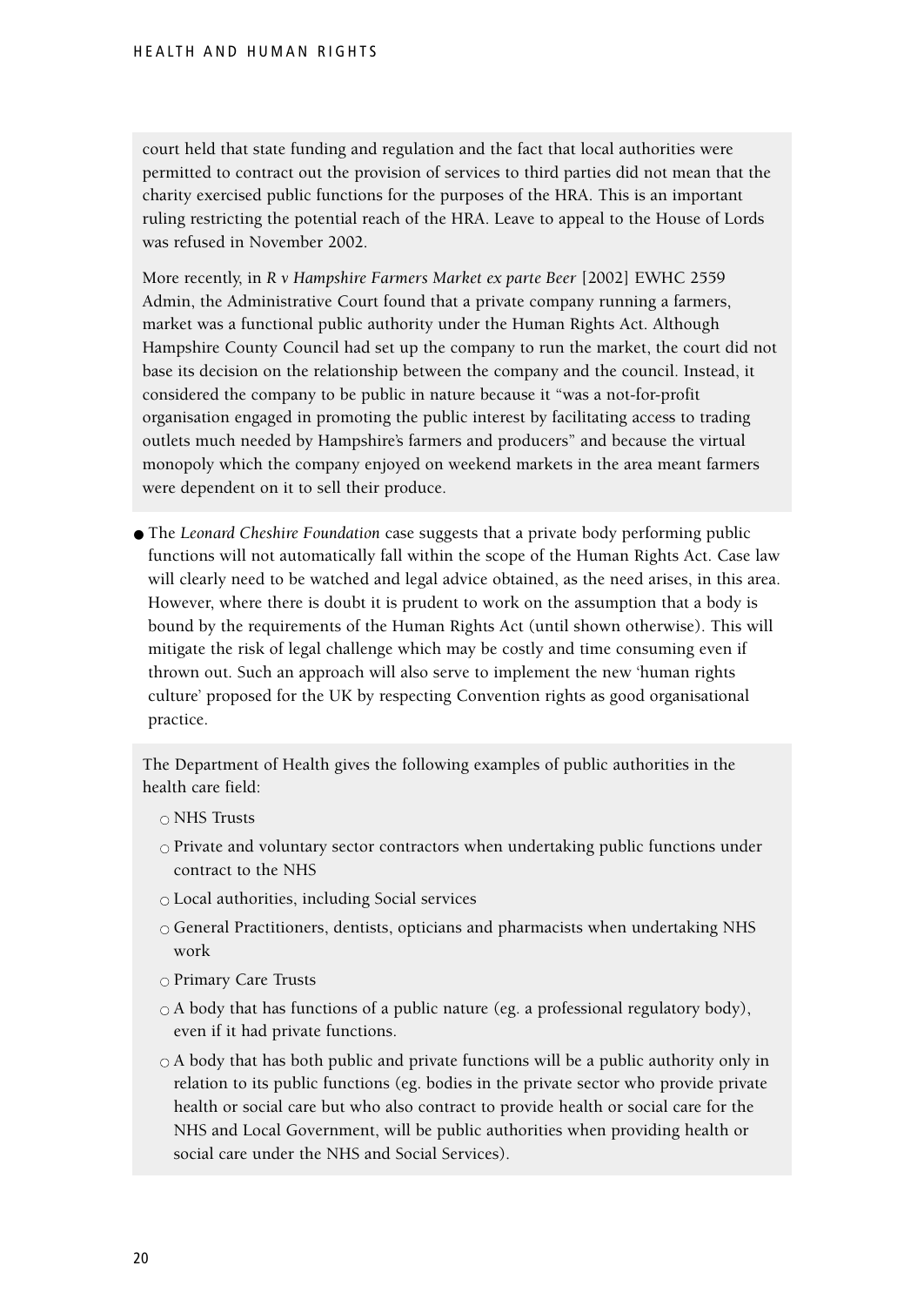court held that state funding and regulation and the fact that local authorities were permitted to contract out the provision of services to third parties did not mean that the charity exercised public functions for the purposes of the HRA. This is an important ruling restricting the potential reach of the HRA. Leave to appeal to the House of Lords was refused in November 2002.

More recently, in *R v Hampshire Farmers Market ex parte Beer* [2002] EWHC 2559 Admin, the Administrative Court found that a private company running a farmers, market was a functional public authority under the Human Rights Act. Although Hampshire County Council had set up the company to run the market, the court did not base its decision on the relationship between the company and the council. Instead, it considered the company to be public in nature because it "was a not-for-profit organisation engaged in promoting the public interest by facilitating access to trading outlets much needed by Hampshire's farmers and producers" and because the virtual monopoly which the company enjoyed on weekend markets in the area meant farmers were dependent on it to sell their produce.

- The *Leonard Cheshire Foundation* case suggests that a private body performing public functions will not automatically fall within the scope of the Human Rights Act. Case law will clearly need to be watched and legal advice obtained, as the need arises, in this area. However, where there is doubt it is prudent to work on the assumption that a body is bound by the requirements of the Human Rights Act (until shown otherwise). This will mitigate the risk of legal challenge which may be costly and time consuming even if thrown out. Such an approach will also serve to implement the new 'human rights culture' proposed for the UK by respecting Convention rights as good organisational practice.

The Department of Health gives the following examples of public authorities in the health care field:

- NHS Trusts
- Private and voluntary sector contractors when undertaking public functions under contract to the NHS
- Local authorities, including Social services
- General Practitioners, dentists, opticians and pharmacists when undertaking NHS work
- Primary Care Trusts
- A body that has functions of a public nature (eg. a professional regulatory body), even if it had private functions.
- A body that has both public and private functions will be a public authority only in relation to its public functions (eg. bodies in the private sector who provide private health or social care but who also contract to provide health or social care for the NHS and Local Government, will be public authorities when providing health or social care under the NHS and Social Services).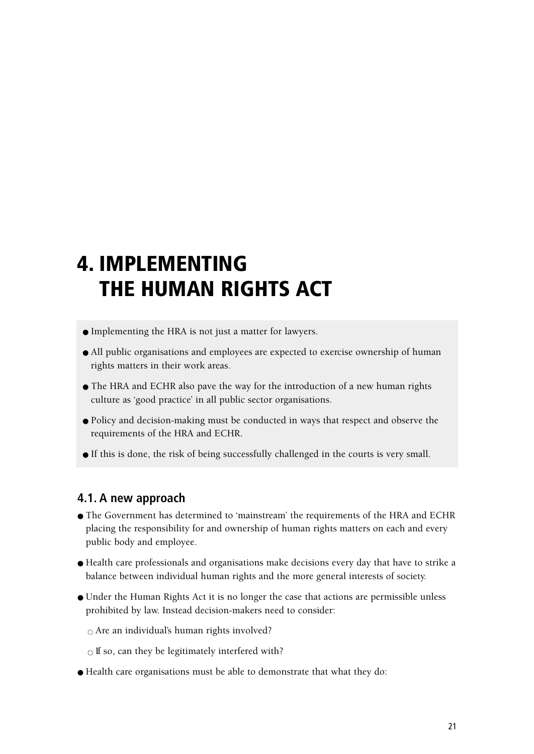# 4. IMPLEMENTING THE HUMAN RIGHTS ACT

- Implementing the HRA is not just a matter for lawyers.
- All public organisations and employees are expected to exercise ownership of human rights matters in their work areas.
- The HRA and ECHR also pave the way for the introduction of a new human rights culture as 'good practice' in all public sector organisations.
- Policy and decision-making must be conducted in ways that respect and observe the requirements of the HRA and ECHR.
- If this is done, the risk of being successfully challenged in the courts is very small.

## 4.1. A new approach

- The Government has determined to 'mainstream' the requirements of the HRA and ECHR placing the responsibility for and ownership of human rights matters on each and every public body and employee.
- Health care professionals and organisations make decisions every day that have to strike a balance between individual human rights and the more general interests of society.
- Under the Human Rights Act it is no longer the case that actions are permissible unless prohibited by law. Instead decision-makers need to consider:
  - Are an individual's human rights involved?
  - If so, can they be legitimately interfered with?
- Health care organisations must be able to demonstrate that what they do: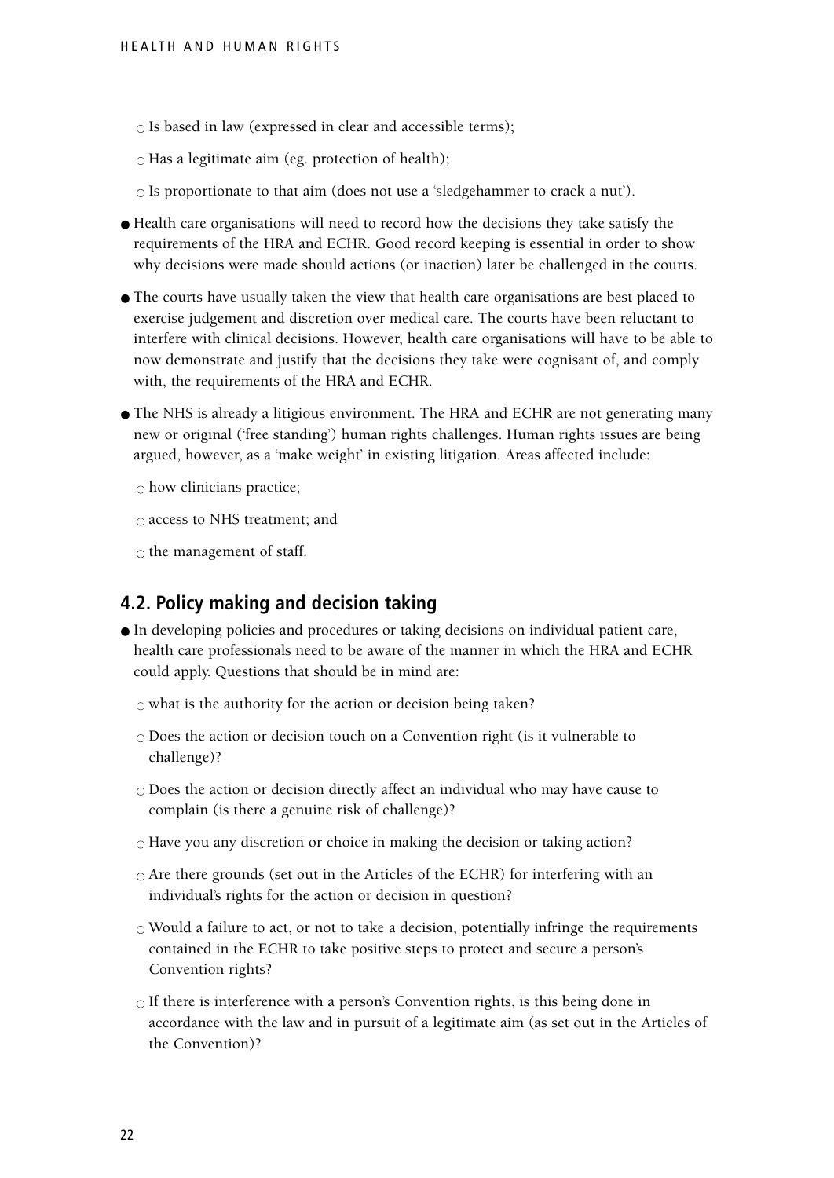- Is based in law (expressed in clear and accessible terms);
  - Has a legitimate aim (eg. protection of health);
  - Is proportionate to that aim (does not use a 'sledgehammer to crack a nut').

- Health care organisations will need to record how the decisions they take satisfy the requirements of the HRA and ECHR. Good record keeping is essential in order to show why decisions were made should actions (or inaction) later be challenged in the courts.
- The courts have usually taken the view that health care organisations are best placed to exercise judgement and discretion over medical care. The courts have been reluctant to interfere with clinical decisions. However, health care organisations will have to be able to now demonstrate and justify that the decisions they take were cognisant of, and comply with, the requirements of the HRA and ECHR.
- The NHS is already a litigious environment. The HRA and ECHR are not generating many new or original ('free standing') human rights challenges. Human rights issues are being argued, however, as a 'make weight' in existing litigation. Areas affected include:
  - how clinicians practice;
  - access to NHS treatment; and
  - the management of staff.

## 4.2. Policy making and decision taking

- In developing policies and procedures or taking decisions on individual patient care, health care professionals need to be aware of the manner in which the HRA and ECHR could apply. Questions that should be in mind are:
  - what is the authority for the action or decision being taken?
  - Does the action or decision touch on a Convention right (is it vulnerable to challenge)?
  - Does the action or decision directly affect an individual who may have cause to complain (is there a genuine risk of challenge)?
  - Have you any discretion or choice in making the decision or taking action?
  - Are there grounds (set out in the Articles of the ECHR) for interfering with an individual's rights for the action or decision in question?
  - Would a failure to act, or not to take a decision, potentially infringe the requirements contained in the ECHR to take positive steps to protect and secure a person's Convention rights?
  - If there is interference with a person's Convention rights, is this being done in accordance with the law and in pursuit of a legitimate aim (as set out in the Articles of the Convention)?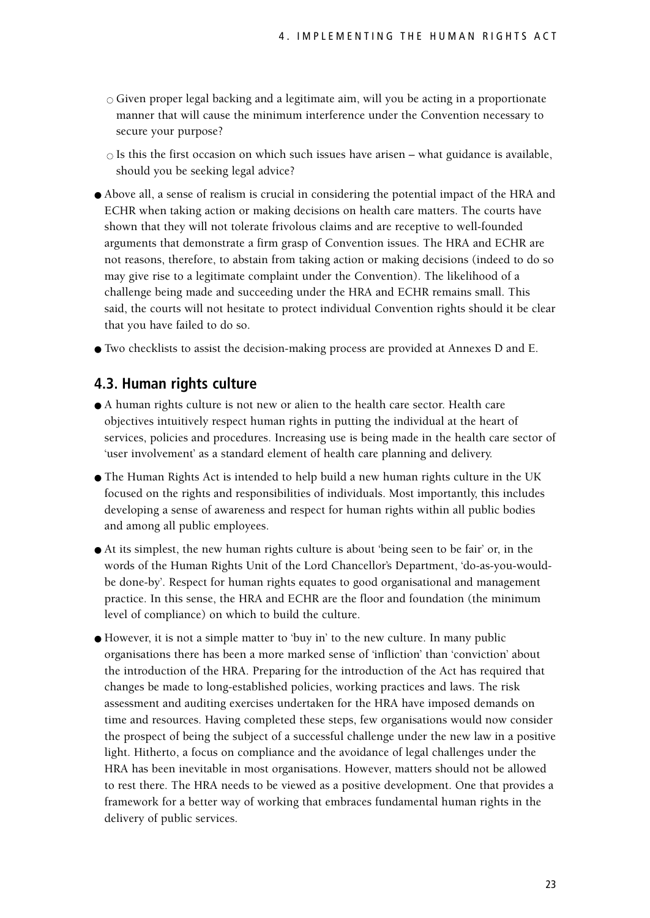- Given proper legal backing and a legitimate aim, will you be acting in a proportionate manner that will cause the minimum interference under the Convention necessary to secure your purpose?
  - Is this the first occasion on which such issues have arisen – what guidance is available, should you be seeking legal advice?

- Above all, a sense of realism is crucial in considering the potential impact of the HRA and ECHR when taking action or making decisions on health care matters. The courts have shown that they will not tolerate frivolous claims and are receptive to well-founded arguments that demonstrate a firm grasp of Convention issues. The HRA and ECHR are not reasons, therefore, to abstain from taking action or making decisions (indeed to do so may give rise to a legitimate complaint under the Convention). The likelihood of a challenge being made and succeeding under the HRA and ECHR remains small. This said, the courts will not hesitate to protect individual Convention rights should it be clear that you have failed to do so.
- Two checklists to assist the decision-making process are provided at Annexes D and E.

## 4.3. Human rights culture

- A human rights culture is not new or alien to the health care sector. Health care objectives intuitively respect human rights in putting the individual at the heart of services, policies and procedures. Increasing use is being made in the health care sector of 'user involvement' as a standard element of health care planning and delivery.
- The Human Rights Act is intended to help build a new human rights culture in the UK focused on the rights and responsibilities of individuals. Most importantly, this includes developing a sense of awareness and respect for human rights within all public bodies and among all public employees.
- At its simplest, the new human rights culture is about 'being seen to be fair' or, in the words of the Human Rights Unit of the Lord Chancellor's Department, 'do-as-you-would-be done-by'. Respect for human rights equates to good organisational and management practice. In this sense, the HRA and ECHR are the floor and foundation (the minimum level of compliance) on which to build the culture.
- However, it is not a simple matter to 'buy in' to the new culture. In many public organisations there has been a more marked sense of 'infliction' than 'conviction' about the introduction of the HRA. Preparing for the introduction of the Act has required that changes be made to long-established policies, working practices and laws. The risk assessment and auditing exercises undertaken for the HRA have imposed demands on time and resources. Having completed these steps, few organisations would now consider the prospect of being the subject of a successful challenge under the new law in a positive light. Hitherto, a focus on compliance and the avoidance of legal challenges under the HRA has been inevitable in most organisations. However, matters should not be allowed to rest there. The HRA needs to be viewed as a positive development. One that provides a framework for a better way of working that embraces fundamental human rights in the delivery of public services.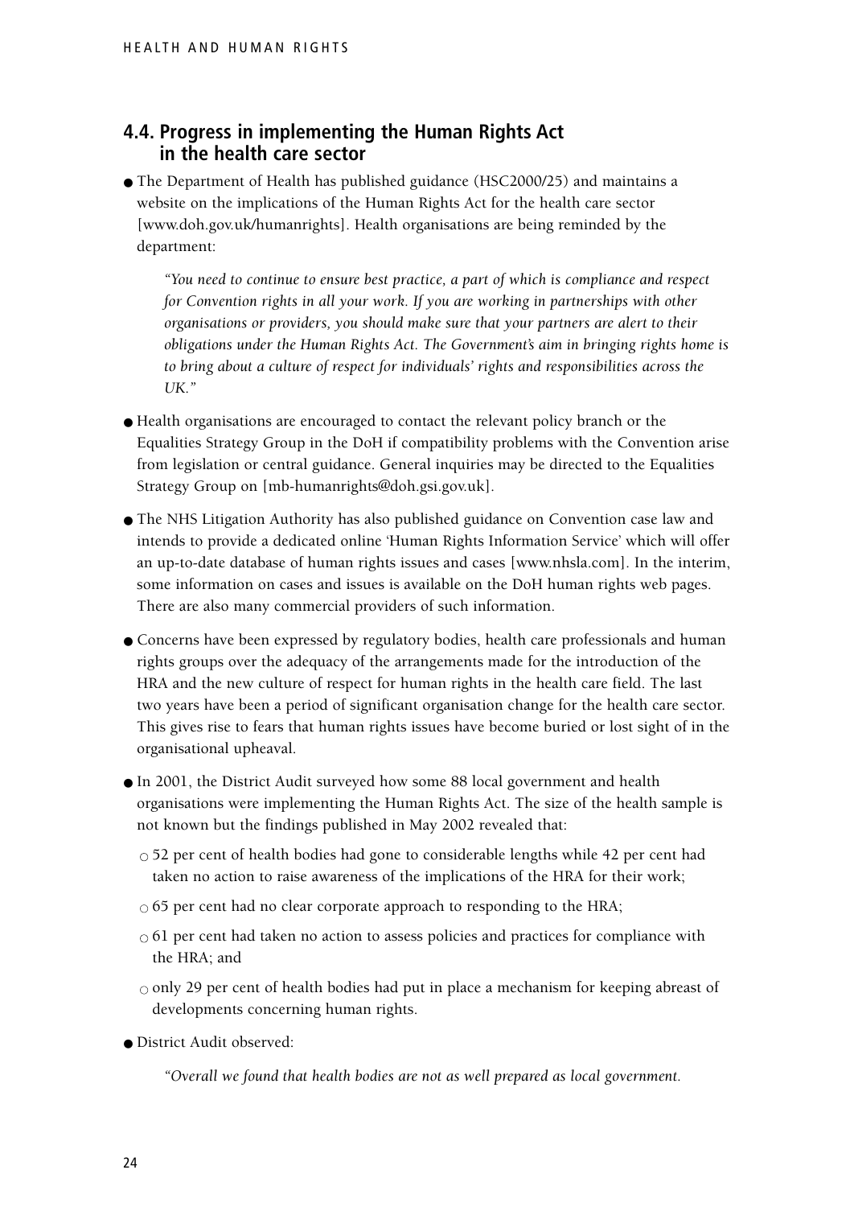## 4.4. Progress in implementing the Human Rights Act in the health care sector

- The Department of Health has published guidance (HSC2000/25) and maintains a website on the implications of the Human Rights Act for the health care sector [www.doh.gov.uk/humanrights]. Health organisations are being reminded by the department:

  *"You need to continue to ensure best practice, a part of which is compliance and respect for Convention rights in all your work. If you are working in partnerships with other organisations or providers, you should make sure that your partners are alert to their obligations under the Human Rights Act. The Government's aim in bringing rights home is to bring about a culture of respect for individuals' rights and responsibilities across the UK."*

- Health organisations are encouraged to contact the relevant policy branch or the Equalities Strategy Group in the DoH if compatibility problems with the Convention arise from legislation or central guidance. General inquiries may be directed to the Equalities Strategy Group on [mb-humanrights@doh.gsi.gov.uk].

- The NHS Litigation Authority has also published guidance on Convention case law and intends to provide a dedicated online 'Human Rights Information Service' which will offer an up-to-date database of human rights issues and cases [www.nhsla.com]. In the interim, some information on cases and issues is available on the DoH human rights web pages. There are also many commercial providers of such information.

- Concerns have been expressed by regulatory bodies, health care professionals and human rights groups over the adequacy of the arrangements made for the introduction of the HRA and the new culture of respect for human rights in the health care field. The last two years have been a period of significant organisation change for the health care sector. This gives rise to fears that human rights issues have become buried or lost sight of in the organisational upheaval.

- In 2001, the District Audit surveyed how some 88 local government and health organisations were implementing the Human Rights Act. The size of the health sample is not known but the findings published in May 2002 revealed that:
  - 52 per cent of health bodies had gone to considerable lengths while 42 per cent had taken no action to raise awareness of the implications of the HRA for their work;
  - 65 per cent had no clear corporate approach to responding to the HRA;
  - 61 per cent had taken no action to assess policies and practices for compliance with the HRA; and
  - only 29 per cent of health bodies had put in place a mechanism for keeping abreast of developments concerning human rights.

- District Audit observed:

  *"Overall we found that health bodies are not as well prepared as local government.*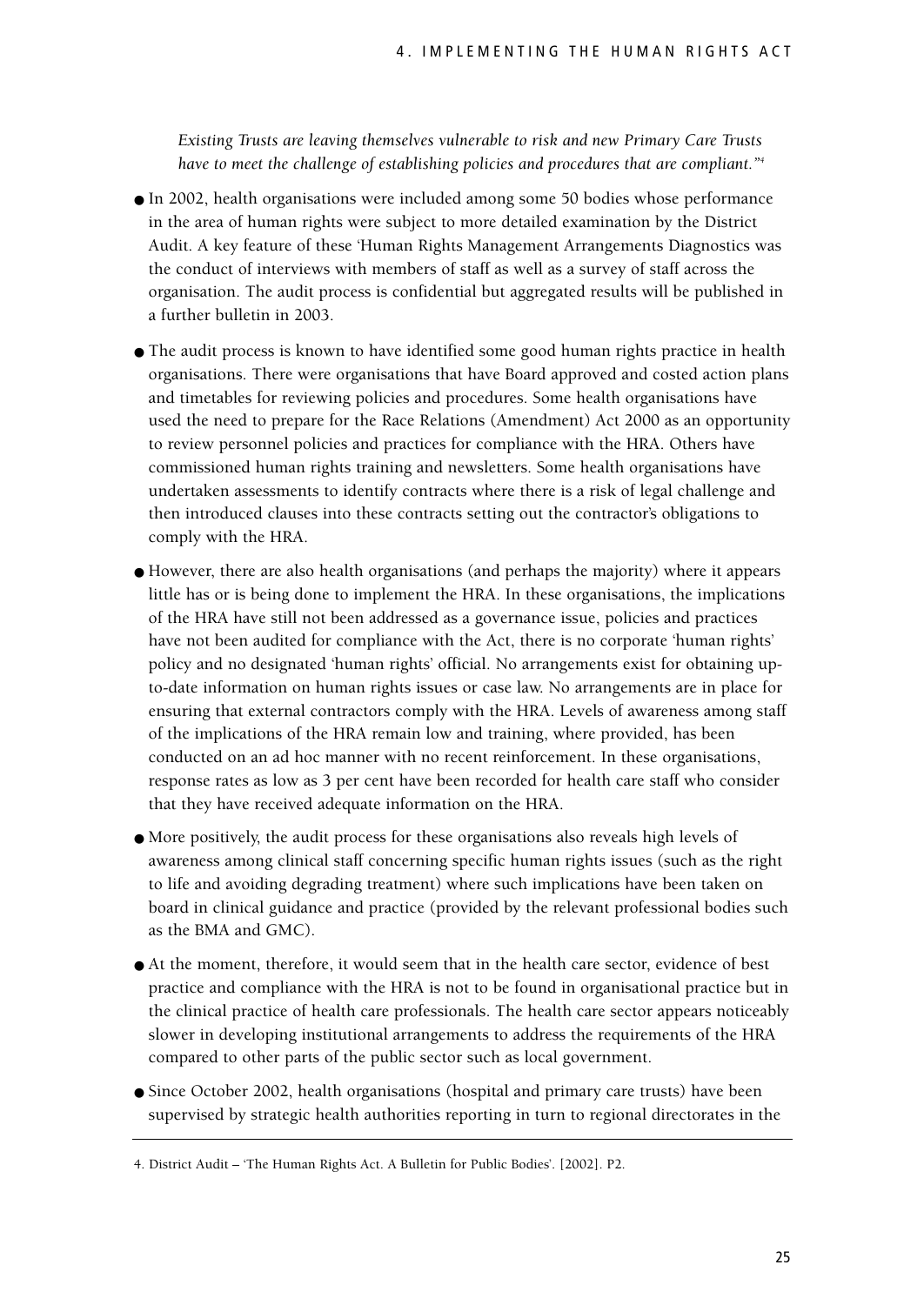*Existing Trusts are leaving themselves vulnerable to risk and new Primary Care Trusts have to meet the challenge of establishing policies and procedures that are compliant."*[4]

- In 2002, health organisations were included among some 50 bodies whose performance in the area of human rights were subject to more detailed examination by the District Audit. A key feature of these 'Human Rights Management Arrangements Diagnostics was the conduct of interviews with members of staff as well as a survey of staff across the organisation. The audit process is confidential but aggregated results will be published in a further bulletin in 2003.

- The audit process is known to have identified some good human rights practice in health organisations. There were organisations that have Board approved and costed action plans and timetables for reviewing policies and procedures. Some health organisations have used the need to prepare for the Race Relations (Amendment) Act 2000 as an opportunity to review personnel policies and practices for compliance with the HRA. Others have commissioned human rights training and newsletters. Some health organisations have undertaken assessments to identify contracts where there is a risk of legal challenge and then introduced clauses into these contracts setting out the contractor's obligations to comply with the HRA.

- However, there are also health organisations (and perhaps the majority) where it appears little has or is being done to implement the HRA. In these organisations, the implications of the HRA have still not been addressed as a governance issue, policies and practices have not been audited for compliance with the Act, there is no corporate 'human rights' policy and no designated 'human rights' official. No arrangements exist for obtaining up-to-date information on human rights issues or case law. No arrangements are in place for ensuring that external contractors comply with the HRA. Levels of awareness among staff of the implications of the HRA remain low and training, where provided, has been conducted on an ad hoc manner with no recent reinforcement. In these organisations, response rates as low as 3 per cent have been recorded for health care staff who consider that they have received adequate information on the HRA.

- More positively, the audit process for these organisations also reveals high levels of awareness among clinical staff concerning specific human rights issues (such as the right to life and avoiding degrading treatment) where such implications have been taken on board in clinical guidance and practice (provided by the relevant professional bodies such as the BMA and GMC).

- At the moment, therefore, it would seem that in the health care sector, evidence of best practice and compliance with the HRA is not to be found in organisational practice but in the clinical practice of health care professionals. The health care sector appears noticeably slower in developing institutional arrangements to address the requirements of the HRA compared to other parts of the public sector such as local government.

- Since October 2002, health organisations (hospital and primary care trusts) have been supervised by strategic health authorities reporting in turn to regional directorates in the

4. District Audit – 'The Human Rights Act. A Bulletin for Public Bodies'. [2002]. P2.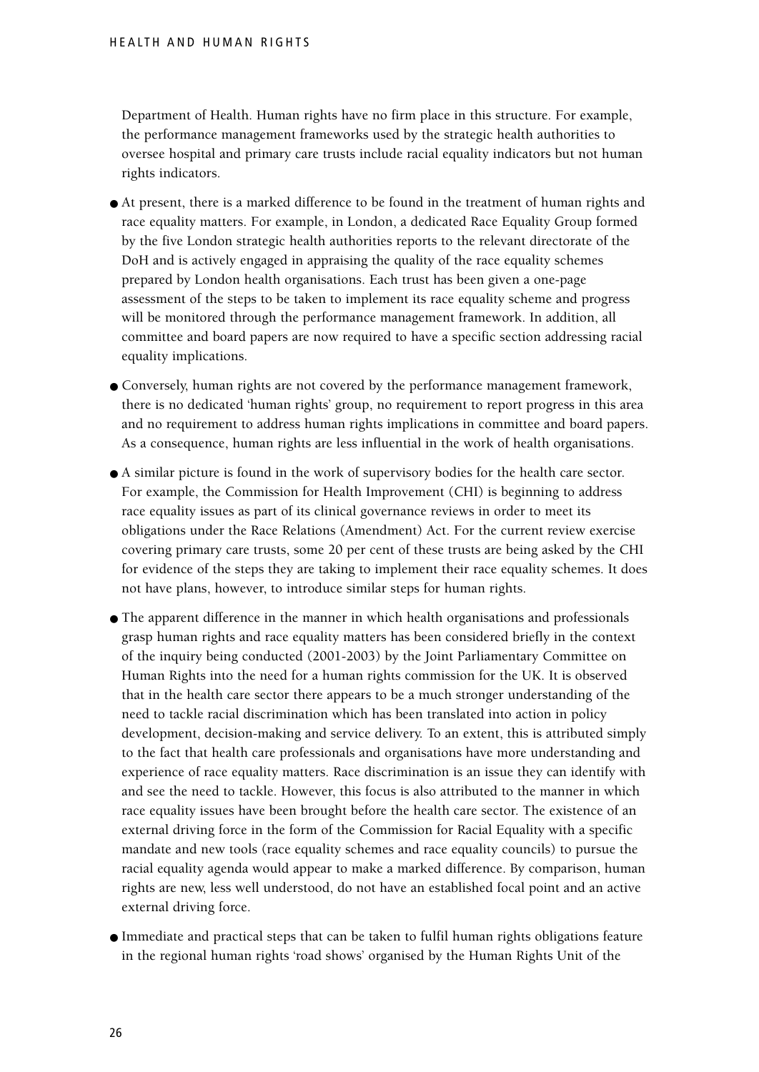Department of Health. Human rights have no firm place in this structure. For example, the performance management frameworks used by the strategic health authorities to oversee hospital and primary care trusts include racial equality indicators but not human rights indicators.

- At present, there is a marked difference to be found in the treatment of human rights and race equality matters. For example, in London, a dedicated Race Equality Group formed by the five London strategic health authorities reports to the relevant directorate of the DoH and is actively engaged in appraising the quality of the race equality schemes prepared by London health organisations. Each trust has been given a one-page assessment of the steps to be taken to implement its race equality scheme and progress will be monitored through the performance management framework. In addition, all committee and board papers are now required to have a specific section addressing racial equality implications.
- Conversely, human rights are not covered by the performance management framework, there is no dedicated 'human rights' group, no requirement to report progress in this area and no requirement to address human rights implications in committee and board papers. As a consequence, human rights are less influential in the work of health organisations.
- A similar picture is found in the work of supervisory bodies for the health care sector. For example, the Commission for Health Improvement (CHI) is beginning to address race equality issues as part of its clinical governance reviews in order to meet its obligations under the Race Relations (Amendment) Act. For the current review exercise covering primary care trusts, some 20 per cent of these trusts are being asked by the CHI for evidence of the steps they are taking to implement their race equality schemes. It does not have plans, however, to introduce similar steps for human rights.
- The apparent difference in the manner in which health organisations and professionals grasp human rights and race equality matters has been considered briefly in the context of the inquiry being conducted (2001-2003) by the Joint Parliamentary Committee on Human Rights into the need for a human rights commission for the UK. It is observed that in the health care sector there appears to be a much stronger understanding of the need to tackle racial discrimination which has been translated into action in policy development, decision-making and service delivery. To an extent, this is attributed simply to the fact that health care professionals and organisations have more understanding and experience of race equality matters. Race discrimination is an issue they can identify with and see the need to tackle. However, this focus is also attributed to the manner in which race equality issues have been brought before the health care sector. The existence of an external driving force in the form of the Commission for Racial Equality with a specific mandate and new tools (race equality schemes and race equality councils) to pursue the racial equality agenda would appear to make a marked difference. By comparison, human rights are new, less well understood, do not have an established focal point and an active external driving force.
- Immediate and practical steps that can be taken to fulfil human rights obligations feature in the regional human rights 'road shows' organised by the Human Rights Unit of the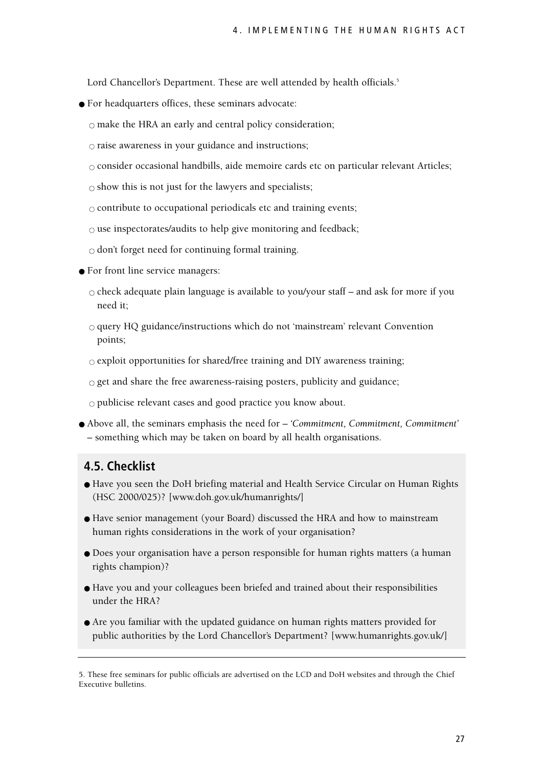Lord Chancellor's Department. These are well attended by health officials.[5]

- For headquarters offices, these seminars advocate:
  - make the HRA an early and central policy consideration;
  - raise awareness in your guidance and instructions;
  - consider occasional handbills, aide memoire cards etc on particular relevant Articles;
  - show this is not just for the lawyers and specialists;
  - contribute to occupational periodicals etc and training events;
  - use inspectorates/audits to help give monitoring and feedback;
  - don't forget need for continuing formal training.
- For front line service managers:
  - check adequate plain language is available to you/your staff – and ask for more if you need it;
  - query HQ guidance/instructions which do not 'mainstream' relevant Convention points;
  - exploit opportunities for shared/free training and DIY awareness training;
  - get and share the free awareness-raising posters, publicity and guidance;
  - publicise relevant cases and good practice you know about.
- Above all, the seminars emphasis the need for – *'Commitment, Commitment, Commitment'* – something which may be taken on board by all health organisations.

## 4.5. Checklist

- Have you seen the DoH briefing material and Health Service Circular on Human Rights (HSC 2000/025)? [www.doh.gov.uk/humanrights/]
- Have senior management (your Board) discussed the HRA and how to mainstream human rights considerations in the work of your organisation?
- Does your organisation have a person responsible for human rights matters (a human rights champion)?
- Have you and your colleagues been briefed and trained about their responsibilities under the HRA?
- Are you familiar with the updated guidance on human rights matters provided for public authorities by the Lord Chancellor's Department? [www.humanrights.gov.uk/]

---

5. These free seminars for public officials are advertised on the LCD and DoH websites and through the Chief Executive bulletins.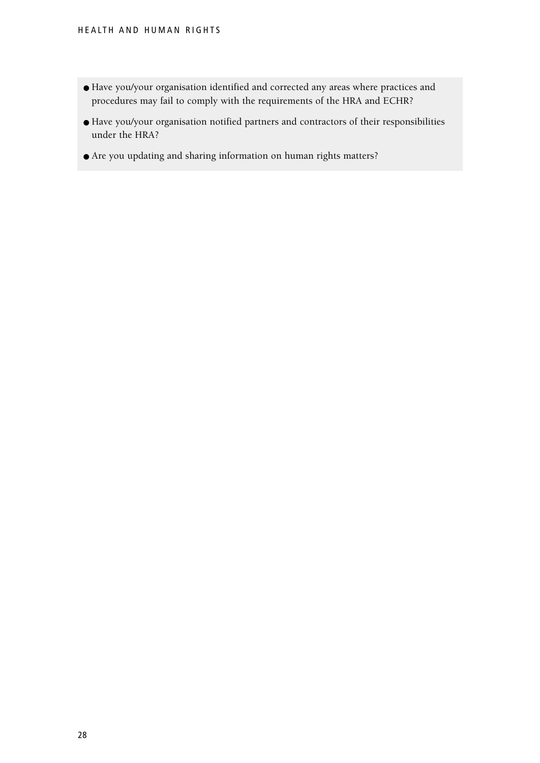- Have you/your organisation identified and corrected any areas where practices and procedures may fail to comply with the requirements of the HRA and ECHR?
- Have you/your organisation notified partners and contractors of their responsibilities under the HRA?
- Are you updating and sharing information on human rights matters?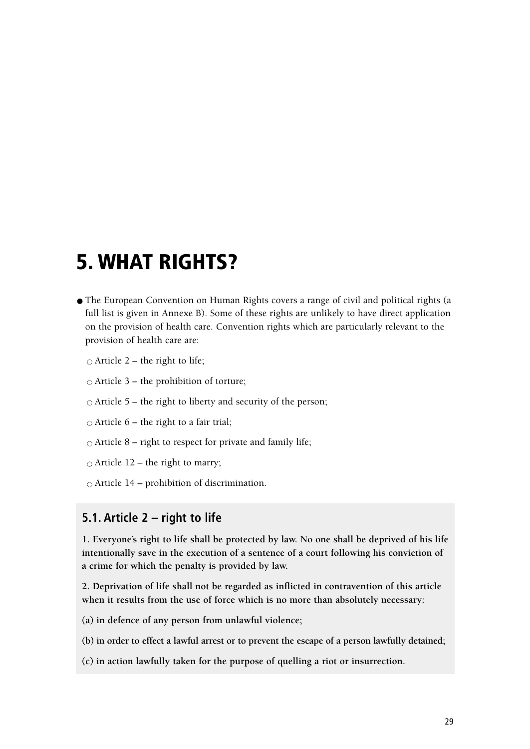# 5. WHAT RIGHTS?

- The European Convention on Human Rights covers a range of civil and political rights (a full list is given in Annexe B). Some of these rights are unlikely to have direct application on the provision of health care. Convention rights which are particularly relevant to the provision of health care are:
  - Article 2 – the right to life;
  - Article 3 – the prohibition of torture;
  - Article 5 – the right to liberty and security of the person;
  - Article 6 – the right to a fair trial;
  - Article 8 – right to respect for private and family life;
  - Article 12 – the right to marry;
  - Article 14 – prohibition of discrimination.

## 5.1. Article 2 – right to life

**1. Everyone's right to life shall be protected by law. No one shall be deprived of his life intentionally save in the execution of a sentence of a court following his conviction of a crime for which the penalty is provided by law.**

**2. Deprivation of life shall not be regarded as inflicted in contravention of this article when it results from the use of force which is no more than absolutely necessary:**

**(a) in defence of any person from unlawful violence;**

**(b) in order to effect a lawful arrest or to prevent the escape of a person lawfully detained;**

**(c) in action lawfully taken for the purpose of quelling a riot or insurrection.**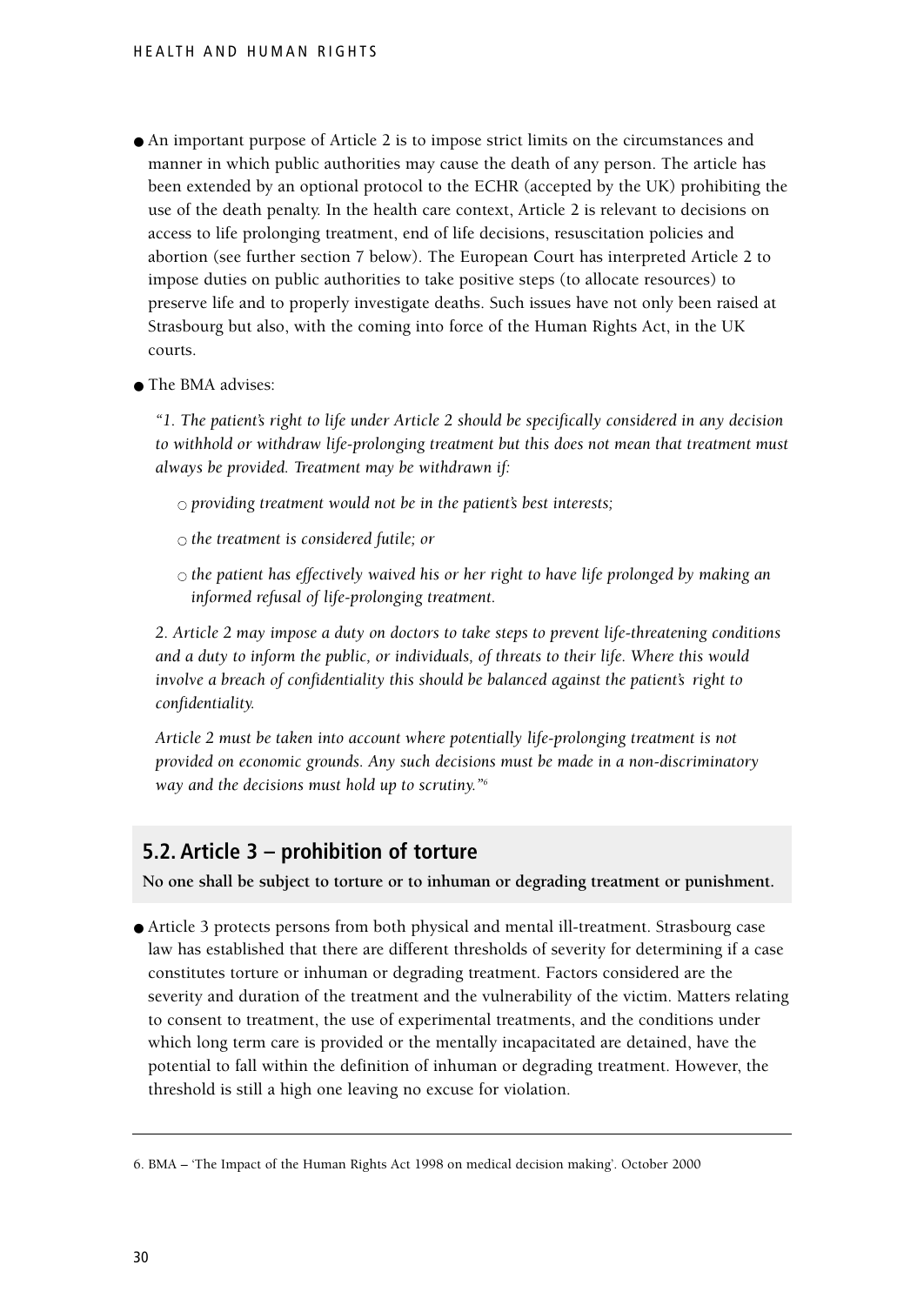- An important purpose of Article 2 is to impose strict limits on the circumstances and manner in which public authorities may cause the death of any person. The article has been extended by an optional protocol to the ECHR (accepted by the UK) prohibiting the use of the death penalty. In the health care context, Article 2 is relevant to decisions on access to life prolonging treatment, end of life decisions, resuscitation policies and abortion (see further section 7 below). The European Court has interpreted Article 2 to impose duties on public authorities to take positive steps (to allocate resources) to preserve life and to properly investigate deaths. Such issues have not only been raised at Strasbourg but also, with the coming into force of the Human Rights Act, in the UK courts.

- The BMA advises:

  *"1. The patient's right to life under Article 2 should be specifically considered in any decision to withhold or withdraw life-prolonging treatment but this does not mean that treatment must always be provided. Treatment may be withdrawn if:*

  - *providing treatment would not be in the patient's best interests;*
  - *the treatment is considered futile; or*
  - *the patient has effectively waived his or her right to have life prolonged by making an informed refusal of life-prolonging treatment.*

  *2. Article 2 may impose a duty on doctors to take steps to prevent life-threatening conditions and a duty to inform the public, or individuals, of threats to their life. Where this would involve a breach of confidentiality this should be balanced against the patient's right to confidentiality.*

  *Article 2 must be taken into account where potentially life-prolonging treatment is not provided on economic grounds. Any such decisions must be made in a non-discriminatory way and the decisions must hold up to scrutiny."*[6]

## 5.2. Article 3 – prohibition of torture

**No one shall be subject to torture or to inhuman or degrading treatment or punishment.**

- Article 3 protects persons from both physical and mental ill-treatment. Strasbourg case law has established that there are different thresholds of severity for determining if a case constitutes torture or inhuman or degrading treatment. Factors considered are the severity and duration of the treatment and the vulnerability of the victim. Matters relating to consent to treatment, the use of experimental treatments, and the conditions under which long term care is provided or the mentally incapacitated are detained, have the potential to fall within the definition of inhuman or degrading treatment. However, the threshold is still a high one leaving no excuse for violation.

---

6. BMA – 'The Impact of the Human Rights Act 1998 on medical decision making'. October 2000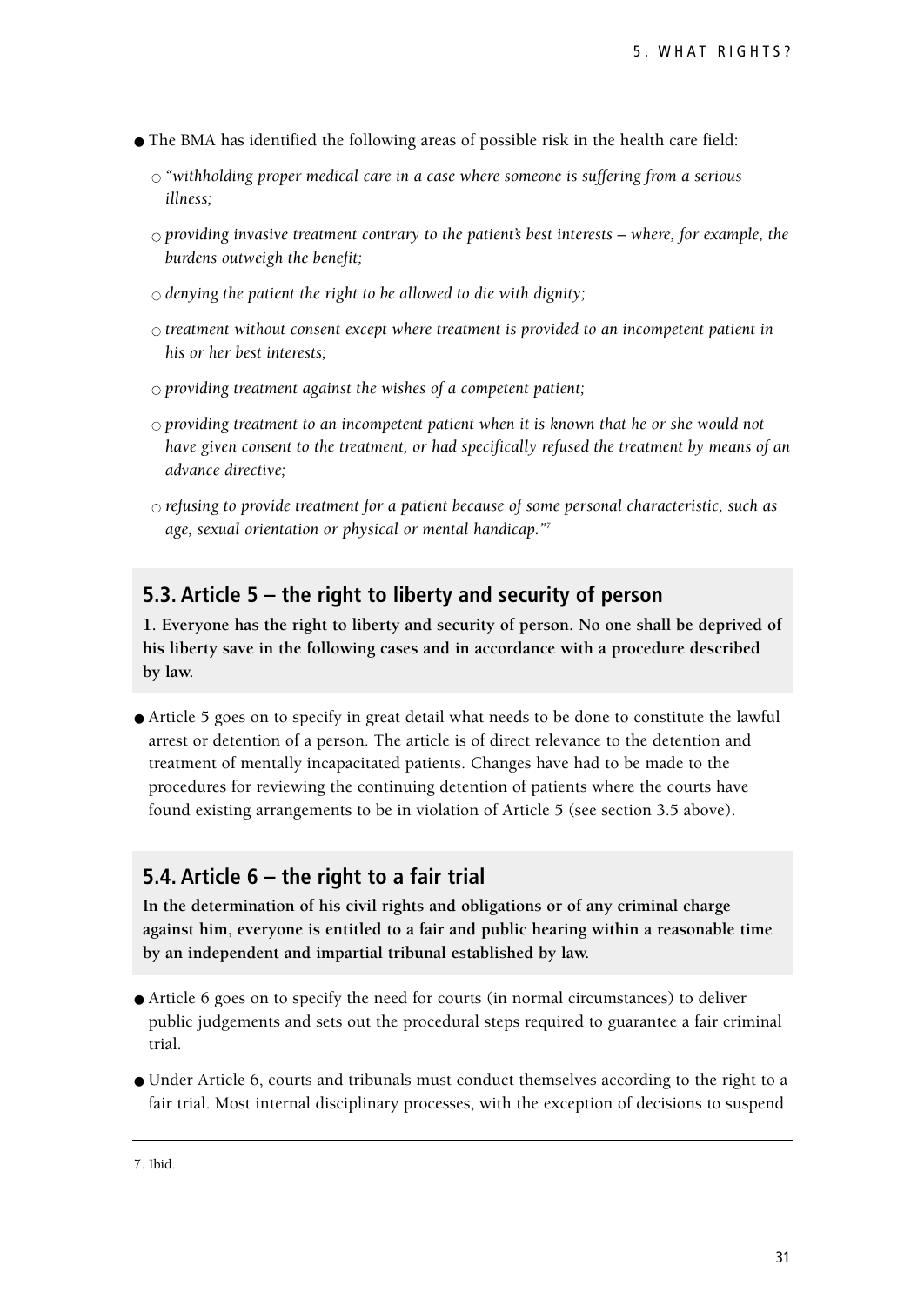- The BMA has identified the following areas of possible risk in the health care field:
  - *"withholding proper medical care in a case where someone is suffering from a serious illness;*
  - *providing invasive treatment contrary to the patient's best interests – where, for example, the burdens outweigh the benefit;*
  - *denying the patient the right to be allowed to die with dignity;*
  - *treatment without consent except where treatment is provided to an incompetent patient in his or her best interests;*
  - *providing treatment against the wishes of a competent patient;*
  - *providing treatment to an incompetent patient when it is known that he or she would not have given consent to the treatment, or had specifically refused the treatment by means of an advance directive;*
  - *refusing to provide treatment for a patient because of some personal characteristic, such as age, sexual orientation or physical or mental handicap."*[7]

## 5.3. Article 5 – the right to liberty and security of person

**1. Everyone has the right to liberty and security of person. No one shall be deprived of his liberty save in the following cases and in accordance with a procedure described by law.**

- Article 5 goes on to specify in great detail what needs to be done to constitute the lawful arrest or detention of a person. The article is of direct relevance to the detention and treatment of mentally incapacitated patients. Changes have had to be made to the procedures for reviewing the continuing detention of patients where the courts have found existing arrangements to be in violation of Article 5 (see section 3.5 above).

## 5.4. Article 6 – the right to a fair trial

**In the determination of his civil rights and obligations or of any criminal charge against him, everyone is entitled to a fair and public hearing within a reasonable time by an independent and impartial tribunal established by law.**

- Article 6 goes on to specify the need for courts (in normal circumstances) to deliver public judgements and sets out the procedural steps required to guarantee a fair criminal trial.
- Under Article 6, courts and tribunals must conduct themselves according to the right to a fair trial. Most internal disciplinary processes, with the exception of decisions to suspend

---

7. Ibid.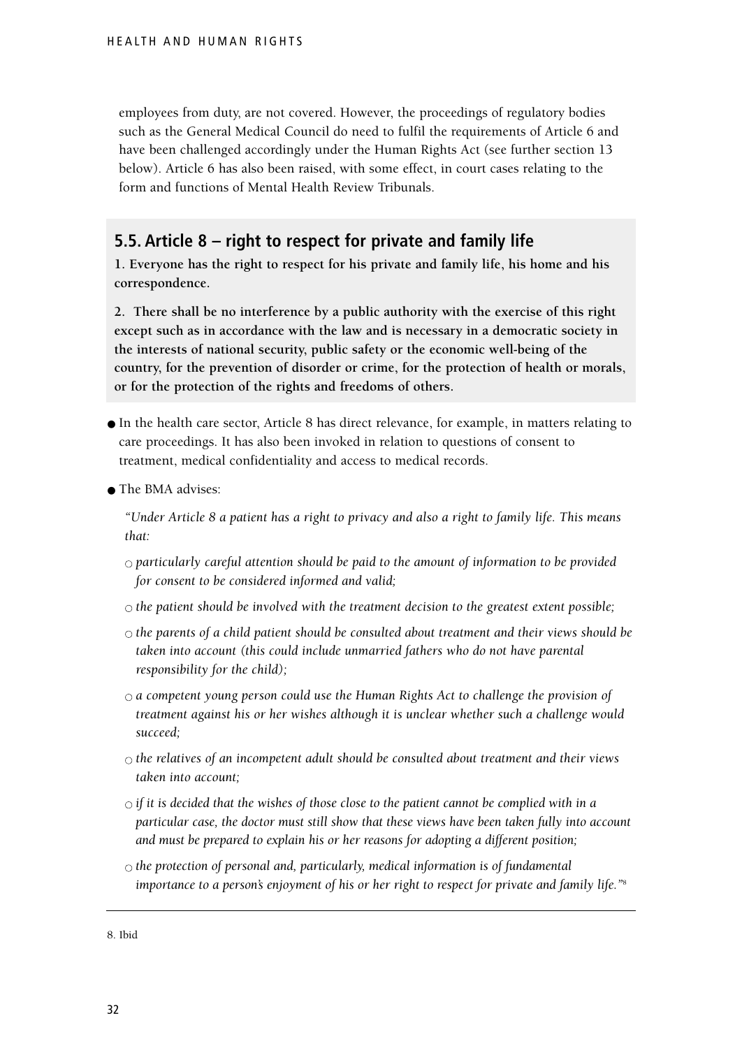employees from duty, are not covered. However, the proceedings of regulatory bodies such as the General Medical Council do need to fulfil the requirements of Article 6 and have been challenged accordingly under the Human Rights Act (see further section 13 below). Article 6 has also been raised, with some effect, in court cases relating to the form and functions of Mental Health Review Tribunals.

## 5.5. Article 8 – right to respect for private and family life

**1. Everyone has the right to respect for his private and family life, his home and his correspondence.**

**2. There shall be no interference by a public authority with the exercise of this right except such as in accordance with the law and is necessary in a democratic society in the interests of national security, public safety or the economic well-being of the country, for the prevention of disorder or crime, for the protection of health or morals, or for the protection of the rights and freedoms of others.**

- In the health care sector, Article 8 has direct relevance, for example, in matters relating to care proceedings. It has also been invoked in relation to questions of consent to treatment, medical confidentiality and access to medical records.
- The BMA advises:

  *"Under Article 8 a patient has a right to privacy and also a right to family life. This means that:*

  - *particularly careful attention should be paid to the amount of information to be provided for consent to be considered informed and valid;*
  - *the patient should be involved with the treatment decision to the greatest extent possible;*
  - *the parents of a child patient should be consulted about treatment and their views should be taken into account (this could include unmarried fathers who do not have parental responsibility for the child);*
  - *a competent young person could use the Human Rights Act to challenge the provision of treatment against his or her wishes although it is unclear whether such a challenge would succeed;*
  - *the relatives of an incompetent adult should be consulted about treatment and their views taken into account;*
  - *if it is decided that the wishes of those close to the patient cannot be complied with in a particular case, the doctor must still show that these views have been taken fully into account and must be prepared to explain his or her reasons for adopting a different position;*
  - *the protection of personal and, particularly, medical information is of fundamental importance to a person's enjoyment of his or her right to respect for private and family life."*[8]

---

8. Ibid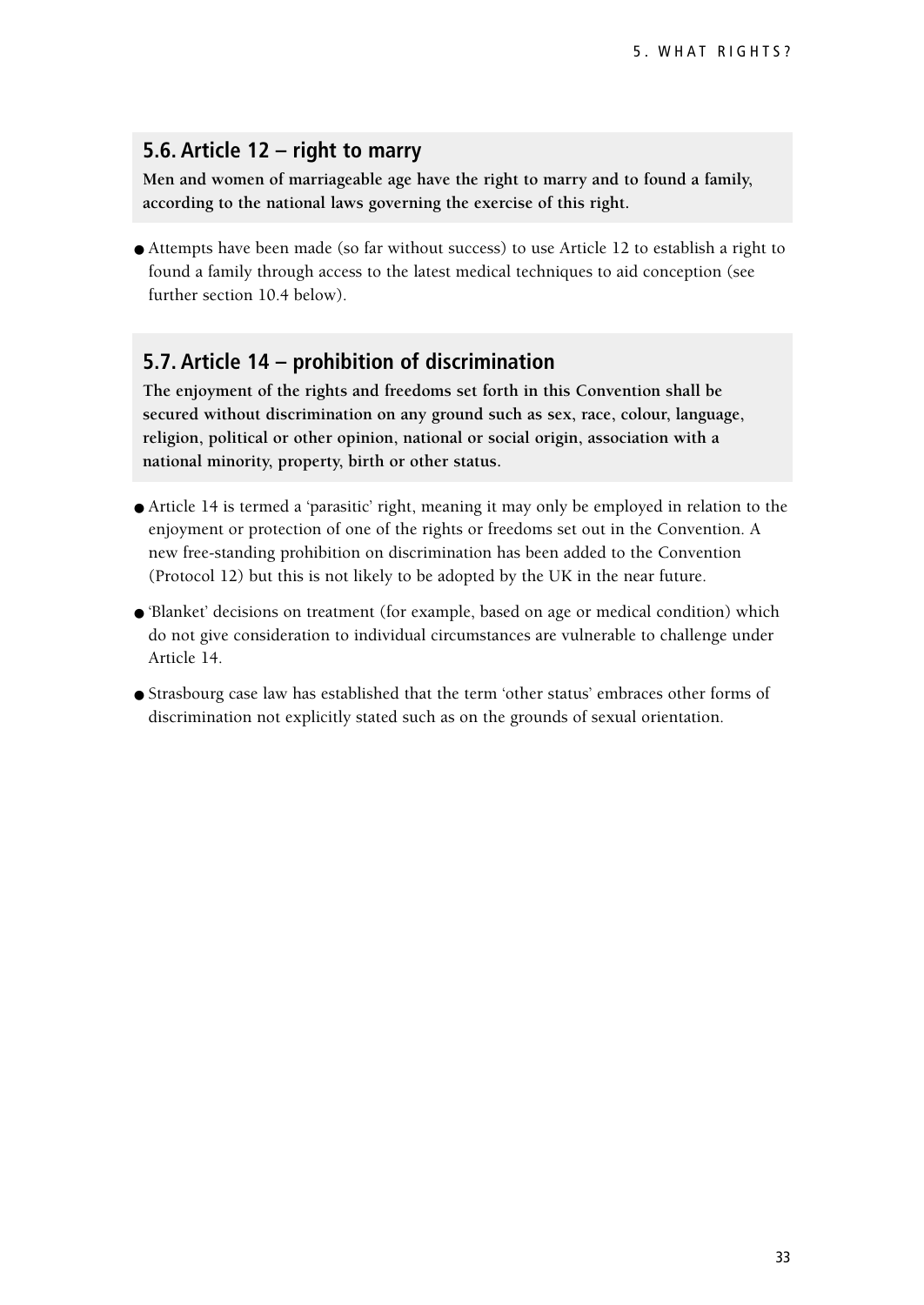## 5.6. Article 12 – right to marry

**Men and women of marriageable age have the right to marry and to found a family, according to the national laws governing the exercise of this right.**

- Attempts have been made (so far without success) to use Article 12 to establish a right to found a family through access to the latest medical techniques to aid conception (see further section 10.4 below).

## 5.7. Article 14 – prohibition of discrimination

**The enjoyment of the rights and freedoms set forth in this Convention shall be secured without discrimination on any ground such as sex, race, colour, language, religion, political or other opinion, national or social origin, association with a national minority, property, birth or other status.**

- Article 14 is termed a 'parasitic' right, meaning it may only be employed in relation to the enjoyment or protection of one of the rights or freedoms set out in the Convention. A new free-standing prohibition on discrimination has been added to the Convention (Protocol 12) but this is not likely to be adopted by the UK in the near future.
- 'Blanket' decisions on treatment (for example, based on age or medical condition) which do not give consideration to individual circumstances are vulnerable to challenge under Article 14.
- Strasbourg case law has established that the term 'other status' embraces other forms of discrimination not explicitly stated such as on the grounds of sexual orientation.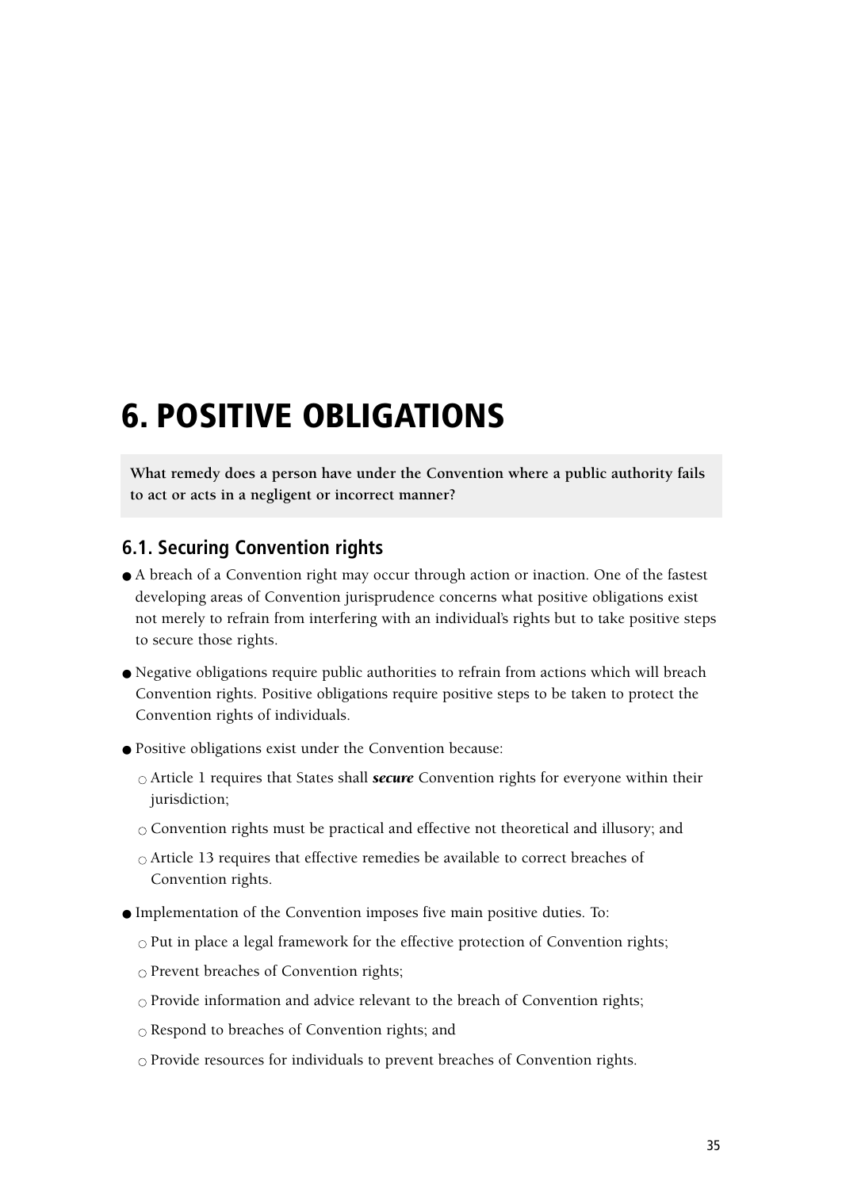# 6. POSITIVE OBLIGATIONS

**What remedy does a person have under the Convention where a public authority fails to act or acts in a negligent or incorrect manner?**

## 6.1. Securing Convention rights

- A breach of a Convention right may occur through action or inaction. One of the fastest developing areas of Convention jurisprudence concerns what positive obligations exist not merely to refrain from interfering with an individual's rights but to take positive steps to secure those rights.
- Negative obligations require public authorities to refrain from actions which will breach Convention rights. Positive obligations require positive steps to be taken to protect the Convention rights of individuals.
- Positive obligations exist under the Convention because:
  - Article 1 requires that States shall ***secure*** Convention rights for everyone within their jurisdiction;
  - Convention rights must be practical and effective not theoretical and illusory; and
  - Article 13 requires that effective remedies be available to correct breaches of Convention rights.
- Implementation of the Convention imposes five main positive duties. To:
  - Put in place a legal framework for the effective protection of Convention rights;
  - Prevent breaches of Convention rights;
  - Provide information and advice relevant to the breach of Convention rights;
  - Respond to breaches of Convention rights; and
  - Provide resources for individuals to prevent breaches of Convention rights.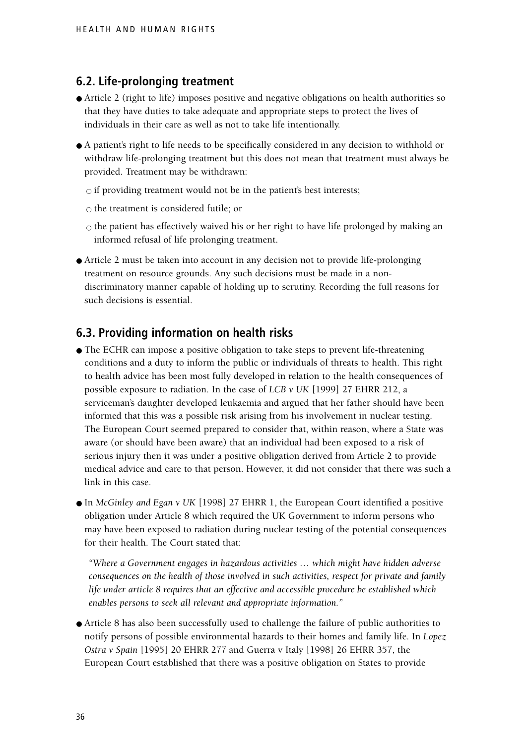## 6.2. Life-prolonging treatment

- Article 2 (right to life) imposes positive and negative obligations on health authorities so that they have duties to take adequate and appropriate steps to protect the lives of individuals in their care as well as not to take life intentionally.
- A patient's right to life needs to be specifically considered in any decision to withhold or withdraw life-prolonging treatment but this does not mean that treatment must always be provided. Treatment may be withdrawn:
  - if providing treatment would not be in the patient's best interests;
  - the treatment is considered futile; or
  - the patient has effectively waived his or her right to have life prolonged by making an informed refusal of life prolonging treatment.
- Article 2 must be taken into account in any decision not to provide life-prolonging treatment on resource grounds. Any such decisions must be made in a non-discriminatory manner capable of holding up to scrutiny. Recording the full reasons for such decisions is essential.

## 6.3. Providing information on health risks

- The ECHR can impose a positive obligation to take steps to prevent life-threatening conditions and a duty to inform the public or individuals of threats to health. This right to health advice has been most fully developed in relation to the health consequences of possible exposure to radiation. In the case of *LCB v UK* [1999] 27 EHRR 212, a serviceman's daughter developed leukaemia and argued that her father should have been informed that this was a possible risk arising from his involvement in nuclear testing. The European Court seemed prepared to consider that, within reason, where a State was aware (or should have been aware) that an individual had been exposed to a risk of serious injury then it was under a positive obligation derived from Article 2 to provide medical advice and care to that person. However, it did not consider that there was such a link in this case.
- In *McGinley and Egan v UK* [1998] 27 EHRR 1, the European Court identified a positive obligation under Article 8 which required the UK Government to inform persons who may have been exposed to radiation during nuclear testing of the potential consequences for their health. The Court stated that:

  *"Where a Government engages in hazardous activities … which might have hidden adverse consequences on the health of those involved in such activities, respect for private and family life under article 8 requires that an effective and accessible procedure be established which enables persons to seek all relevant and appropriate information."*

- Article 8 has also been successfully used to challenge the failure of public authorities to notify persons of possible environmental hazards to their homes and family life. In *Lopez Ostra v Spain* [1995] 20 EHRR 277 and Guerra v Italy [1998] 26 EHRR 357, the European Court established that there was a positive obligation on States to provide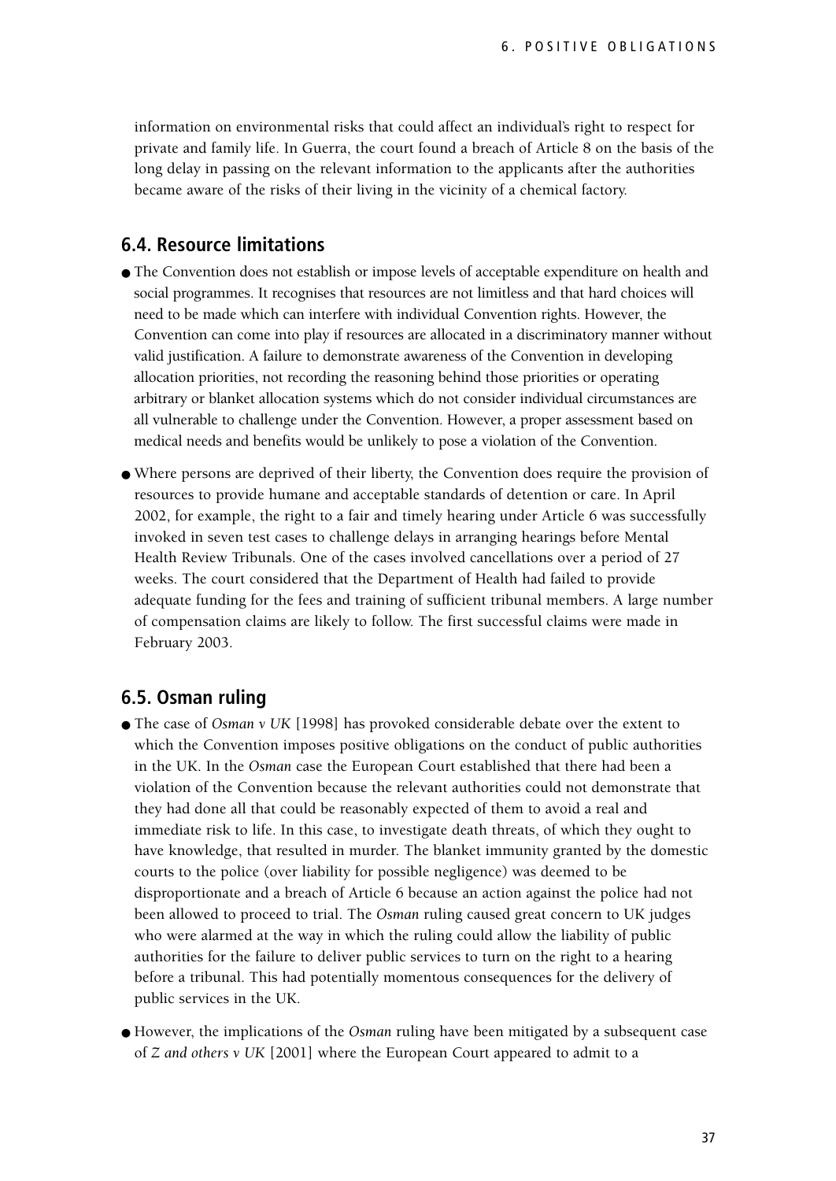information on environmental risks that could affect an individual's right to respect for private and family life. In Guerra, the court found a breach of Article 8 on the basis of the long delay in passing on the relevant information to the applicants after the authorities became aware of the risks of their living in the vicinity of a chemical factory.

## 6.4. Resource limitations

- The Convention does not establish or impose levels of acceptable expenditure on health and social programmes. It recognises that resources are not limitless and that hard choices will need to be made which can interfere with individual Convention rights. However, the Convention can come into play if resources are allocated in a discriminatory manner without valid justification. A failure to demonstrate awareness of the Convention in developing allocation priorities, not recording the reasoning behind those priorities or operating arbitrary or blanket allocation systems which do not consider individual circumstances are all vulnerable to challenge under the Convention. However, a proper assessment based on medical needs and benefits would be unlikely to pose a violation of the Convention.
- Where persons are deprived of their liberty, the Convention does require the provision of resources to provide humane and acceptable standards of detention or care. In April 2002, for example, the right to a fair and timely hearing under Article 6 was successfully invoked in seven test cases to challenge delays in arranging hearings before Mental Health Review Tribunals. One of the cases involved cancellations over a period of 27 weeks. The court considered that the Department of Health had failed to provide adequate funding for the fees and training of sufficient tribunal members. A large number of compensation claims are likely to follow. The first successful claims were made in February 2003.

## 6.5. Osman ruling

- The case of *Osman v UK* [1998] has provoked considerable debate over the extent to which the Convention imposes positive obligations on the conduct of public authorities in the UK. In the *Osman* case the European Court established that there had been a violation of the Convention because the relevant authorities could not demonstrate that they had done all that could be reasonably expected of them to avoid a real and immediate risk to life. In this case, to investigate death threats, of which they ought to have knowledge, that resulted in murder. The blanket immunity granted by the domestic courts to the police (over liability for possible negligence) was deemed to be disproportionate and a breach of Article 6 because an action against the police had not been allowed to proceed to trial. The *Osman* ruling caused great concern to UK judges who were alarmed at the way in which the ruling could allow the liability of public authorities for the failure to deliver public services to turn on the right to a hearing before a tribunal. This had potentially momentous consequences for the delivery of public services in the UK.
- However, the implications of the *Osman* ruling have been mitigated by a subsequent case of *Z and others v UK* [2001] where the European Court appeared to admit to a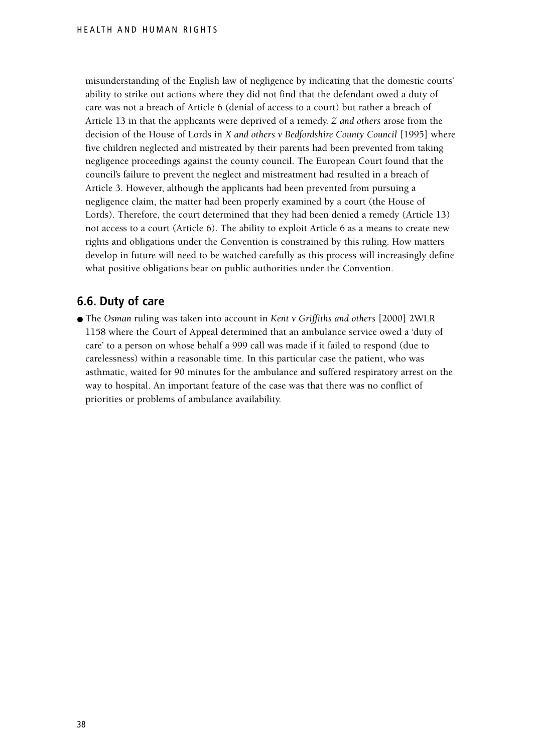misunderstanding of the English law of negligence by indicating that the domestic courts' ability to strike out actions where they did not find that the defendant owed a duty of care was not a breach of Article 6 (denial of access to a court) but rather a breach of Article 13 in that the applicants were deprived of a remedy. *Z and others* arose from the decision of the House of Lords in *X and others v Bedfordshire County Council* [1995] where five children neglected and mistreated by their parents had been prevented from taking negligence proceedings against the county council. The European Court found that the council's failure to prevent the neglect and mistreatment had resulted in a breach of Article 3. However, although the applicants had been prevented from pursuing a negligence claim, the matter had been properly examined by a court (the House of Lords). Therefore, the court determined that they had been denied a remedy (Article 13) not access to a court (Article 6). The ability to exploit Article 6 as a means to create new rights and obligations under the Convention is constrained by this ruling. How matters develop in future will need to be watched carefully as this process will increasingly define what positive obligations bear on public authorities under the Convention.

## 6.6. Duty of care

- The *Osman* ruling was taken into account in *Kent v Griffiths and others* [2000] 2WLR 1158 where the Court of Appeal determined that an ambulance service owed a 'duty of care' to a person on whose behalf a 999 call was made if it failed to respond (due to carelessness) within a reasonable time. In this particular case the patient, who was asthmatic, waited for 90 minutes for the ambulance and suffered respiratory arrest on the way to hospital. An important feature of the case was that there was no conflict of priorities or problems of ambulance availability.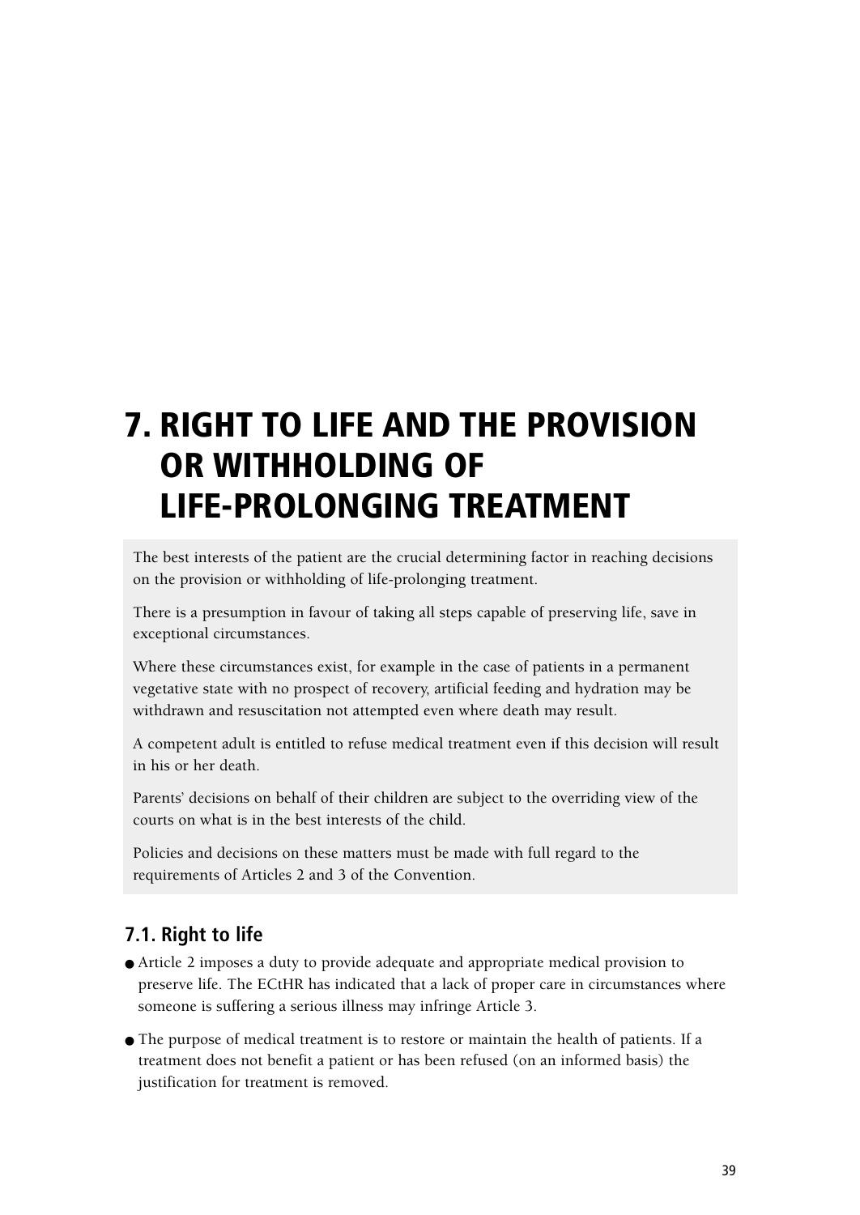# 7. RIGHT TO LIFE AND THE PROVISION OR WITHHOLDING OF LIFE-PROLONGING TREATMENT

The best interests of the patient are the crucial determining factor in reaching decisions on the provision or withholding of life-prolonging treatment.

There is a presumption in favour of taking all steps capable of preserving life, save in exceptional circumstances.

Where these circumstances exist, for example in the case of patients in a permanent vegetative state with no prospect of recovery, artificial feeding and hydration may be withdrawn and resuscitation not attempted even where death may result.

A competent adult is entitled to refuse medical treatment even if this decision will result in his or her death.

Parents' decisions on behalf of their children are subject to the overriding view of the courts on what is in the best interests of the child.

Policies and decisions on these matters must be made with full regard to the requirements of Articles 2 and 3 of the Convention.

## 7.1. Right to life

- Article 2 imposes a duty to provide adequate and appropriate medical provision to preserve life. The ECtHR has indicated that a lack of proper care in circumstances where someone is suffering a serious illness may infringe Article 3.
- The purpose of medical treatment is to restore or maintain the health of patients. If a treatment does not benefit a patient or has been refused (on an informed basis) the justification for treatment is removed.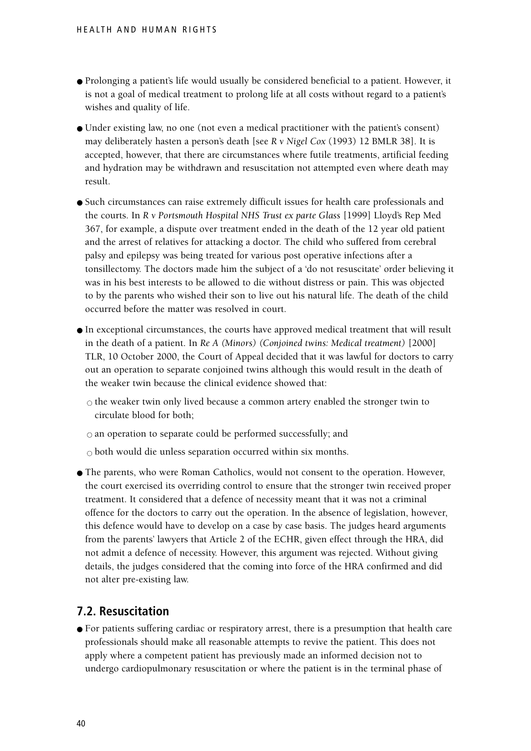- Prolonging a patient's life would usually be considered beneficial to a patient. However, it is not a goal of medical treatment to prolong life at all costs without regard to a patient's wishes and quality of life.

- Under existing law, no one (not even a medical practitioner with the patient's consent) may deliberately hasten a person's death [see *R v Nigel Cox* (1993) 12 BMLR 38]. It is accepted, however, that there are circumstances where futile treatments, artificial feeding and hydration may be withdrawn and resuscitation not attempted even where death may result.

- Such circumstances can raise extremely difficult issues for health care professionals and the courts. In *R v Portsmouth Hospital NHS Trust ex parte Glass* [1999] Lloyd's Rep Med 367, for example, a dispute over treatment ended in the death of the 12 year old patient and the arrest of relatives for attacking a doctor. The child who suffered from cerebral palsy and epilepsy was being treated for various post operative infections after a tonsillectomy. The doctors made him the subject of a 'do not resuscitate' order believing it was in his best interests to be allowed to die without distress or pain. This was objected to by the parents who wished their son to live out his natural life. The death of the child occurred before the matter was resolved in court.

- In exceptional circumstances, the courts have approved medical treatment that will result in the death of a patient. In *Re A (Minors) (Conjoined twins: Medical treatment)* [2000] TLR, 10 October 2000, the Court of Appeal decided that it was lawful for doctors to carry out an operation to separate conjoined twins although this would result in the death of the weaker twin because the clinical evidence showed that:
  - the weaker twin only lived because a common artery enabled the stronger twin to circulate blood for both;
  - an operation to separate could be performed successfully; and
  - both would die unless separation occurred within six months.

- The parents, who were Roman Catholics, would not consent to the operation. However, the court exercised its overriding control to ensure that the stronger twin received proper treatment. It considered that a defence of necessity meant that it was not a criminal offence for the doctors to carry out the operation. In the absence of legislation, however, this defence would have to develop on a case by case basis. The judges heard arguments from the parents' lawyers that Article 2 of the ECHR, given effect through the HRA, did not admit a defence of necessity. However, this argument was rejected. Without giving details, the judges considered that the coming into force of the HRA confirmed and did not alter pre-existing law.

## 7.2. Resuscitation

- For patients suffering cardiac or respiratory arrest, there is a presumption that health care professionals should make all reasonable attempts to revive the patient. This does not apply where a competent patient has previously made an informed decision not to undergo cardiopulmonary resuscitation or where the patient is in the terminal phase of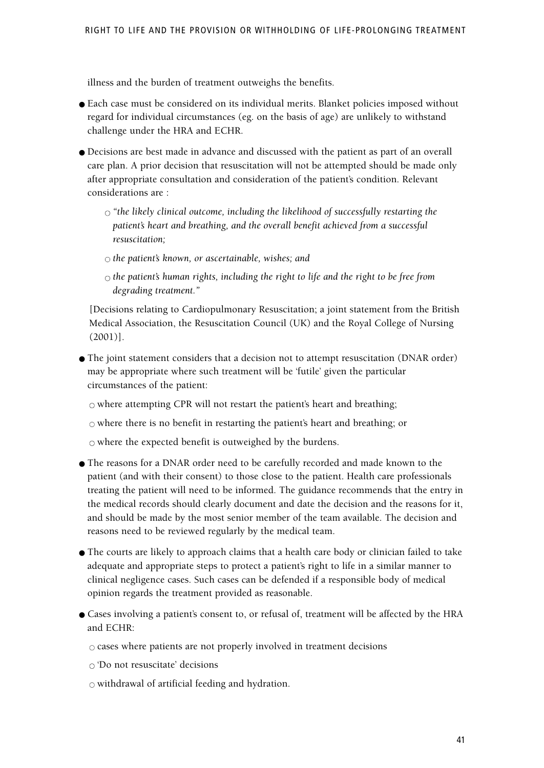illness and the burden of treatment outweighs the benefits.

- Each case must be considered on its individual merits. Blanket policies imposed without regard for individual circumstances (eg. on the basis of age) are unlikely to withstand challenge under the HRA and ECHR.
- Decisions are best made in advance and discussed with the patient as part of an overall care plan. A prior decision that resuscitation will not be attempted should be made only after appropriate consultation and consideration of the patient's condition. Relevant considerations are :
  - *"the likely clinical outcome, including the likelihood of successfully restarting the patient's heart and breathing, and the overall benefit achieved from a successful resuscitation;*
  - *the patient's known, or ascertainable, wishes; and*
  - *the patient's human rights, including the right to life and the right to be free from degrading treatment."*

  [Decisions relating to Cardiopulmonary Resuscitation; a joint statement from the British Medical Association, the Resuscitation Council (UK) and the Royal College of Nursing (2001)].
- The joint statement considers that a decision not to attempt resuscitation (DNAR order) may be appropriate where such treatment will be 'futile' given the particular circumstances of the patient:
  - where attempting CPR will not restart the patient's heart and breathing;
  - where there is no benefit in restarting the patient's heart and breathing; or
  - where the expected benefit is outweighed by the burdens.
- The reasons for a DNAR order need to be carefully recorded and made known to the patient (and with their consent) to those close to the patient. Health care professionals treating the patient will need to be informed. The guidance recommends that the entry in the medical records should clearly document and date the decision and the reasons for it, and should be made by the most senior member of the team available. The decision and reasons need to be reviewed regularly by the medical team.
- The courts are likely to approach claims that a health care body or clinician failed to take adequate and appropriate steps to protect a patient's right to life in a similar manner to clinical negligence cases. Such cases can be defended if a responsible body of medical opinion regards the treatment provided as reasonable.
- Cases involving a patient's consent to, or refusal of, treatment will be affected by the HRA and ECHR:
  - cases where patients are not properly involved in treatment decisions
  - 'Do not resuscitate' decisions
  - withdrawal of artificial feeding and hydration.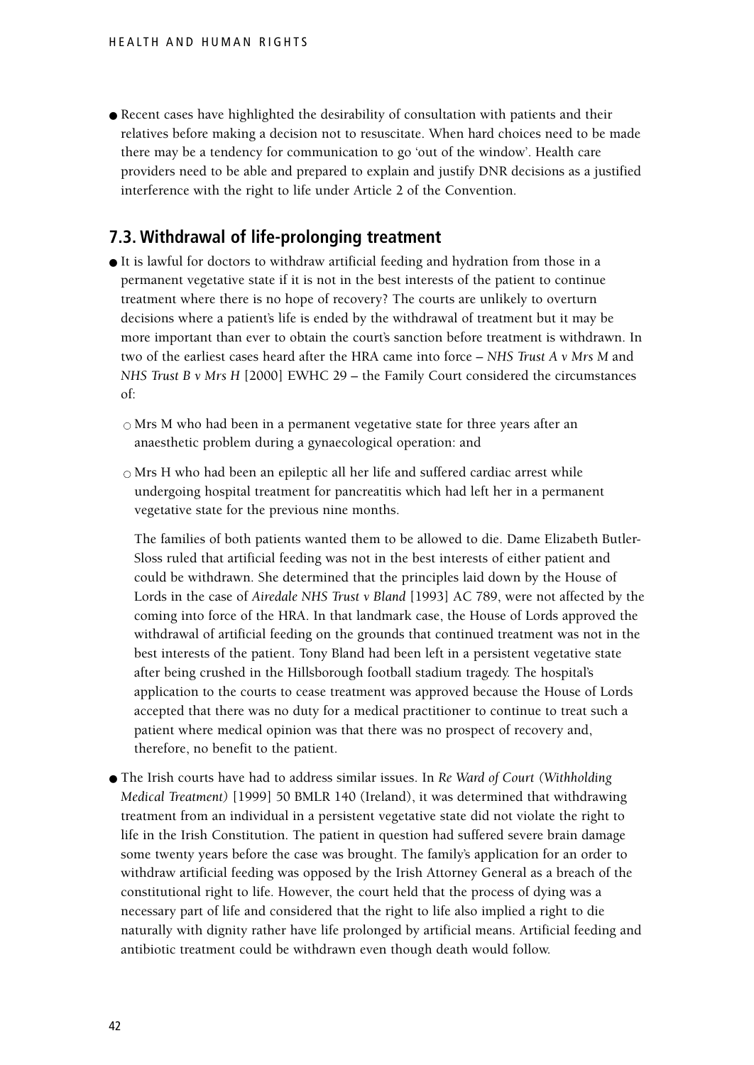- Recent cases have highlighted the desirability of consultation with patients and their relatives before making a decision not to resuscitate. When hard choices need to be made there may be a tendency for communication to go 'out of the window'. Health care providers need to be able and prepared to explain and justify DNR decisions as a justified interference with the right to life under Article 2 of the Convention.

## 7.3. Withdrawal of life-prolonging treatment

- It is lawful for doctors to withdraw artificial feeding and hydration from those in a permanent vegetative state if it is not in the best interests of the patient to continue treatment where there is no hope of recovery? The courts are unlikely to overturn decisions where a patient's life is ended by the withdrawal of treatment but it may be more important than ever to obtain the court's sanction before treatment is withdrawn. In two of the earliest cases heard after the HRA came into force – *NHS Trust A v Mrs M* and *NHS Trust B v Mrs H* [2000] EWHC 29 – the Family Court considered the circumstances of:

  - Mrs M who had been in a permanent vegetative state for three years after an anaesthetic problem during a gynaecological operation: and

  - Mrs H who had been an epileptic all her life and suffered cardiac arrest while undergoing hospital treatment for pancreatitis which had left her in a permanent vegetative state for the previous nine months.

  The families of both patients wanted them to be allowed to die. Dame Elizabeth Butler-Sloss ruled that artificial feeding was not in the best interests of either patient and could be withdrawn. She determined that the principles laid down by the House of Lords in the case of *Airedale NHS Trust v Bland* [1993] AC 789, were not affected by the coming into force of the HRA. In that landmark case, the House of Lords approved the withdrawal of artificial feeding on the grounds that continued treatment was not in the best interests of the patient. Tony Bland had been left in a persistent vegetative state after being crushed in the Hillsborough football stadium tragedy. The hospital's application to the courts to cease treatment was approved because the House of Lords accepted that there was no duty for a medical practitioner to continue to treat such a patient where medical opinion was that there was no prospect of recovery and, therefore, no benefit to the patient.

- The Irish courts have had to address similar issues. In *Re Ward of Court (Withholding Medical Treatment)* [1999] 50 BMLR 140 (Ireland), it was determined that withdrawing treatment from an individual in a persistent vegetative state did not violate the right to life in the Irish Constitution. The patient in question had suffered severe brain damage some twenty years before the case was brought. The family's application for an order to withdraw artificial feeding was opposed by the Irish Attorney General as a breach of the constitutional right to life. However, the court held that the process of dying was a necessary part of life and considered that the right to life also implied a right to die naturally with dignity rather have life prolonged by artificial means. Artificial feeding and antibiotic treatment could be withdrawn even though death would follow.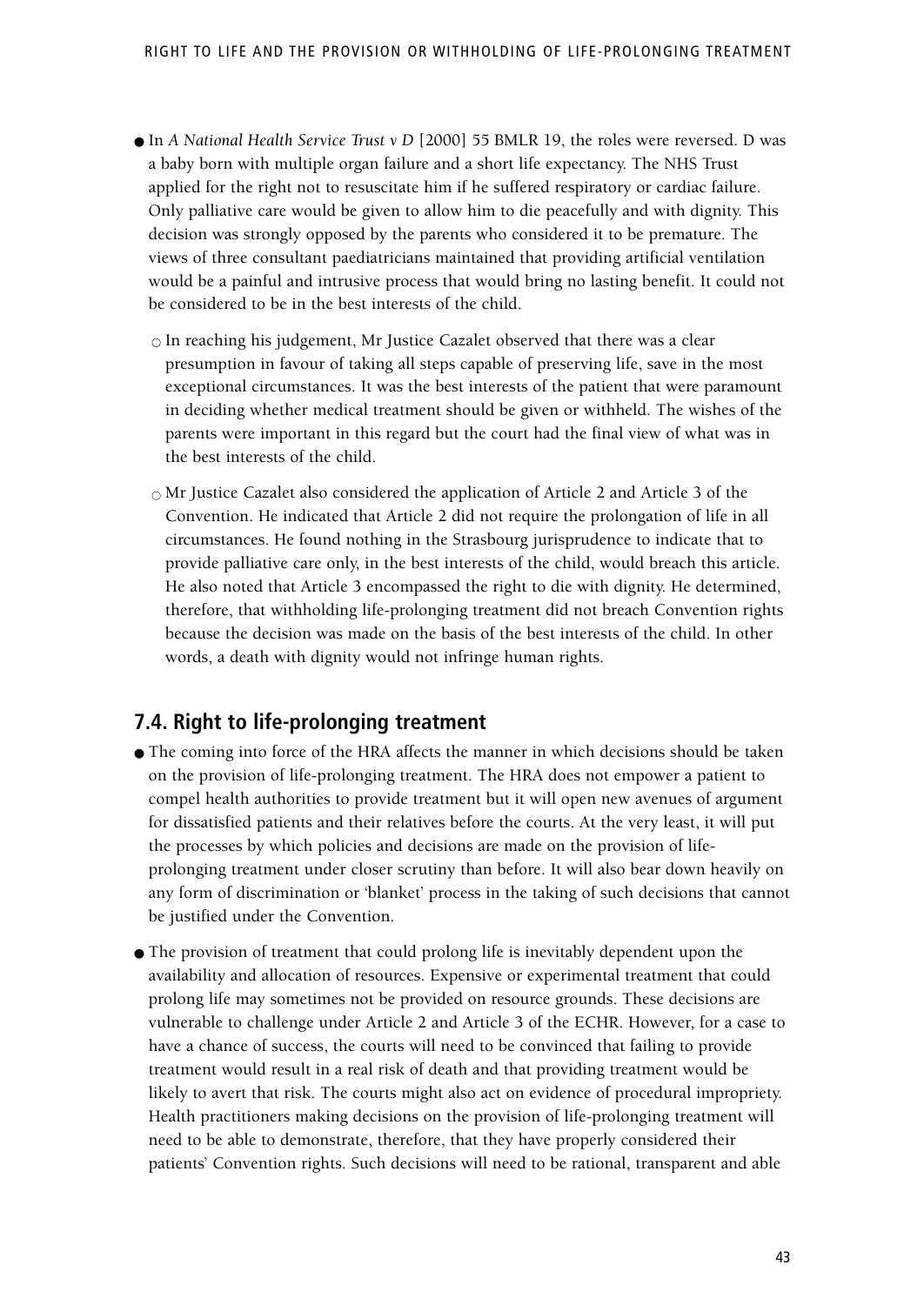- In *A National Health Service Trust v D* [2000] 55 BMLR 19, the roles were reversed. D was a baby born with multiple organ failure and a short life expectancy. The NHS Trust applied for the right not to resuscitate him if he suffered respiratory or cardiac failure. Only palliative care would be given to allow him to die peacefully and with dignity. This decision was strongly opposed by the parents who considered it to be premature. The views of three consultant paediatricians maintained that providing artificial ventilation would be a painful and intrusive process that would bring no lasting benefit. It could not be considered to be in the best interests of the child.

  - In reaching his judgement, Mr Justice Cazalet observed that there was a clear presumption in favour of taking all steps capable of preserving life, save in the most exceptional circumstances. It was the best interests of the patient that were paramount in deciding whether medical treatment should be given or withheld. The wishes of the parents were important in this regard but the court had the final view of what was in the best interests of the child.

  - Mr Justice Cazalet also considered the application of Article 2 and Article 3 of the Convention. He indicated that Article 2 did not require the prolongation of life in all circumstances. He found nothing in the Strasbourg jurisprudence to indicate that to provide palliative care only, in the best interests of the child, would breach this article. He also noted that Article 3 encompassed the right to die with dignity. He determined, therefore, that withholding life-prolonging treatment did not breach Convention rights because the decision was made on the basis of the best interests of the child. In other words, a death with dignity would not infringe human rights.

## 7.4. Right to life-prolonging treatment

- The coming into force of the HRA affects the manner in which decisions should be taken on the provision of life-prolonging treatment. The HRA does not empower a patient to compel health authorities to provide treatment but it will open new avenues of argument for dissatisfied patients and their relatives before the courts. At the very least, it will put the processes by which policies and decisions are made on the provision of life-prolonging treatment under closer scrutiny than before. It will also bear down heavily on any form of discrimination or 'blanket' process in the taking of such decisions that cannot be justified under the Convention.

- The provision of treatment that could prolong life is inevitably dependent upon the availability and allocation of resources. Expensive or experimental treatment that could prolong life may sometimes not be provided on resource grounds. These decisions are vulnerable to challenge under Article 2 and Article 3 of the ECHR. However, for a case to have a chance of success, the courts will need to be convinced that failing to provide treatment would result in a real risk of death and that providing treatment would be likely to avert that risk. The courts might also act on evidence of procedural impropriety. Health practitioners making decisions on the provision of life-prolonging treatment will need to be able to demonstrate, therefore, that they have properly considered their patients' Convention rights. Such decisions will need to be rational, transparent and able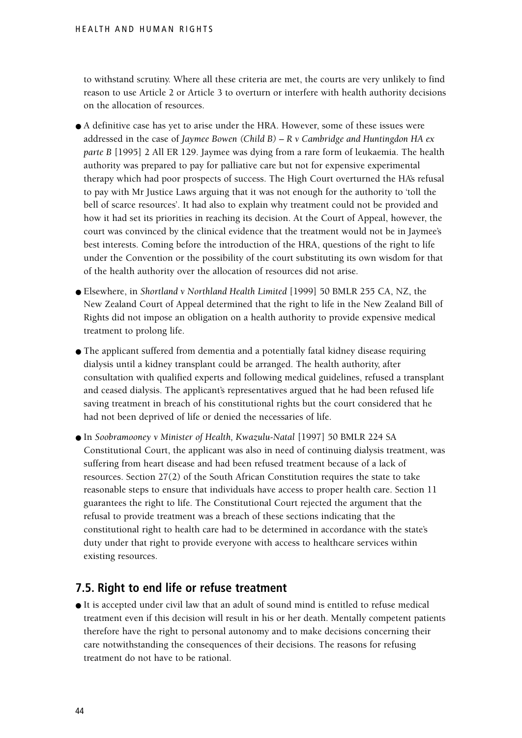to withstand scrutiny. Where all these criteria are met, the courts are very unlikely to find reason to use Article 2 or Article 3 to overturn or interfere with health authority decisions on the allocation of resources.

- A definitive case has yet to arise under the HRA. However, some of these issues were addressed in the case of *Jaymee Bowen (Child B) – R v Cambridge and Huntingdon HA ex parte B* [1995] 2 All ER 129. Jaymee was dying from a rare form of leukaemia. The health authority was prepared to pay for palliative care but not for expensive experimental therapy which had poor prospects of success. The High Court overturned the HA's refusal to pay with Mr Justice Laws arguing that it was not enough for the authority to 'toll the bell of scarce resources'. It had also to explain why treatment could not be provided and how it had set its priorities in reaching its decision. At the Court of Appeal, however, the court was convinced by the clinical evidence that the treatment would not be in Jaymee's best interests. Coming before the introduction of the HRA, questions of the right to life under the Convention or the possibility of the court substituting its own wisdom for that of the health authority over the allocation of resources did not arise.
- Elsewhere, in *Shortland v Northland Health Limited* [1999] 50 BMLR 255 CA, NZ, the New Zealand Court of Appeal determined that the right to life in the New Zealand Bill of Rights did not impose an obligation on a health authority to provide expensive medical treatment to prolong life.
- The applicant suffered from dementia and a potentially fatal kidney disease requiring dialysis until a kidney transplant could be arranged. The health authority, after consultation with qualified experts and following medical guidelines, refused a transplant and ceased dialysis. The applicant's representatives argued that he had been refused life saving treatment in breach of his constitutional rights but the court considered that he had not been deprived of life or denied the necessaries of life.
- In *Soobramooney v Minister of Health, Kwazulu-Natal* [1997] 50 BMLR 224 SA Constitutional Court, the applicant was also in need of continuing dialysis treatment, was suffering from heart disease and had been refused treatment because of a lack of resources. Section 27(2) of the South African Constitution requires the state to take reasonable steps to ensure that individuals have access to proper health care. Section 11 guarantees the right to life. The Constitutional Court rejected the argument that the refusal to provide treatment was a breach of these sections indicating that the constitutional right to health care had to be determined in accordance with the state's duty under that right to provide everyone with access to healthcare services within existing resources.

## 7.5. Right to end life or refuse treatment

- It is accepted under civil law that an adult of sound mind is entitled to refuse medical treatment even if this decision will result in his or her death. Mentally competent patients therefore have the right to personal autonomy and to make decisions concerning their care notwithstanding the consequences of their decisions. The reasons for refusing treatment do not have to be rational.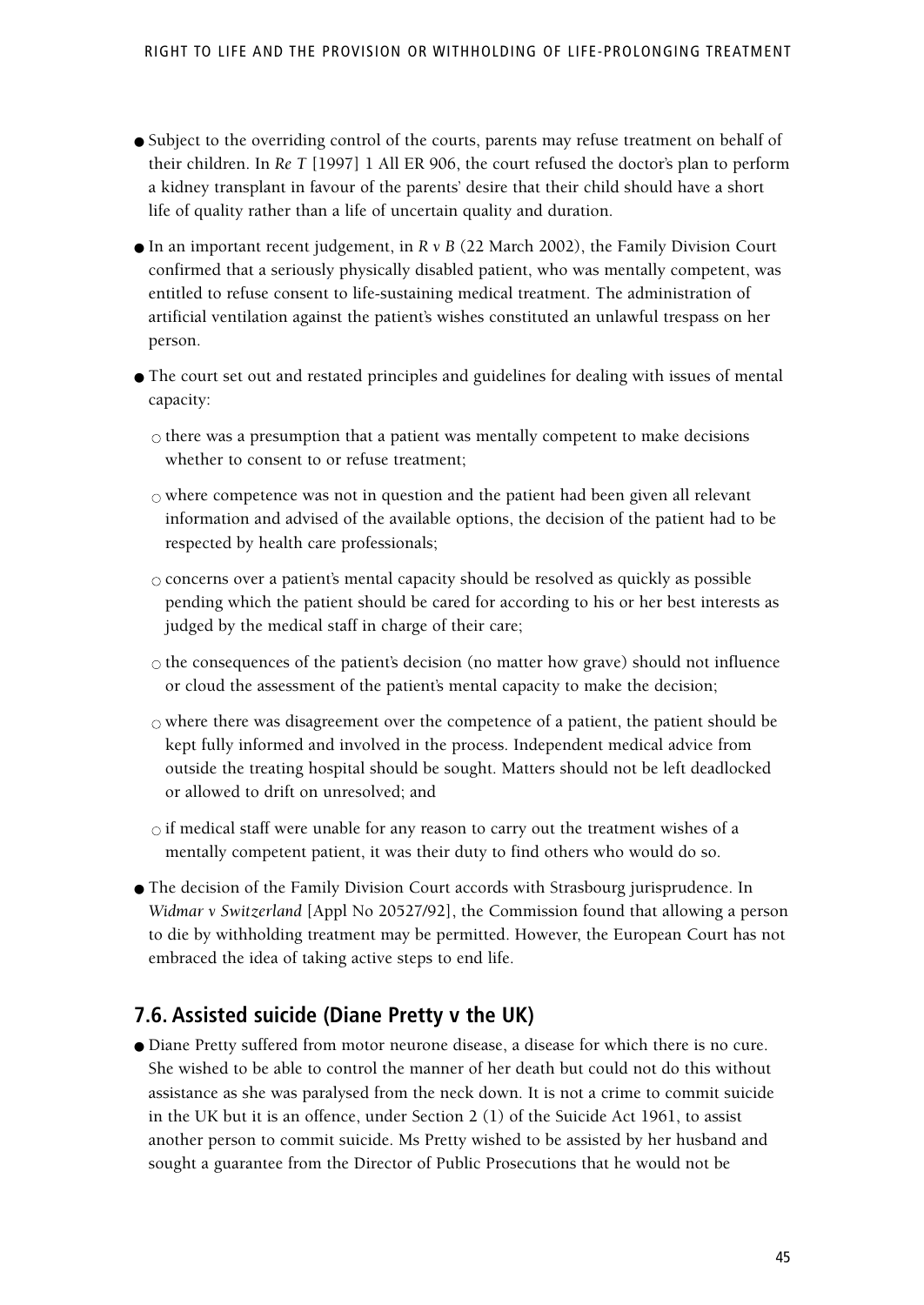- Subject to the overriding control of the courts, parents may refuse treatment on behalf of their children. In *Re T* [1997] 1 All ER 906, the court refused the doctor's plan to perform a kidney transplant in favour of the parents' desire that their child should have a short life of quality rather than a life of uncertain quality and duration.
- In an important recent judgement, in *R v B* (22 March 2002), the Family Division Court confirmed that a seriously physically disabled patient, who was mentally competent, was entitled to refuse consent to life-sustaining medical treatment. The administration of artificial ventilation against the patient's wishes constituted an unlawful trespass on her person.
- The court set out and restated principles and guidelines for dealing with issues of mental capacity:
  - there was a presumption that a patient was mentally competent to make decisions whether to consent to or refuse treatment;
  - where competence was not in question and the patient had been given all relevant information and advised of the available options, the decision of the patient had to be respected by health care professionals;
  - concerns over a patient's mental capacity should be resolved as quickly as possible pending which the patient should be cared for according to his or her best interests as judged by the medical staff in charge of their care;
  - the consequences of the patient's decision (no matter how grave) should not influence or cloud the assessment of the patient's mental capacity to make the decision;
  - where there was disagreement over the competence of a patient, the patient should be kept fully informed and involved in the process. Independent medical advice from outside the treating hospital should be sought. Matters should not be left deadlocked or allowed to drift on unresolved; and
  - if medical staff were unable for any reason to carry out the treatment wishes of a mentally competent patient, it was their duty to find others who would do so.
- The decision of the Family Division Court accords with Strasbourg jurisprudence. In *Widmar v Switzerland* [Appl No 20527/92], the Commission found that allowing a person to die by withholding treatment may be permitted. However, the European Court has not embraced the idea of taking active steps to end life.

## 7.6. Assisted suicide (Diane Pretty v the UK)

- Diane Pretty suffered from motor neurone disease, a disease for which there is no cure. She wished to be able to control the manner of her death but could not do this without assistance as she was paralysed from the neck down. It is not a crime to commit suicide in the UK but it is an offence, under Section 2 (1) of the Suicide Act 1961, to assist another person to commit suicide. Ms Pretty wished to be assisted by her husband and sought a guarantee from the Director of Public Prosecutions that he would not be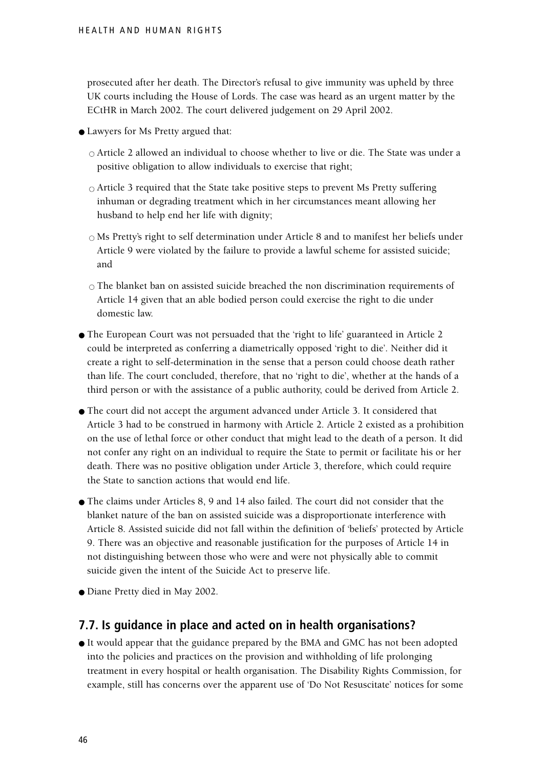prosecuted after her death. The Director's refusal to give immunity was upheld by three UK courts including the House of Lords. The case was heard as an urgent matter by the ECtHR in March 2002. The court delivered judgement on 29 April 2002.

- Lawyers for Ms Pretty argued that:
  - Article 2 allowed an individual to choose whether to live or die. The State was under a positive obligation to allow individuals to exercise that right;
  - Article 3 required that the State take positive steps to prevent Ms Pretty suffering inhuman or degrading treatment which in her circumstances meant allowing her husband to help end her life with dignity;
  - Ms Pretty's right to self determination under Article 8 and to manifest her beliefs under Article 9 were violated by the failure to provide a lawful scheme for assisted suicide; and
  - The blanket ban on assisted suicide breached the non discrimination requirements of Article 14 given that an able bodied person could exercise the right to die under domestic law.
- The European Court was not persuaded that the 'right to life' guaranteed in Article 2 could be interpreted as conferring a diametrically opposed 'right to die'. Neither did it create a right to self-determination in the sense that a person could choose death rather than life. The court concluded, therefore, that no 'right to die', whether at the hands of a third person or with the assistance of a public authority, could be derived from Article 2.
- The court did not accept the argument advanced under Article 3. It considered that Article 3 had to be construed in harmony with Article 2. Article 2 existed as a prohibition on the use of lethal force or other conduct that might lead to the death of a person. It did not confer any right on an individual to require the State to permit or facilitate his or her death. There was no positive obligation under Article 3, therefore, which could require the State to sanction actions that would end life.
- The claims under Articles 8, 9 and 14 also failed. The court did not consider that the blanket nature of the ban on assisted suicide was a disproportionate interference with Article 8. Assisted suicide did not fall within the definition of 'beliefs' protected by Article 9. There was an objective and reasonable justification for the purposes of Article 14 in not distinguishing between those who were and were not physically able to commit suicide given the intent of the Suicide Act to preserve life.
- Diane Pretty died in May 2002.

## 7.7. Is guidance in place and acted on in health organisations?

- It would appear that the guidance prepared by the BMA and GMC has not been adopted into the policies and practices on the provision and withholding of life prolonging treatment in every hospital or health organisation. The Disability Rights Commission, for example, still has concerns over the apparent use of 'Do Not Resuscitate' notices for some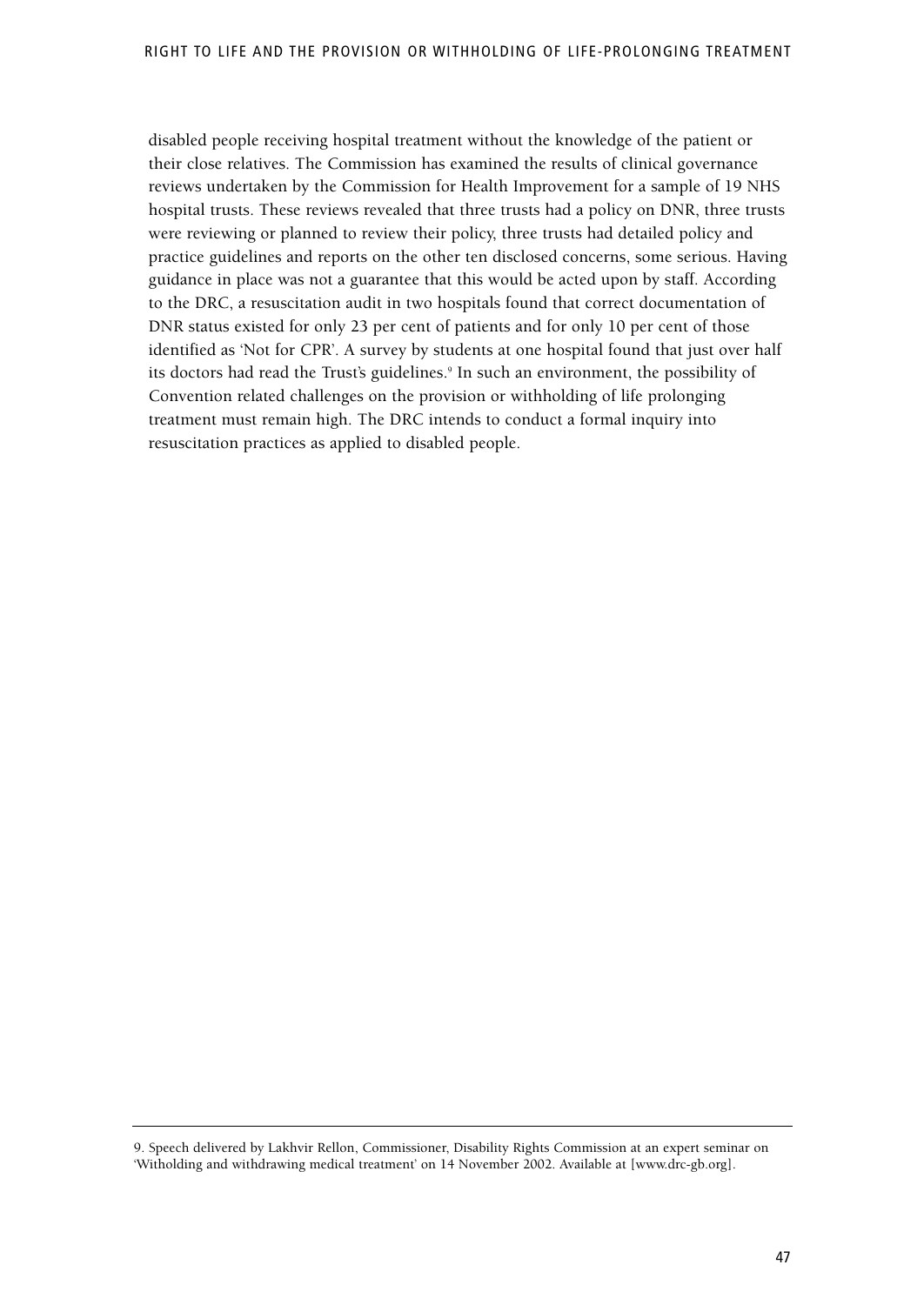disabled people receiving hospital treatment without the knowledge of the patient or their close relatives. The Commission has examined the results of clinical governance reviews undertaken by the Commission for Health Improvement for a sample of 19 NHS hospital trusts. These reviews revealed that three trusts had a policy on DNR, three trusts were reviewing or planned to review their policy, three trusts had detailed policy and practice guidelines and reports on the other ten disclosed concerns, some serious. Having guidance in place was not a guarantee that this would be acted upon by staff. According to the DRC, a resuscitation audit in two hospitals found that correct documentation of DNR status existed for only 23 per cent of patients and for only 10 per cent of those identified as 'Not for CPR'. A survey by students at one hospital found that just over half its doctors had read the Trust's guidelines.[9] In such an environment, the possibility of Convention related challenges on the provision or withholding of life prolonging treatment must remain high. The DRC intends to conduct a formal inquiry into resuscitation practices as applied to disabled people.

---

9. Speech delivered by Lakhvir Rellon, Commissioner, Disability Rights Commission at an expert seminar on 'Witholding and withdrawing medical treatment' on 14 November 2002. Available at [www.drc-gb.org].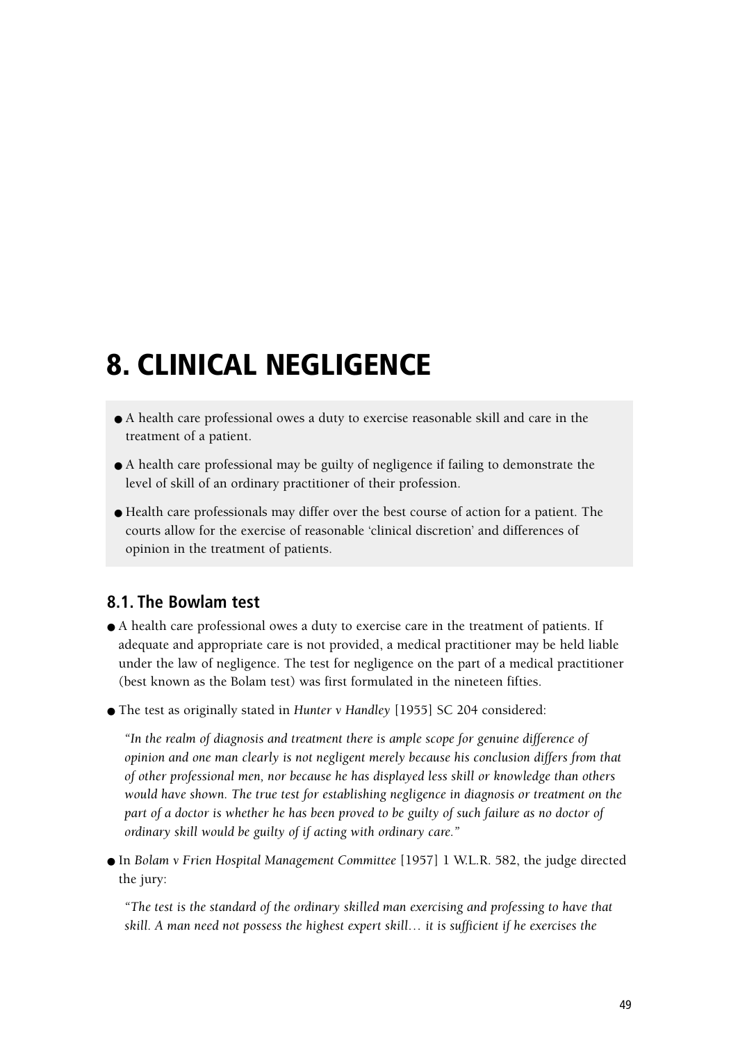# 8. CLINICAL NEGLIGENCE

- A health care professional owes a duty to exercise reasonable skill and care in the treatment of a patient.
- A health care professional may be guilty of negligence if failing to demonstrate the level of skill of an ordinary practitioner of their profession.
- Health care professionals may differ over the best course of action for a patient. The courts allow for the exercise of reasonable 'clinical discretion' and differences of opinion in the treatment of patients.

## 8.1. The Bowlam test

- A health care professional owes a duty to exercise care in the treatment of patients. If adequate and appropriate care is not provided, a medical practitioner may be held liable under the law of negligence. The test for negligence on the part of a medical practitioner (best known as the Bolam test) was first formulated in the nineteen fifties.
- The test as originally stated in *Hunter v Handley* [1955] SC 204 considered:

  *"In the realm of diagnosis and treatment there is ample scope for genuine difference of opinion and one man clearly is not negligent merely because his conclusion differs from that of other professional men, nor because he has displayed less skill or knowledge than others would have shown. The true test for establishing negligence in diagnosis or treatment on the part of a doctor is whether he has been proved to be guilty of such failure as no doctor of ordinary skill would be guilty of if acting with ordinary care."*

- In *Bolam v Frien Hospital Management Committee* [1957] 1 W.L.R. 582, the judge directed the jury:

  *"The test is the standard of the ordinary skilled man exercising and professing to have that skill. A man need not possess the highest expert skill… it is sufficient if he exercises the*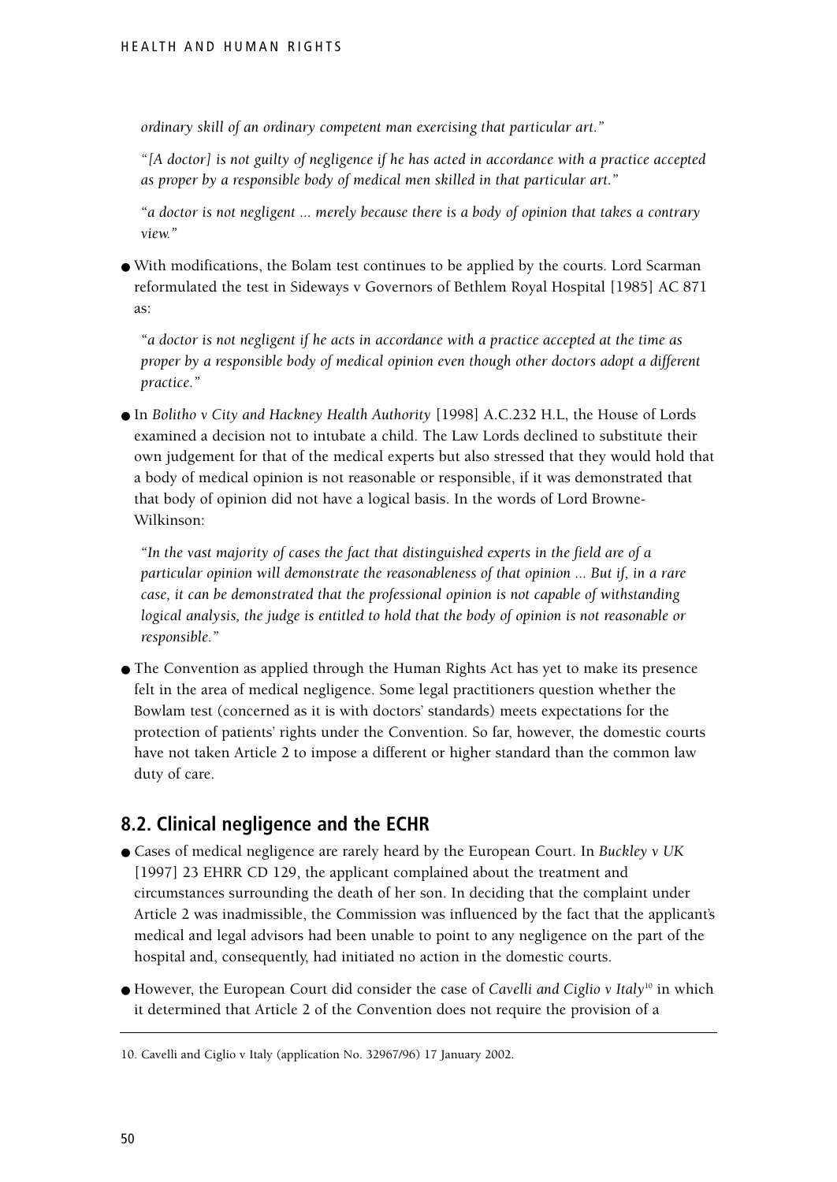*ordinary skill of an ordinary competent man exercising that particular art."*

*"[A doctor] is not guilty of negligence if he has acted in accordance with a practice accepted as proper by a responsible body of medical men skilled in that particular art."*

*"a doctor is not negligent ... merely because there is a body of opinion that takes a contrary view."*

- With modifications, the Bolam test continues to be applied by the courts. Lord Scarman reformulated the test in Sideways v Governors of Bethlem Royal Hospital [1985] AC 871 as:

  *"a doctor is not negligent if he acts in accordance with a practice accepted at the time as proper by a responsible body of medical opinion even though other doctors adopt a different practice."*

- In *Bolitho v City and Hackney Health Authority* [1998] A.C.232 H.L, the House of Lords examined a decision not to intubate a child. The Law Lords declined to substitute their own judgement for that of the medical experts but also stressed that they would hold that a body of medical opinion is not reasonable or responsible, if it was demonstrated that that body of opinion did not have a logical basis. In the words of Lord Browne-Wilkinson:

  *"In the vast majority of cases the fact that distinguished experts in the field are of a particular opinion will demonstrate the reasonableness of that opinion ... But if, in a rare case, it can be demonstrated that the professional opinion is not capable of withstanding logical analysis, the judge is entitled to hold that the body of opinion is not reasonable or responsible."*

- The Convention as applied through the Human Rights Act has yet to make its presence felt in the area of medical negligence. Some legal practitioners question whether the Bowlam test (concerned as it is with doctors' standards) meets expectations for the protection of patients' rights under the Convention. So far, however, the domestic courts have not taken Article 2 to impose a different or higher standard than the common law duty of care.

## 8.2. Clinical negligence and the ECHR

- Cases of medical negligence are rarely heard by the European Court. In *Buckley v UK* [1997] 23 EHRR CD 129, the applicant complained about the treatment and circumstances surrounding the death of her son. In deciding that the complaint under Article 2 was inadmissible, the Commission was influenced by the fact that the applicant's medical and legal advisors had been unable to point to any negligence on the part of the hospital and, consequently, had initiated no action in the domestic courts.

- However, the European Court did consider the case of *Cavelli and Ciglio v Italy*[10] in which it determined that Article 2 of the Convention does not require the provision of a

10. Cavelli and Ciglio v Italy (application No. 32967/96) 17 January 2002.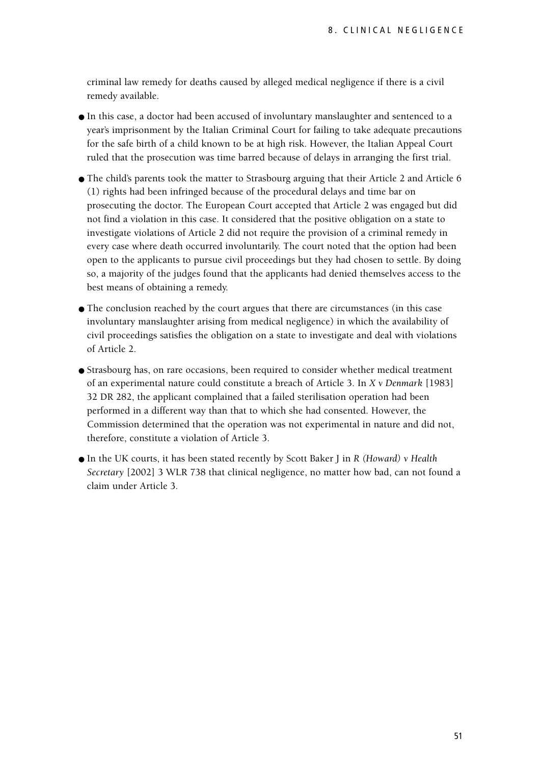criminal law remedy for deaths caused by alleged medical negligence if there is a civil remedy available.

- In this case, a doctor had been accused of involuntary manslaughter and sentenced to a year's imprisonment by the Italian Criminal Court for failing to take adequate precautions for the safe birth of a child known to be at high risk. However, the Italian Appeal Court ruled that the prosecution was time barred because of delays in arranging the first trial.

- The child's parents took the matter to Strasbourg arguing that their Article 2 and Article 6 (1) rights had been infringed because of the procedural delays and time bar on prosecuting the doctor. The European Court accepted that Article 2 was engaged but did not find a violation in this case. It considered that the positive obligation on a state to investigate violations of Article 2 did not require the provision of a criminal remedy in every case where death occurred involuntarily. The court noted that the option had been open to the applicants to pursue civil proceedings but they had chosen to settle. By doing so, a majority of the judges found that the applicants had denied themselves access to the best means of obtaining a remedy.

- The conclusion reached by the court argues that there are circumstances (in this case involuntary manslaughter arising from medical negligence) in which the availability of civil proceedings satisfies the obligation on a state to investigate and deal with violations of Article 2.

- Strasbourg has, on rare occasions, been required to consider whether medical treatment of an experimental nature could constitute a breach of Article 3. In *X v Denmark* [1983] 32 DR 282, the applicant complained that a failed sterilisation operation had been performed in a different way than that to which she had consented. However, the Commission determined that the operation was not experimental in nature and did not, therefore, constitute a violation of Article 3.

- In the UK courts, it has been stated recently by Scott Baker J in *R (Howard) v Health Secretary* [2002] 3 WLR 738 that clinical negligence, no matter how bad, can not found a claim under Article 3.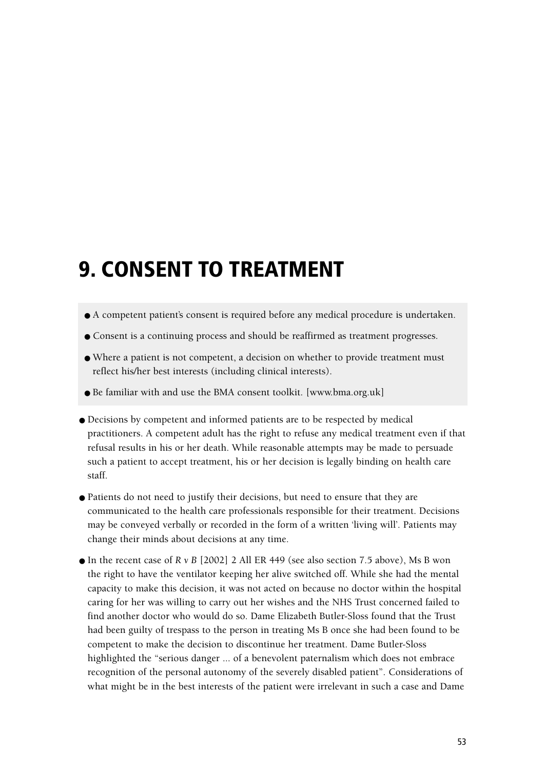# 9. CONSENT TO TREATMENT

- A competent patient's consent is required before any medical procedure is undertaken.
- Consent is a continuing process and should be reaffirmed as treatment progresses.
- Where a patient is not competent, a decision on whether to provide treatment must reflect his/her best interests (including clinical interests).
- Be familiar with and use the BMA consent toolkit. [www.bma.org.uk]

- Decisions by competent and informed patients are to be respected by medical practitioners. A competent adult has the right to refuse any medical treatment even if that refusal results in his or her death. While reasonable attempts may be made to persuade such a patient to accept treatment, his or her decision is legally binding on health care staff.
- Patients do not need to justify their decisions, but need to ensure that they are communicated to the health care professionals responsible for their treatment. Decisions may be conveyed verbally or recorded in the form of a written 'living will'. Patients may change their minds about decisions at any time.
- In the recent case of *R v B* [2002] 2 All ER 449 (see also section 7.5 above), Ms B won the right to have the ventilator keeping her alive switched off. While she had the mental capacity to make this decision, it was not acted on because no doctor within the hospital caring for her was willing to carry out her wishes and the NHS Trust concerned failed to find another doctor who would do so. Dame Elizabeth Butler-Sloss found that the Trust had been guilty of trespass to the person in treating Ms B once she had been found to be competent to make the decision to discontinue her treatment. Dame Butler-Sloss highlighted the "serious danger ... of a benevolent paternalism which does not embrace recognition of the personal autonomy of the severely disabled patient". Considerations of what might be in the best interests of the patient were irrelevant in such a case and Dame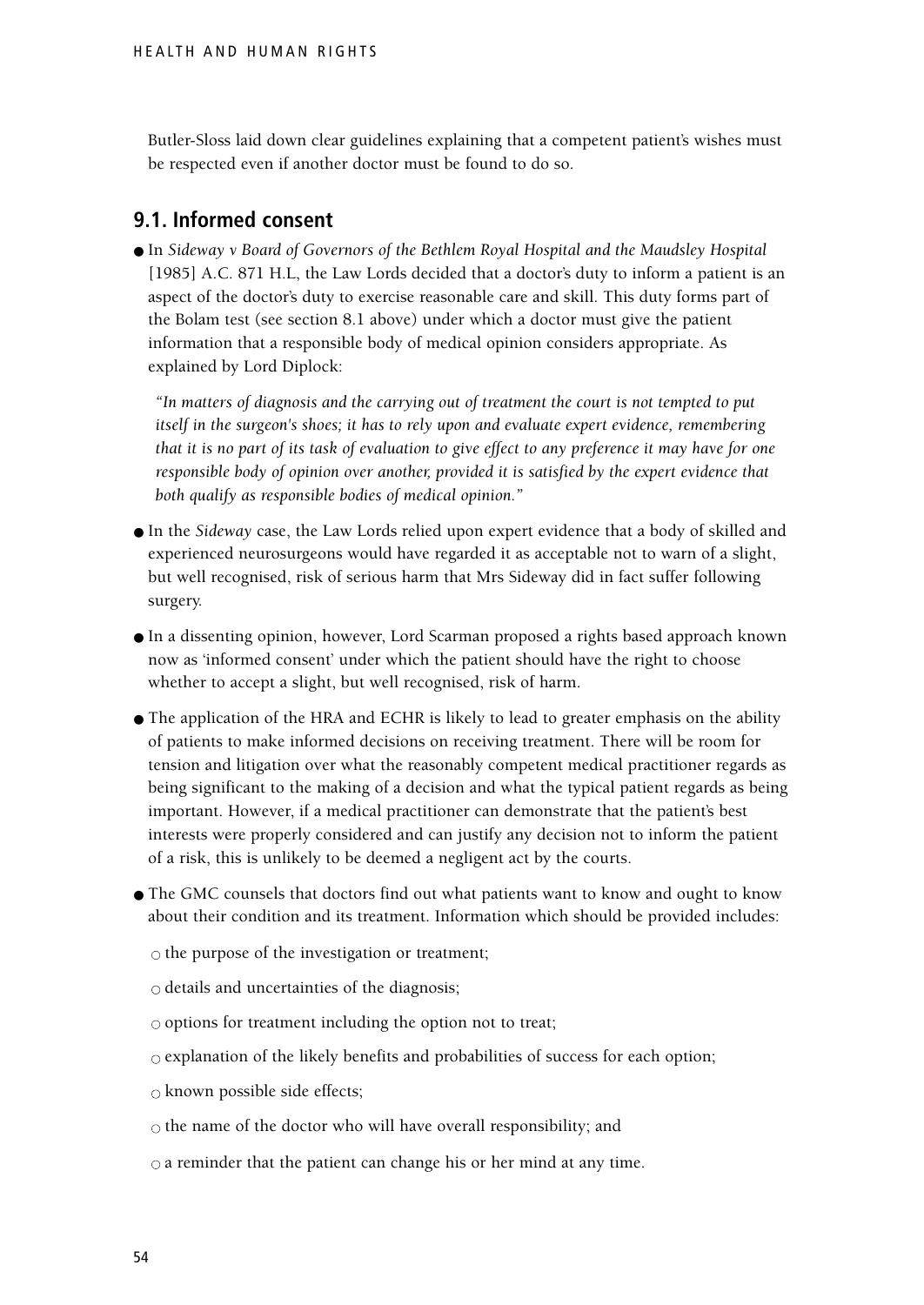Butler-Sloss laid down clear guidelines explaining that a competent patient's wishes must be respected even if another doctor must be found to do so.

## 9.1. Informed consent

- In *Sideway v Board of Governors of the Bethlem Royal Hospital and the Maudsley Hospital* [1985] A.C. 871 H.L, the Law Lords decided that a doctor's duty to inform a patient is an aspect of the doctor's duty to exercise reasonable care and skill. This duty forms part of the Bolam test (see section 8.1 above) under which a doctor must give the patient information that a responsible body of medical opinion considers appropriate. As explained by Lord Diplock:

  *"In matters of diagnosis and the carrying out of treatment the court is not tempted to put itself in the surgeon's shoes; it has to rely upon and evaluate expert evidence, remembering that it is no part of its task of evaluation to give effect to any preference it may have for one responsible body of opinion over another, provided it is satisfied by the expert evidence that both qualify as responsible bodies of medical opinion."*

- In the *Sideway* case, the Law Lords relied upon expert evidence that a body of skilled and experienced neurosurgeons would have regarded it as acceptable not to warn of a slight, but well recognised, risk of serious harm that Mrs Sideway did in fact suffer following surgery.

- In a dissenting opinion, however, Lord Scarman proposed a rights based approach known now as 'informed consent' under which the patient should have the right to choose whether to accept a slight, but well recognised, risk of harm.

- The application of the HRA and ECHR is likely to lead to greater emphasis on the ability of patients to make informed decisions on receiving treatment. There will be room for tension and litigation over what the reasonably competent medical practitioner regards as being significant to the making of a decision and what the typical patient regards as being important. However, if a medical practitioner can demonstrate that the patient's best interests were properly considered and can justify any decision not to inform the patient of a risk, this is unlikely to be deemed a negligent act by the courts.

- The GMC counsels that doctors find out what patients want to know and ought to know about their condition and its treatment. Information which should be provided includes:
  - the purpose of the investigation or treatment;
  - details and uncertainties of the diagnosis;
  - options for treatment including the option not to treat;
  - explanation of the likely benefits and probabilities of success for each option;
  - known possible side effects;
  - the name of the doctor who will have overall responsibility; and
  - a reminder that the patient can change his or her mind at any time.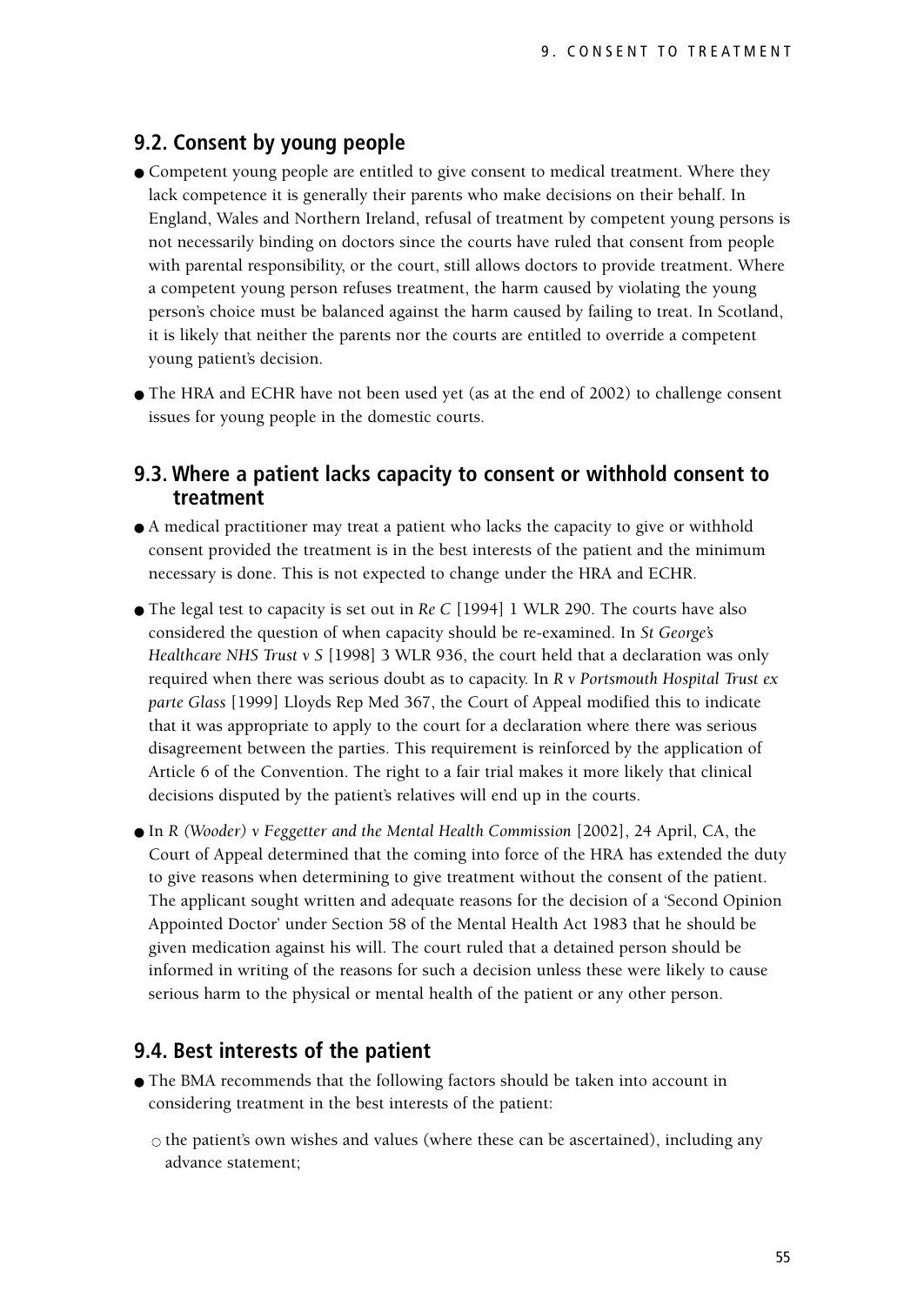## 9.2. Consent by young people

- Competent young people are entitled to give consent to medical treatment. Where they lack competence it is generally their parents who make decisions on their behalf. In England, Wales and Northern Ireland, refusal of treatment by competent young persons is not necessarily binding on doctors since the courts have ruled that consent from people with parental responsibility, or the court, still allows doctors to provide treatment. Where a competent young person refuses treatment, the harm caused by violating the young person's choice must be balanced against the harm caused by failing to treat. In Scotland, it is likely that neither the parents nor the courts are entitled to override a competent young patient's decision.
- The HRA and ECHR have not been used yet (as at the end of 2002) to challenge consent issues for young people in the domestic courts.

## 9.3. Where a patient lacks capacity to consent or withhold consent to treatment

- A medical practitioner may treat a patient who lacks the capacity to give or withhold consent provided the treatment is in the best interests of the patient and the minimum necessary is done. This is not expected to change under the HRA and ECHR.
- The legal test to capacity is set out in *Re C* [1994] 1 WLR 290. The courts have also considered the question of when capacity should be re-examined. In *St George's Healthcare NHS Trust v S* [1998] 3 WLR 936, the court held that a declaration was only required when there was serious doubt as to capacity. In *R v Portsmouth Hospital Trust ex parte Glass* [1999] Lloyds Rep Med 367, the Court of Appeal modified this to indicate that it was appropriate to apply to the court for a declaration where there was serious disagreement between the parties. This requirement is reinforced by the application of Article 6 of the Convention. The right to a fair trial makes it more likely that clinical decisions disputed by the patient's relatives will end up in the courts.
- In *R (Wooder) v Feggetter and the Mental Health Commission* [2002], 24 April, CA, the Court of Appeal determined that the coming into force of the HRA has extended the duty to give reasons when determining to give treatment without the consent of the patient. The applicant sought written and adequate reasons for the decision of a 'Second Opinion Appointed Doctor' under Section 58 of the Mental Health Act 1983 that he should be given medication against his will. The court ruled that a detained person should be informed in writing of the reasons for such a decision unless these were likely to cause serious harm to the physical or mental health of the patient or any other person.

## 9.4. Best interests of the patient

- The BMA recommends that the following factors should be taken into account in considering treatment in the best interests of the patient:
  - the patient's own wishes and values (where these can be ascertained), including any advance statement;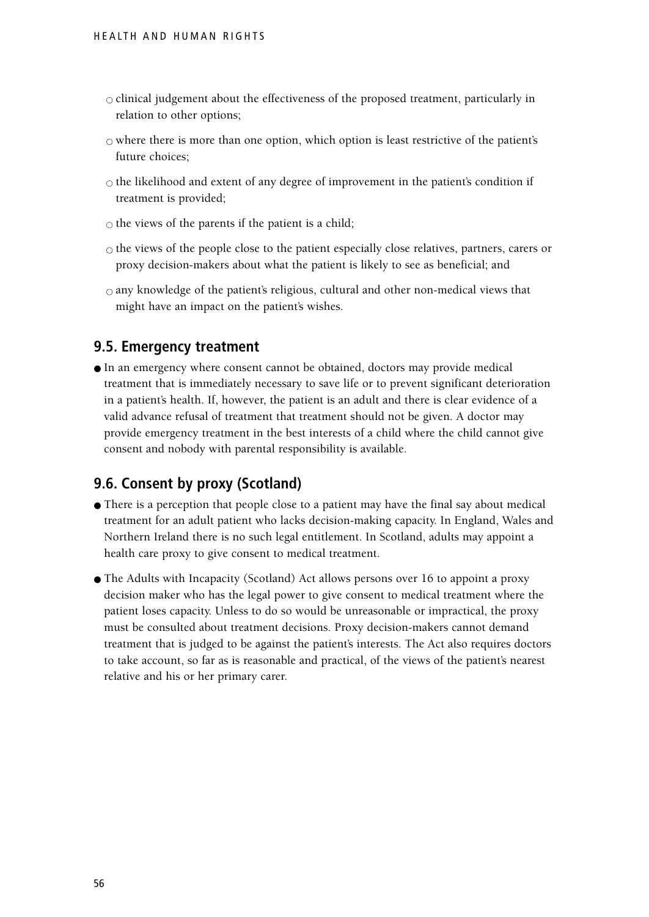- clinical judgement about the effectiveness of the proposed treatment, particularly in relation to other options;
- where there is more than one option, which option is least restrictive of the patient's future choices;
- the likelihood and extent of any degree of improvement in the patient's condition if treatment is provided;
- the views of the parents if the patient is a child;
- the views of the people close to the patient especially close relatives, partners, carers or proxy decision-makers about what the patient is likely to see as beneficial; and
- any knowledge of the patient's religious, cultural and other non-medical views that might have an impact on the patient's wishes.

## 9.5. Emergency treatment

- In an emergency where consent cannot be obtained, doctors may provide medical treatment that is immediately necessary to save life or to prevent significant deterioration in a patient's health. If, however, the patient is an adult and there is clear evidence of a valid advance refusal of treatment that treatment should not be given. A doctor may provide emergency treatment in the best interests of a child where the child cannot give consent and nobody with parental responsibility is available.

## 9.6. Consent by proxy (Scotland)

- There is a perception that people close to a patient may have the final say about medical treatment for an adult patient who lacks decision-making capacity. In England, Wales and Northern Ireland there is no such legal entitlement. In Scotland, adults may appoint a health care proxy to give consent to medical treatment.
- The Adults with Incapacity (Scotland) Act allows persons over 16 to appoint a proxy decision maker who has the legal power to give consent to medical treatment where the patient loses capacity. Unless to do so would be unreasonable or impractical, the proxy must be consulted about treatment decisions. Proxy decision-makers cannot demand treatment that is judged to be against the patient's interests. The Act also requires doctors to take account, so far as is reasonable and practical, of the views of the patient's nearest relative and his or her primary carer.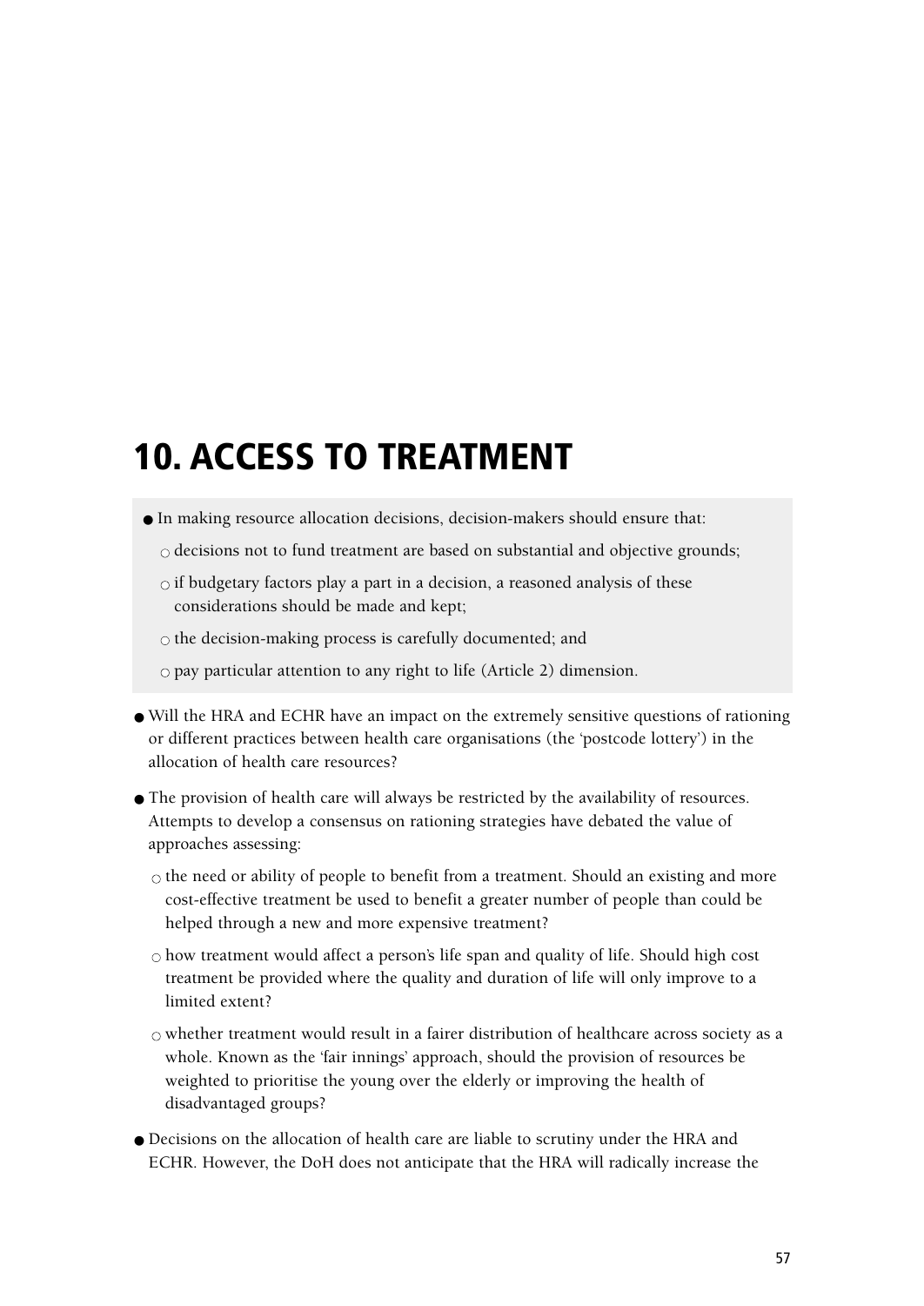# 10. ACCESS TO TREATMENT

- In making resource allocation decisions, decision-makers should ensure that:
  - decisions not to fund treatment are based on substantial and objective grounds;
  - if budgetary factors play a part in a decision, a reasoned analysis of these considerations should be made and kept;
  - the decision-making process is carefully documented; and
  - pay particular attention to any right to life (Article 2) dimension.

- Will the HRA and ECHR have an impact on the extremely sensitive questions of rationing or different practices between health care organisations (the 'postcode lottery') in the allocation of health care resources?

- The provision of health care will always be restricted by the availability of resources. Attempts to develop a consensus on rationing strategies have debated the value of approaches assessing:
  - the need or ability of people to benefit from a treatment. Should an existing and more cost-effective treatment be used to benefit a greater number of people than could be helped through a new and more expensive treatment?
  - how treatment would affect a person's life span and quality of life. Should high cost treatment be provided where the quality and duration of life will only improve to a limited extent?
  - whether treatment would result in a fairer distribution of healthcare across society as a whole. Known as the 'fair innings' approach, should the provision of resources be weighted to prioritise the young over the elderly or improving the health of disadvantaged groups?

- Decisions on the allocation of health care are liable to scrutiny under the HRA and ECHR. However, the DoH does not anticipate that the HRA will radically increase the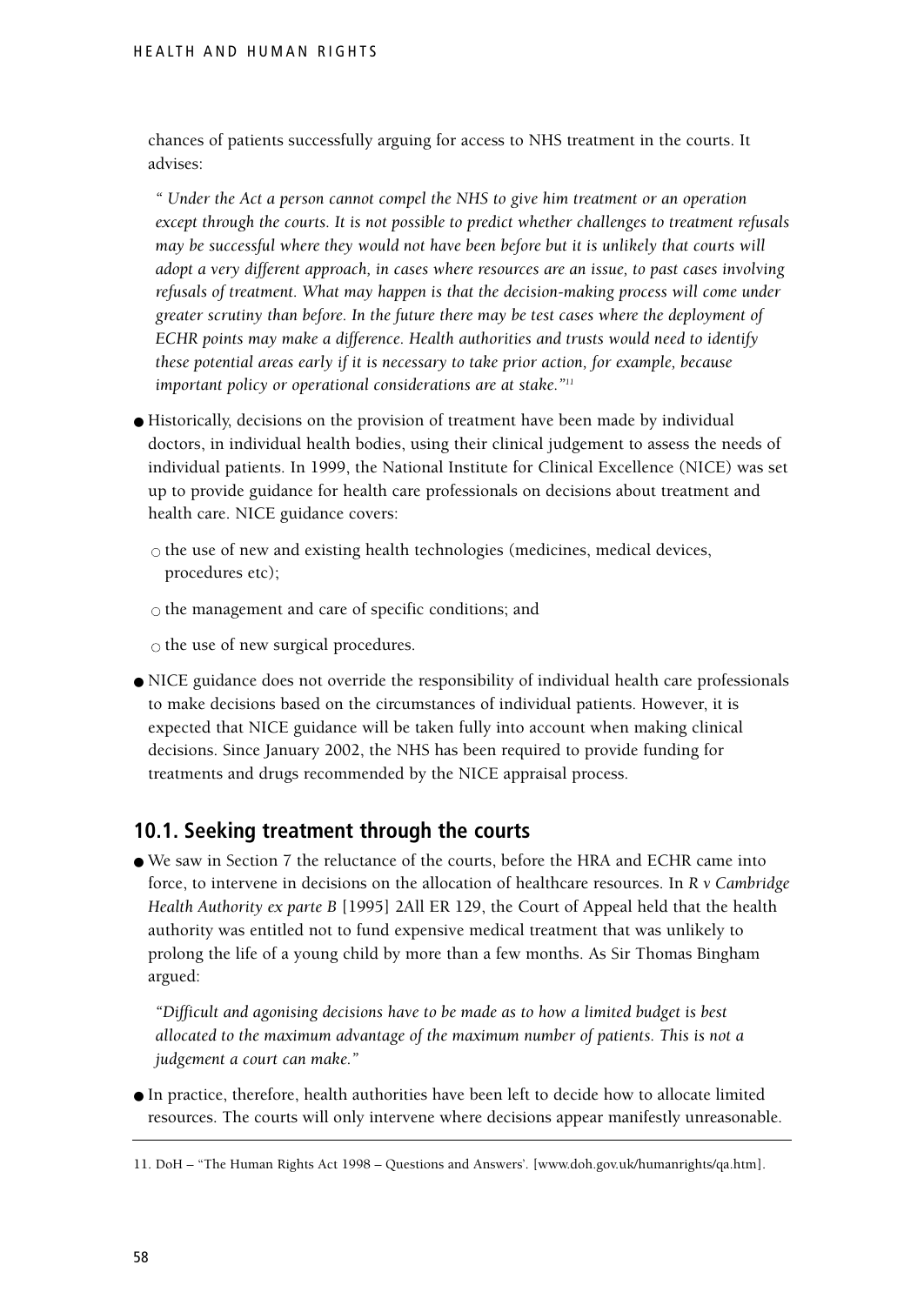chances of patients successfully arguing for access to NHS treatment in the courts. It advises:

*" Under the Act a person cannot compel the NHS to give him treatment or an operation except through the courts. It is not possible to predict whether challenges to treatment refusals may be successful where they would not have been before but it is unlikely that courts will adopt a very different approach, in cases where resources are an issue, to past cases involving refusals of treatment. What may happen is that the decision-making process will come under greater scrutiny than before. In the future there may be test cases where the deployment of ECHR points may make a difference. Health authorities and trusts would need to identify these potential areas early if it is necessary to take prior action, for example, because important policy or operational considerations are at stake."*[11]

- Historically, decisions on the provision of treatment have been made by individual doctors, in individual health bodies, using their clinical judgement to assess the needs of individual patients. In 1999, the National Institute for Clinical Excellence (NICE) was set up to provide guidance for health care professionals on decisions about treatment and health care. NICE guidance covers:
  - the use of new and existing health technologies (medicines, medical devices, procedures etc);
  - the management and care of specific conditions; and
  - the use of new surgical procedures.
- NICE guidance does not override the responsibility of individual health care professionals to make decisions based on the circumstances of individual patients. However, it is expected that NICE guidance will be taken fully into account when making clinical decisions. Since January 2002, the NHS has been required to provide funding for treatments and drugs recommended by the NICE appraisal process.

## 10.1. Seeking treatment through the courts

- We saw in Section 7 the reluctance of the courts, before the HRA and ECHR came into force, to intervene in decisions on the allocation of healthcare resources. In *R v Cambridge Health Authority ex parte B* [1995] 2All ER 129, the Court of Appeal held that the health authority was entitled not to fund expensive medical treatment that was unlikely to prolong the life of a young child by more than a few months. As Sir Thomas Bingham argued:

  *"Difficult and agonising decisions have to be made as to how a limited budget is best allocated to the maximum advantage of the maximum number of patients. This is not a judgement a court can make."*

- In practice, therefore, health authorities have been left to decide how to allocate limited resources. The courts will only intervene where decisions appear manifestly unreasonable.

---

11. DoH – "The Human Rights Act 1998 – Questions and Answers'. [www.doh.gov.uk/humanrights/qa.htm].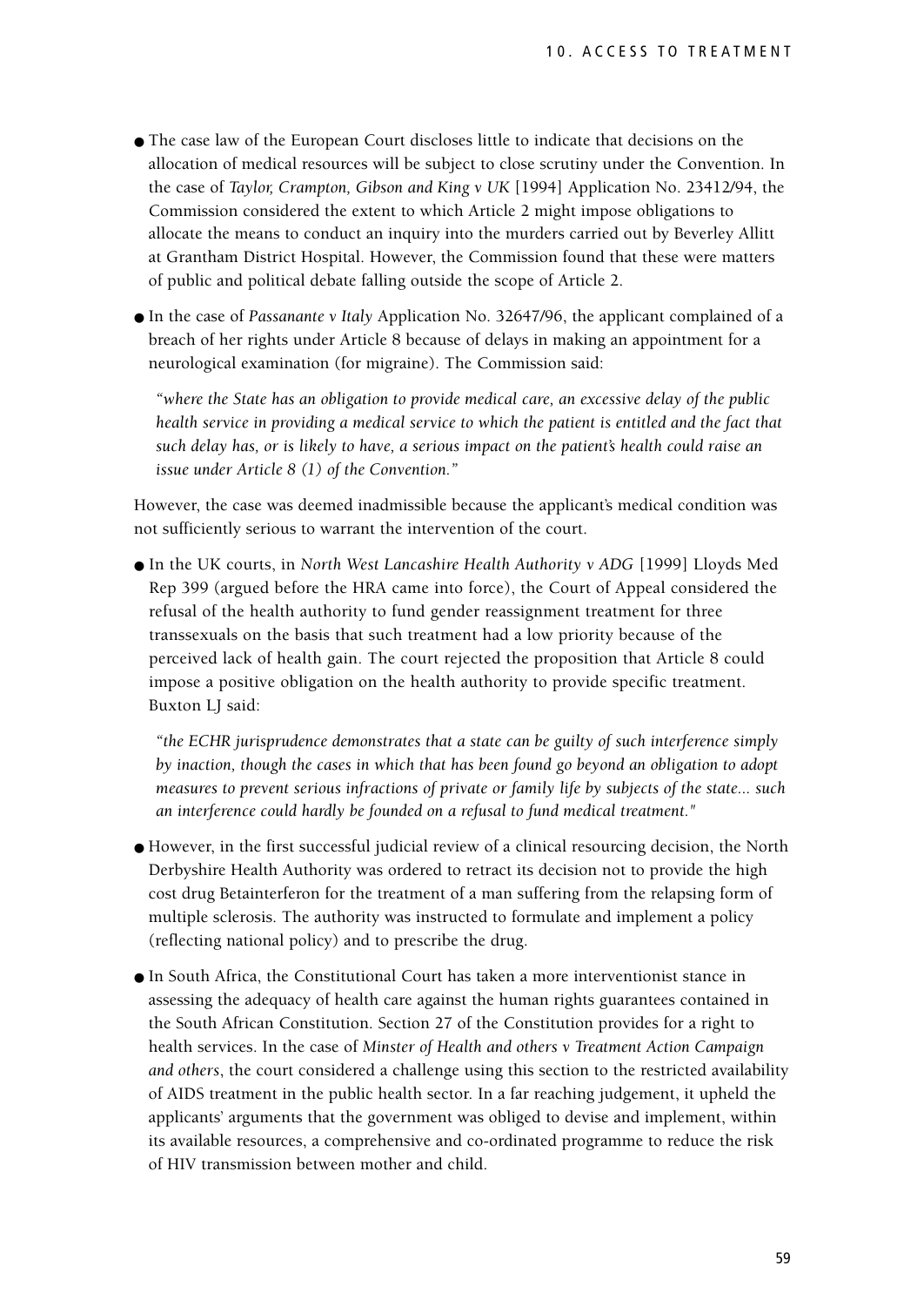- The case law of the European Court discloses little to indicate that decisions on the allocation of medical resources will be subject to close scrutiny under the Convention. In the case of *Taylor, Crampton, Gibson and King v UK* [1994] Application No. 23412/94, the Commission considered the extent to which Article 2 might impose obligations to allocate the means to conduct an inquiry into the murders carried out by Beverley Allitt at Grantham District Hospital. However, the Commission found that these were matters of public and political debate falling outside the scope of Article 2.

- In the case of *Passanante v Italy* Application No. 32647/96, the applicant complained of a breach of her rights under Article 8 because of delays in making an appointment for a neurological examination (for migraine). The Commission said:

  *"where the State has an obligation to provide medical care, an excessive delay of the public health service in providing a medical service to which the patient is entitled and the fact that such delay has, or is likely to have, a serious impact on the patient's health could raise an issue under Article 8 (1) of the Convention."*

However, the case was deemed inadmissible because the applicant's medical condition was not sufficiently serious to warrant the intervention of the court.

- In the UK courts, in *North West Lancashire Health Authority v ADG* [1999] Lloyds Med Rep 399 (argued before the HRA came into force), the Court of Appeal considered the refusal of the health authority to fund gender reassignment treatment for three transsexuals on the basis that such treatment had a low priority because of the perceived lack of health gain. The court rejected the proposition that Article 8 could impose a positive obligation on the health authority to provide specific treatment. Buxton LJ said:

  *"the ECHR jurisprudence demonstrates that a state can be guilty of such interference simply by inaction, though the cases in which that has been found go beyond an obligation to adopt measures to prevent serious infractions of private or family life by subjects of the state... such an interference could hardly be founded on a refusal to fund medical treatment."*

- However, in the first successful judicial review of a clinical resourcing decision, the North Derbyshire Health Authority was ordered to retract its decision not to provide the high cost drug Betainterferon for the treatment of a man suffering from the relapsing form of multiple sclerosis. The authority was instructed to formulate and implement a policy (reflecting national policy) and to prescribe the drug.

- In South Africa, the Constitutional Court has taken a more interventionist stance in assessing the adequacy of health care against the human rights guarantees contained in the South African Constitution. Section 27 of the Constitution provides for a right to health services. In the case of *Minster of Health and others v Treatment Action Campaign and others*, the court considered a challenge using this section to the restricted availability of AIDS treatment in the public health sector. In a far reaching judgement, it upheld the applicants' arguments that the government was obliged to devise and implement, within its available resources, a comprehensive and co-ordinated programme to reduce the risk of HIV transmission between mother and child.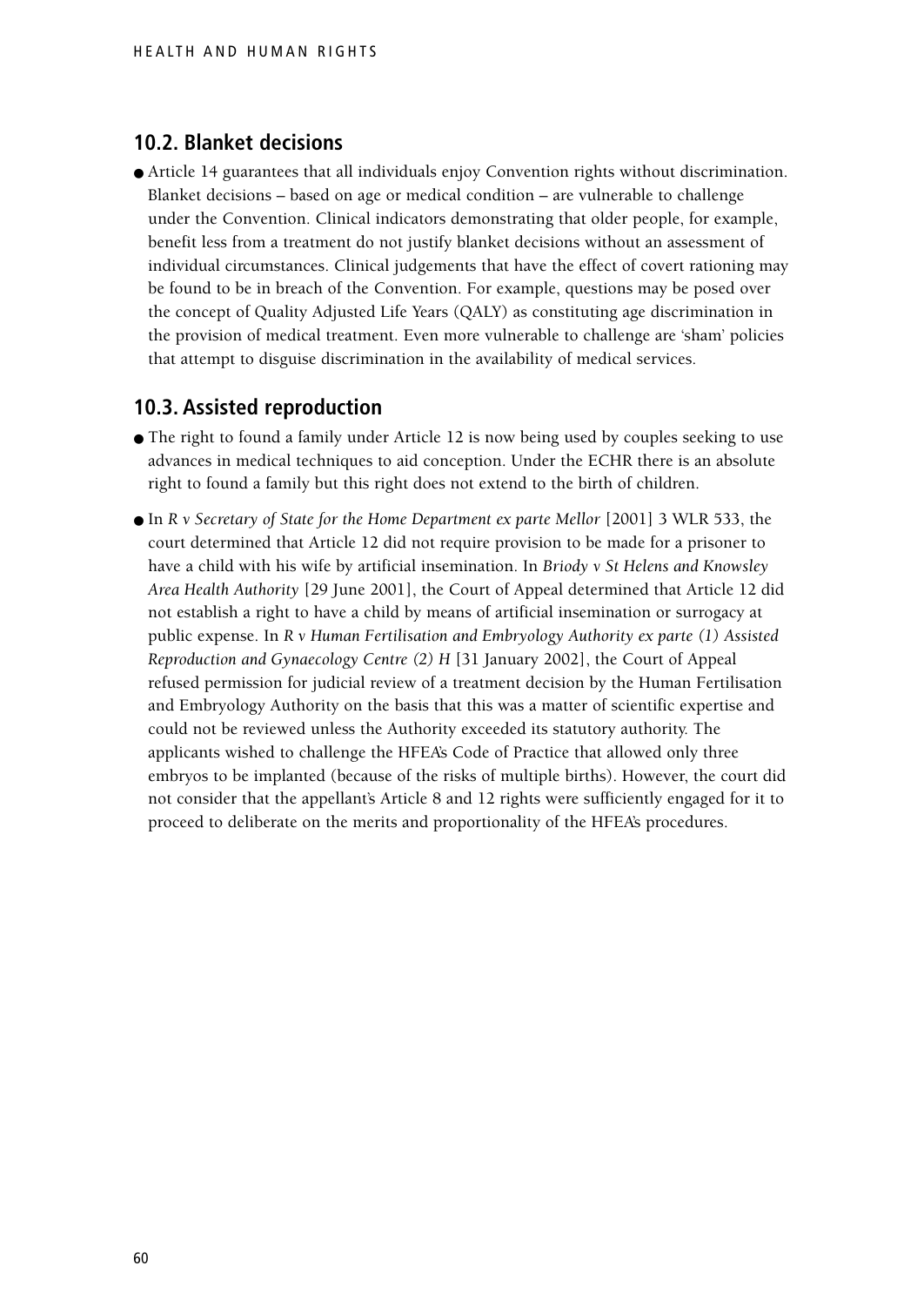## 10.2. Blanket decisions

- Article 14 guarantees that all individuals enjoy Convention rights without discrimination. Blanket decisions – based on age or medical condition – are vulnerable to challenge under the Convention. Clinical indicators demonstrating that older people, for example, benefit less from a treatment do not justify blanket decisions without an assessment of individual circumstances. Clinical judgements that have the effect of covert rationing may be found to be in breach of the Convention. For example, questions may be posed over the concept of Quality Adjusted Life Years (QALY) as constituting age discrimination in the provision of medical treatment. Even more vulnerable to challenge are 'sham' policies that attempt to disguise discrimination in the availability of medical services.

## 10.3. Assisted reproduction

- The right to found a family under Article 12 is now being used by couples seeking to use advances in medical techniques to aid conception. Under the ECHR there is an absolute right to found a family but this right does not extend to the birth of children.
- In *R v Secretary of State for the Home Department ex parte Mellor* [2001] 3 WLR 533, the court determined that Article 12 did not require provision to be made for a prisoner to have a child with his wife by artificial insemination. In *Briody v St Helens and Knowsley Area Health Authority* [29 June 2001], the Court of Appeal determined that Article 12 did not establish a right to have a child by means of artificial insemination or surrogacy at public expense. In *R v Human Fertilisation and Embryology Authority ex parte (1) Assisted Reproduction and Gynaecology Centre (2) H* [31 January 2002], the Court of Appeal refused permission for judicial review of a treatment decision by the Human Fertilisation and Embryology Authority on the basis that this was a matter of scientific expertise and could not be reviewed unless the Authority exceeded its statutory authority. The applicants wished to challenge the HFEA's Code of Practice that allowed only three embryos to be implanted (because of the risks of multiple births). However, the court did not consider that the appellant's Article 8 and 12 rights were sufficiently engaged for it to proceed to deliberate on the merits and proportionality of the HFEA's procedures.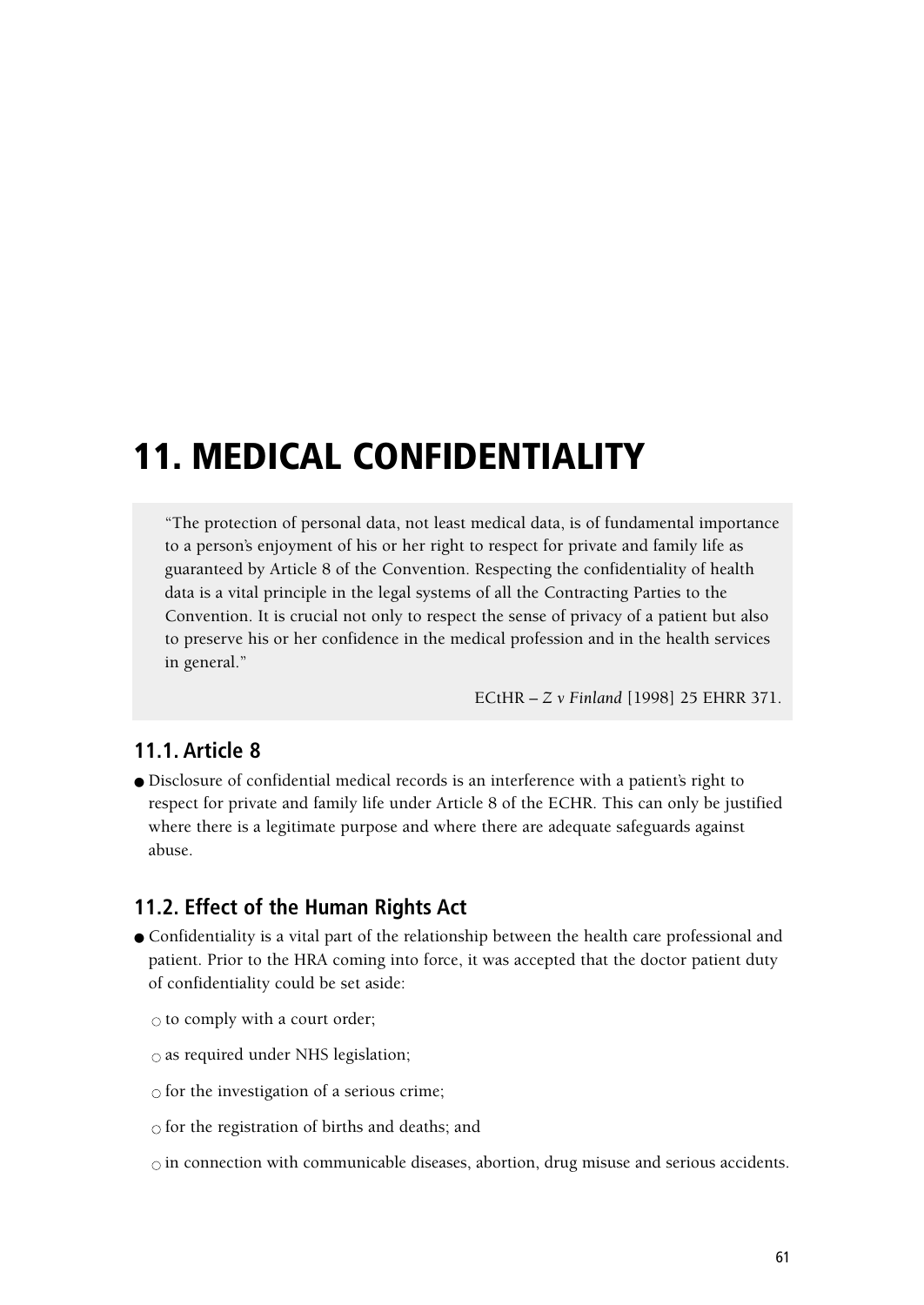# 11. MEDICAL CONFIDENTIALITY

> "The protection of personal data, not least medical data, is of fundamental importance to a person's enjoyment of his or her right to respect for private and family life as guaranteed by Article 8 of the Convention. Respecting the confidentiality of health data is a vital principle in the legal systems of all the Contracting Parties to the Convention. It is crucial not only to respect the sense of privacy of a patient but also to preserve his or her confidence in the medical profession and in the health services in general."
>
> ECtHR – *Z v Finland* [1998] 25 EHRR 371.

## 11.1. Article 8

- Disclosure of confidential medical records is an interference with a patient's right to respect for private and family life under Article 8 of the ECHR. This can only be justified where there is a legitimate purpose and where there are adequate safeguards against abuse.

## 11.2. Effect of the Human Rights Act

- Confidentiality is a vital part of the relationship between the health care professional and patient. Prior to the HRA coming into force, it was accepted that the doctor patient duty of confidentiality could be set aside:
  - to comply with a court order;
  - as required under NHS legislation;
  - for the investigation of a serious crime;
  - for the registration of births and deaths; and
  - in connection with communicable diseases, abortion, drug misuse and serious accidents.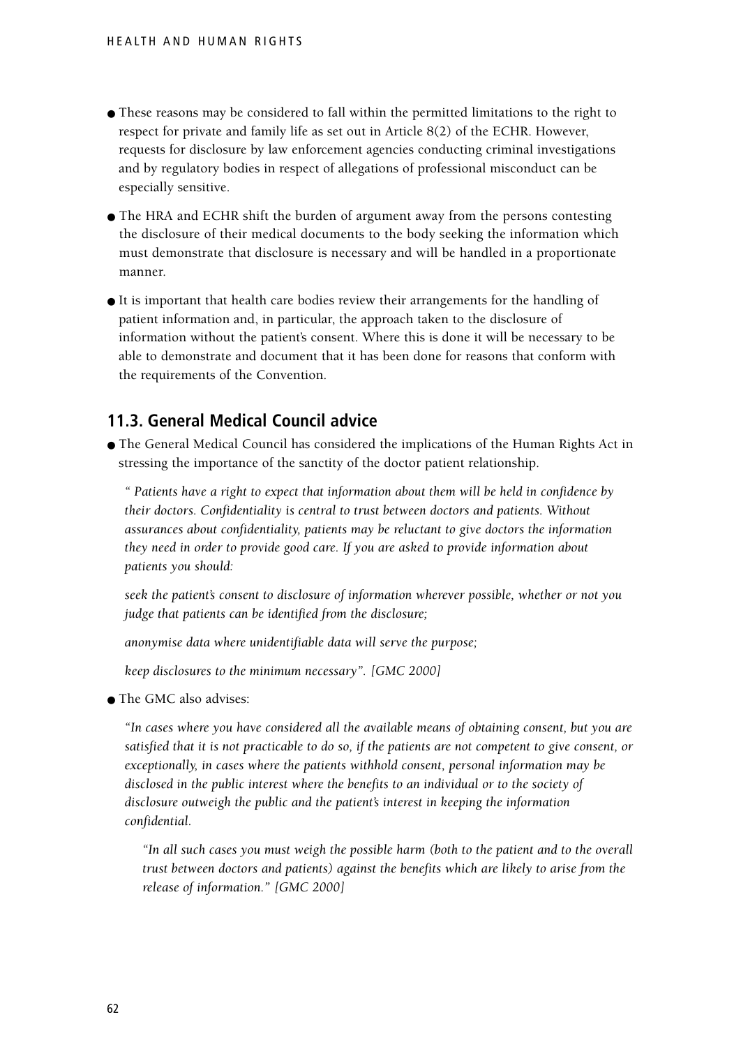- These reasons may be considered to fall within the permitted limitations to the right to respect for private and family life as set out in Article 8(2) of the ECHR. However, requests for disclosure by law enforcement agencies conducting criminal investigations and by regulatory bodies in respect of allegations of professional misconduct can be especially sensitive.
- The HRA and ECHR shift the burden of argument away from the persons contesting the disclosure of their medical documents to the body seeking the information which must demonstrate that disclosure is necessary and will be handled in a proportionate manner.
- It is important that health care bodies review their arrangements for the handling of patient information and, in particular, the approach taken to the disclosure of information without the patient's consent. Where this is done it will be necessary to be able to demonstrate and document that it has been done for reasons that conform with the requirements of the Convention.

## 11.3. General Medical Council advice

- The General Medical Council has considered the implications of the Human Rights Act in stressing the importance of the sanctity of the doctor patient relationship.

  *" Patients have a right to expect that information about them will be held in confidence by their doctors. Confidentiality is central to trust between doctors and patients. Without assurances about confidentiality, patients may be reluctant to give doctors the information they need in order to provide good care. If you are asked to provide information about patients you should:*

  *seek the patient's consent to disclosure of information wherever possible, whether or not you judge that patients can be identified from the disclosure;*

  *anonymise data where unidentifiable data will serve the purpose;*

  *keep disclosures to the minimum necessary". [GMC 2000]*

- The GMC also advises:

  *"In cases where you have considered all the available means of obtaining consent, but you are satisfied that it is not practicable to do so, if the patients are not competent to give consent, or exceptionally, in cases where the patients withhold consent, personal information may be disclosed in the public interest where the benefits to an individual or to the society of disclosure outweigh the public and the patient's interest in keeping the information confidential.*

  *"In all such cases you must weigh the possible harm (both to the patient and to the overall trust between doctors and patients) against the benefits which are likely to arise from the release of information." [GMC 2000]*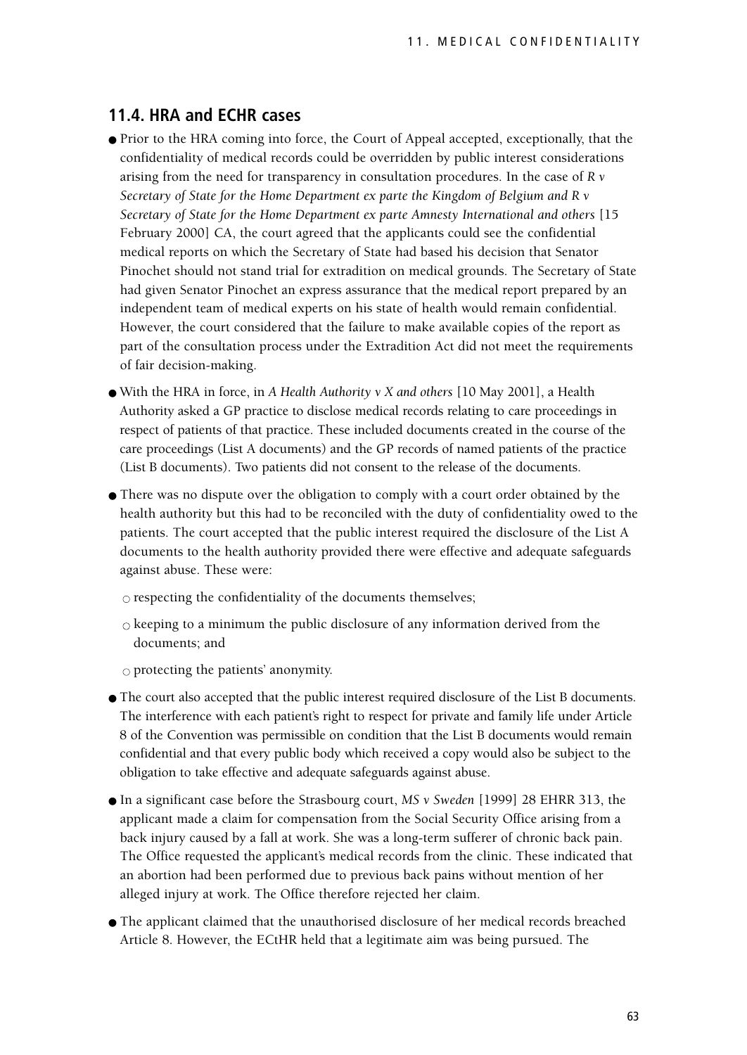## 11.4. HRA and ECHR cases

- Prior to the HRA coming into force, the Court of Appeal accepted, exceptionally, that the confidentiality of medical records could be overridden by public interest considerations arising from the need for transparency in consultation procedures. In the case of *R v Secretary of State for the Home Department ex parte the Kingdom of Belgium and R v Secretary of State for the Home Department ex parte Amnesty International and others* [15 February 2000] CA, the court agreed that the applicants could see the confidential medical reports on which the Secretary of State had based his decision that Senator Pinochet should not stand trial for extradition on medical grounds. The Secretary of State had given Senator Pinochet an express assurance that the medical report prepared by an independent team of medical experts on his state of health would remain confidential. However, the court considered that the failure to make available copies of the report as part of the consultation process under the Extradition Act did not meet the requirements of fair decision-making.
- With the HRA in force, in *A Health Authority v X and others* [10 May 2001], a Health Authority asked a GP practice to disclose medical records relating to care proceedings in respect of patients of that practice. These included documents created in the course of the care proceedings (List A documents) and the GP records of named patients of the practice (List B documents). Two patients did not consent to the release of the documents.
- There was no dispute over the obligation to comply with a court order obtained by the health authority but this had to be reconciled with the duty of confidentiality owed to the patients. The court accepted that the public interest required the disclosure of the List A documents to the health authority provided there were effective and adequate safeguards against abuse. These were:
  - respecting the confidentiality of the documents themselves;
  - keeping to a minimum the public disclosure of any information derived from the documents; and
  - protecting the patients' anonymity.
- The court also accepted that the public interest required disclosure of the List B documents. The interference with each patient's right to respect for private and family life under Article 8 of the Convention was permissible on condition that the List B documents would remain confidential and that every public body which received a copy would also be subject to the obligation to take effective and adequate safeguards against abuse.
- In a significant case before the Strasbourg court, *MS v Sweden* [1999] 28 EHRR 313, the applicant made a claim for compensation from the Social Security Office arising from a back injury caused by a fall at work. She was a long-term sufferer of chronic back pain. The Office requested the applicant's medical records from the clinic. These indicated that an abortion had been performed due to previous back pains without mention of her alleged injury at work. The Office therefore rejected her claim.
- The applicant claimed that the unauthorised disclosure of her medical records breached Article 8. However, the ECtHR held that a legitimate aim was being pursued. The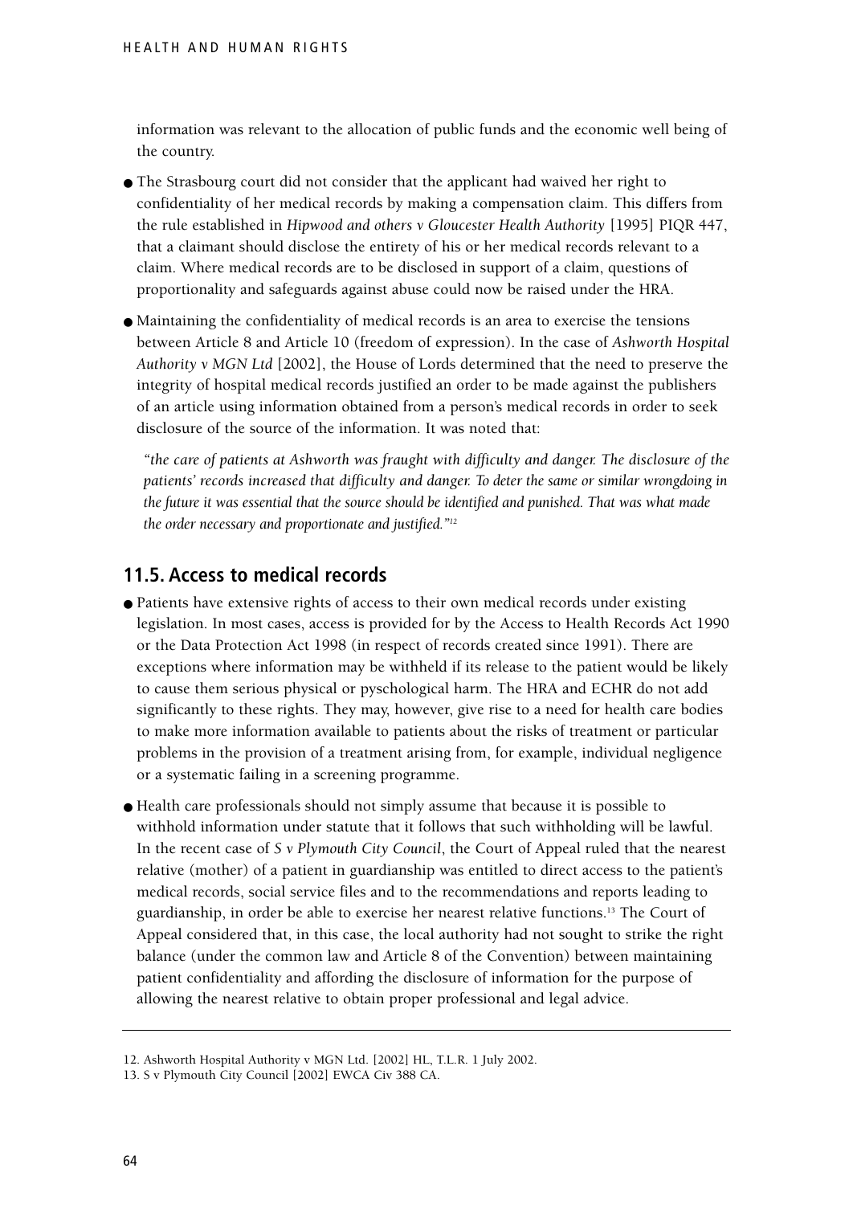information was relevant to the allocation of public funds and the economic well being of the country.

- The Strasbourg court did not consider that the applicant had waived her right to confidentiality of her medical records by making a compensation claim. This differs from the rule established in *Hipwood and others v Gloucester Health Authority* [1995] PIQR 447, that a claimant should disclose the entirety of his or her medical records relevant to a claim. Where medical records are to be disclosed in support of a claim, questions of proportionality and safeguards against abuse could now be raised under the HRA.
- Maintaining the confidentiality of medical records is an area to exercise the tensions between Article 8 and Article 10 (freedom of expression). In the case of *Ashworth Hospital Authority v MGN Ltd* [2002], the House of Lords determined that the need to preserve the integrity of hospital medical records justified an order to be made against the publishers of an article using information obtained from a person's medical records in order to seek disclosure of the source of the information. It was noted that:

  *"the care of patients at Ashworth was fraught with difficulty and danger. The disclosure of the patients' records increased that difficulty and danger. To deter the same or similar wrongdoing in the future it was essential that the source should be identified and punished. That was what made the order necessary and proportionate and justified."*[12]

## 11.5. Access to medical records

- Patients have extensive rights of access to their own medical records under existing legislation. In most cases, access is provided for by the Access to Health Records Act 1990 or the Data Protection Act 1998 (in respect of records created since 1991). There are exceptions where information may be withheld if its release to the patient would be likely to cause them serious physical or pyschological harm. The HRA and ECHR do not add significantly to these rights. They may, however, give rise to a need for health care bodies to make more information available to patients about the risks of treatment or particular problems in the provision of a treatment arising from, for example, individual negligence or a systematic failing in a screening programme.
- Health care professionals should not simply assume that because it is possible to withhold information under statute that it follows that such withholding will be lawful. In the recent case of *S v Plymouth City Council*, the Court of Appeal ruled that the nearest relative (mother) of a patient in guardianship was entitled to direct access to the patient's medical records, social service files and to the recommendations and reports leading to guardianship, in order be able to exercise her nearest relative functions.[13] The Court of Appeal considered that, in this case, the local authority had not sought to strike the right balance (under the common law and Article 8 of the Convention) between maintaining patient confidentiality and affording the disclosure of information for the purpose of allowing the nearest relative to obtain proper professional and legal advice.

---

12. Ashworth Hospital Authority v MGN Ltd. [2002] HL, T.L.R. 1 July 2002.
13. S v Plymouth City Council [2002] EWCA Civ 388 CA.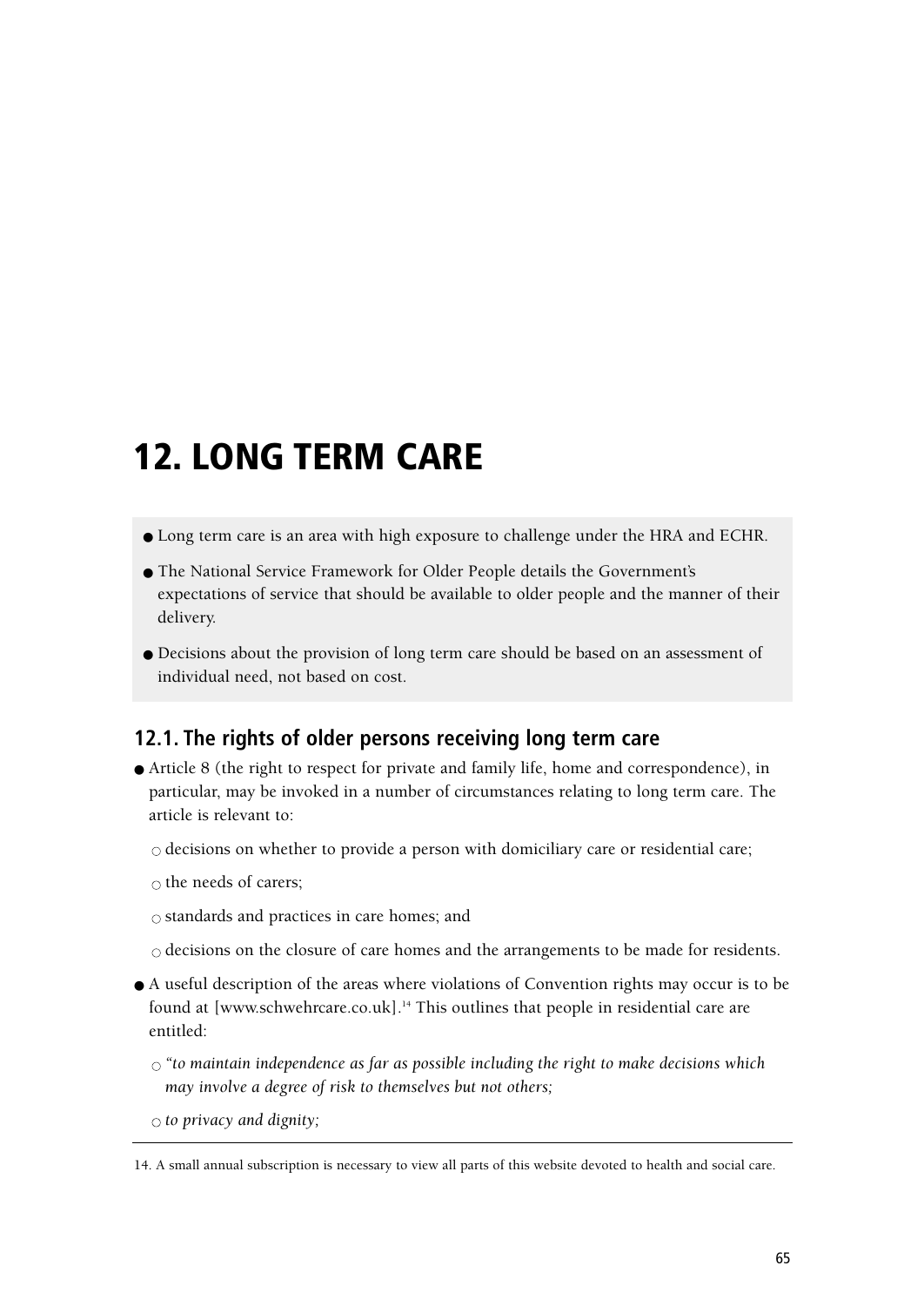# 12. LONG TERM CARE

- Long term care is an area with high exposure to challenge under the HRA and ECHR.
- The National Service Framework for Older People details the Government's expectations of service that should be available to older people and the manner of their delivery.
- Decisions about the provision of long term care should be based on an assessment of individual need, not based on cost.

## 12.1. The rights of older persons receiving long term care

- Article 8 (the right to respect for private and family life, home and correspondence), in particular, may be invoked in a number of circumstances relating to long term care. The article is relevant to:
  - decisions on whether to provide a person with domiciliary care or residential care;
  - the needs of carers;
  - standards and practices in care homes; and
  - decisions on the closure of care homes and the arrangements to be made for residents.
- A useful description of the areas where violations of Convention rights may occur is to be found at [www.schwehrcare.co.uk].[14] This outlines that people in residential care are entitled:
  - *"to maintain independence as far as possible including the right to make decisions which may involve a degree of risk to themselves but not others;*
  - *to privacy and dignity;*

---

14. A small annual subscription is necessary to view all parts of this website devoted to health and social care.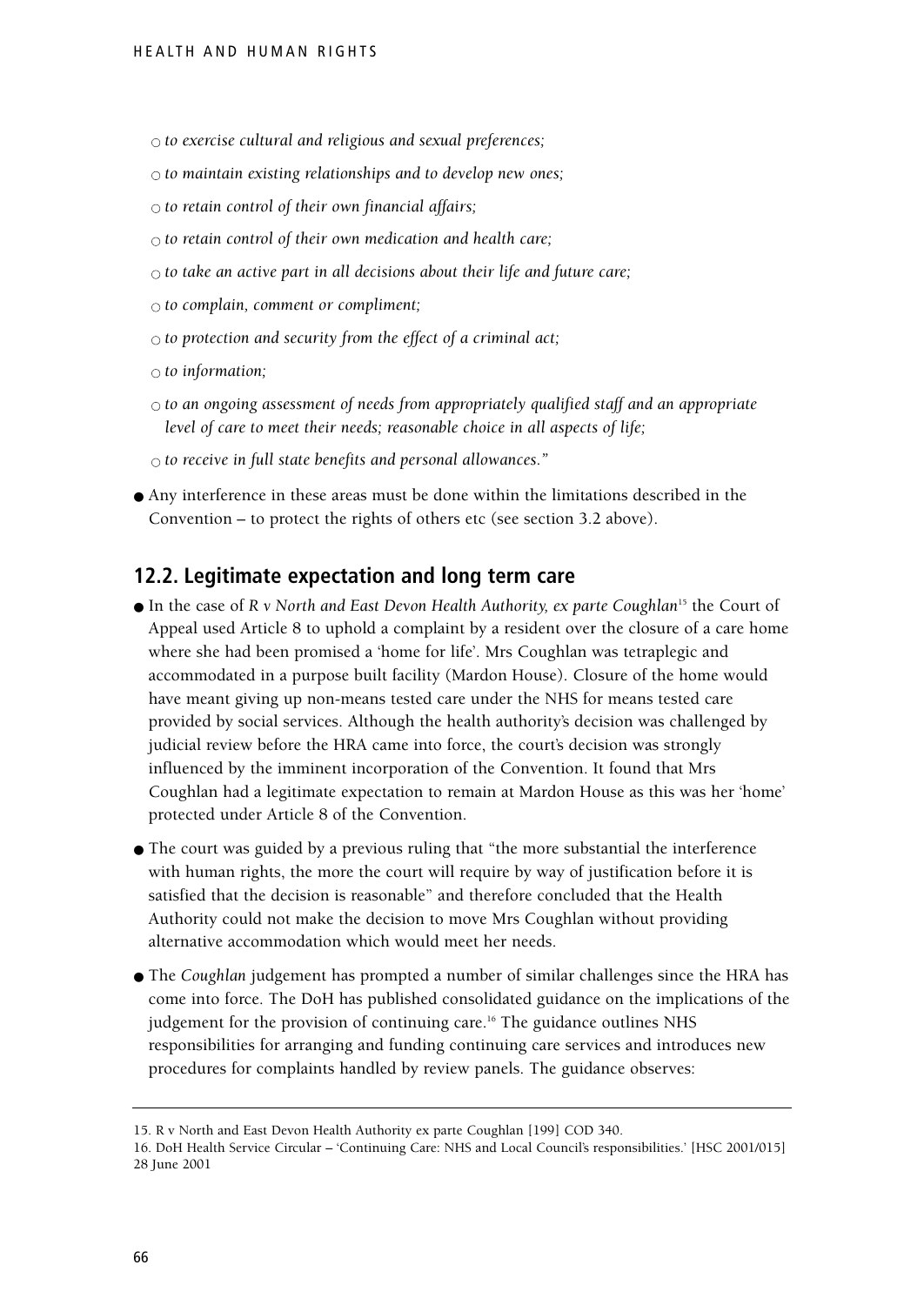- *to exercise cultural and religious and sexual preferences;*
- *to maintain existing relationships and to develop new ones;*
- *to retain control of their own financial affairs;*
- *to retain control of their own medication and health care;*
- *to take an active part in all decisions about their life and future care;*
- *to complain, comment or compliment;*
- *to protection and security from the effect of a criminal act;*
- *to information;*
- *to an ongoing assessment of needs from appropriately qualified staff and an appropriate level of care to meet their needs; reasonable choice in all aspects of life;*
- *to receive in full state benefits and personal allowances."*

- Any interference in these areas must be done within the limitations described in the Convention – to protect the rights of others etc (see section 3.2 above).

## 12.2. Legitimate expectation and long term care

- In the case of *R v North and East Devon Health Authority, ex parte Coughlan*[15] the Court of Appeal used Article 8 to uphold a complaint by a resident over the closure of a care home where she had been promised a 'home for life'. Mrs Coughlan was tetraplegic and accommodated in a purpose built facility (Mardon House). Closure of the home would have meant giving up non-means tested care under the NHS for means tested care provided by social services. Although the health authority's decision was challenged by judicial review before the HRA came into force, the court's decision was strongly influenced by the imminent incorporation of the Convention. It found that Mrs Coughlan had a legitimate expectation to remain at Mardon House as this was her 'home' protected under Article 8 of the Convention.
- The court was guided by a previous ruling that "the more substantial the interference with human rights, the more the court will require by way of justification before it is satisfied that the decision is reasonable" and therefore concluded that the Health Authority could not make the decision to move Mrs Coughlan without providing alternative accommodation which would meet her needs.
- The *Coughlan* judgement has prompted a number of similar challenges since the HRA has come into force. The DoH has published consolidated guidance on the implications of the judgement for the provision of continuing care.[16] The guidance outlines NHS responsibilities for arranging and funding continuing care services and introduces new procedures for complaints handled by review panels. The guidance observes:

---

15. R v North and East Devon Health Authority ex parte Coughlan [199] COD 340.

16. DoH Health Service Circular – 'Continuing Care: NHS and Local Council's responsibilities.' [HSC 2001/015] 28 June 2001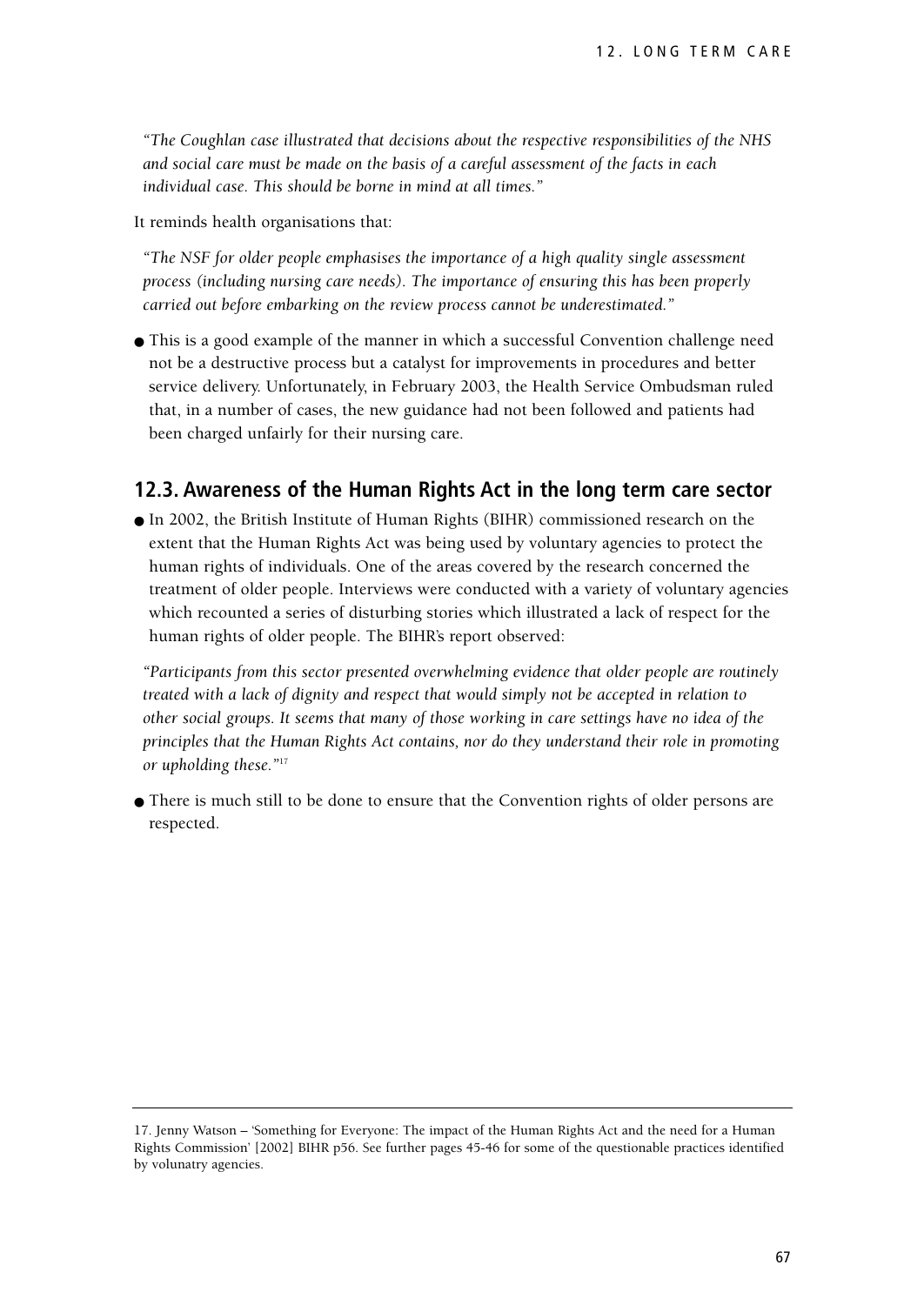*"The Coughlan case illustrated that decisions about the respective responsibilities of the NHS and social care must be made on the basis of a careful assessment of the facts in each individual case. This should be borne in mind at all times."*

It reminds health organisations that:

*"The NSF for older people emphasises the importance of a high quality single assessment process (including nursing care needs). The importance of ensuring this has been properly carried out before embarking on the review process cannot be underestimated."*

- This is a good example of the manner in which a successful Convention challenge need not be a destructive process but a catalyst for improvements in procedures and better service delivery. Unfortunately, in February 2003, the Health Service Ombudsman ruled that, in a number of cases, the new guidance had not been followed and patients had been charged unfairly for their nursing care.

## 12.3. Awareness of the Human Rights Act in the long term care sector

- In 2002, the British Institute of Human Rights (BIHR) commissioned research on the extent that the Human Rights Act was being used by voluntary agencies to protect the human rights of individuals. One of the areas covered by the research concerned the treatment of older people. Interviews were conducted with a variety of voluntary agencies which recounted a series of disturbing stories which illustrated a lack of respect for the human rights of older people. The BIHR's report observed:

*"Participants from this sector presented overwhelming evidence that older people are routinely treated with a lack of dignity and respect that would simply not be accepted in relation to other social groups. It seems that many of those working in care settings have no idea of the principles that the Human Rights Act contains, nor do they understand their role in promoting or upholding these."*[17]

- There is much still to be done to ensure that the Convention rights of older persons are respected.

---

17. Jenny Watson – 'Something for Everyone: The impact of the Human Rights Act and the need for a Human Rights Commission' [2002] BIHR p56. See further pages 45-46 for some of the questionable practices identified by volunatry agencies.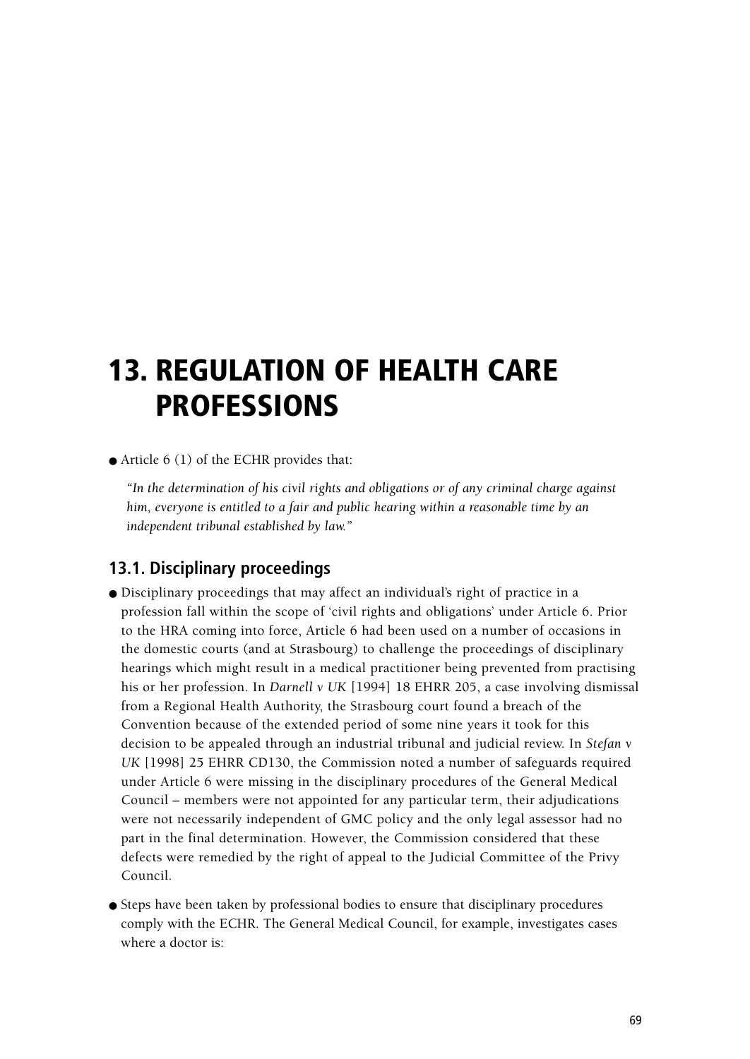# 13. REGULATION OF HEALTH CARE PROFESSIONS

- Article 6 (1) of the ECHR provides that:

  *"In the determination of his civil rights and obligations or of any criminal charge against him, everyone is entitled to a fair and public hearing within a reasonable time by an independent tribunal established by law."*

## 13.1. Disciplinary proceedings

- Disciplinary proceedings that may affect an individual's right of practice in a profession fall within the scope of 'civil rights and obligations' under Article 6. Prior to the HRA coming into force, Article 6 had been used on a number of occasions in the domestic courts (and at Strasbourg) to challenge the proceedings of disciplinary hearings which might result in a medical practitioner being prevented from practising his or her profession. In *Darnell v UK* [1994] 18 EHRR 205, a case involving dismissal from a Regional Health Authority, the Strasbourg court found a breach of the Convention because of the extended period of some nine years it took for this decision to be appealed through an industrial tribunal and judicial review. In *Stefan v UK* [1998] 25 EHRR CD130, the Commission noted a number of safeguards required under Article 6 were missing in the disciplinary procedures of the General Medical Council – members were not appointed for any particular term, their adjudications were not necessarily independent of GMC policy and the only legal assessor had no part in the final determination. However, the Commission considered that these defects were remedied by the right of appeal to the Judicial Committee of the Privy Council.

- Steps have been taken by professional bodies to ensure that disciplinary procedures comply with the ECHR. The General Medical Council, for example, investigates cases where a doctor is: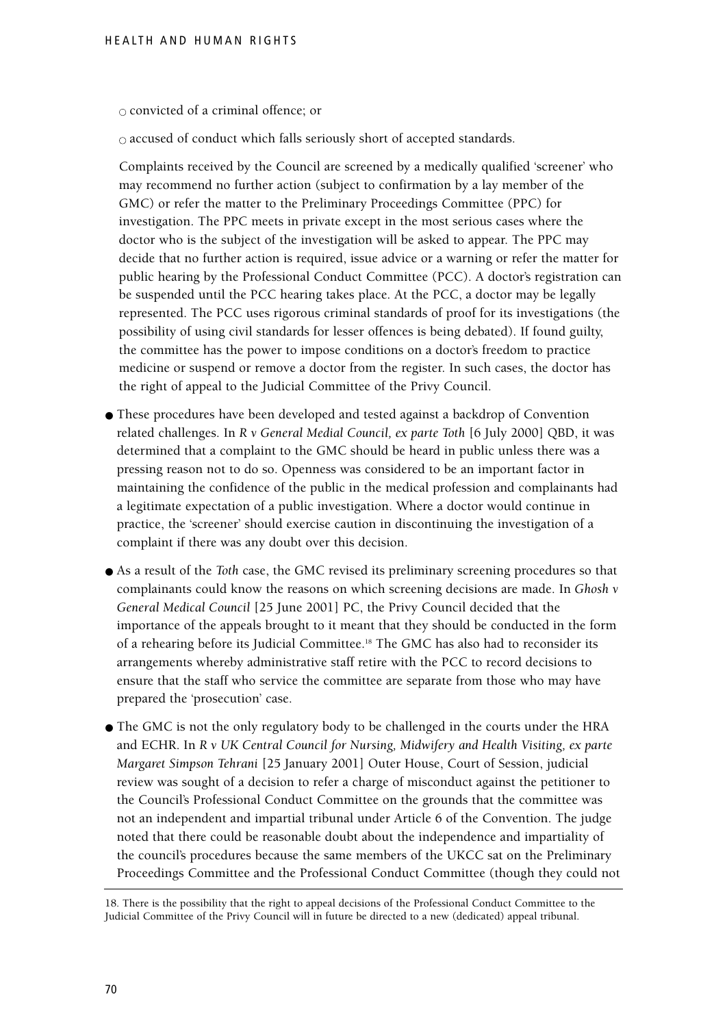- ○ convicted of a criminal offence; or
- ○ accused of conduct which falls seriously short of accepted standards.

Complaints received by the Council are screened by a medically qualified 'screener' who may recommend no further action (subject to confirmation by a lay member of the GMC) or refer the matter to the Preliminary Proceedings Committee (PPC) for investigation. The PPC meets in private except in the most serious cases where the doctor who is the subject of the investigation will be asked to appear. The PPC may decide that no further action is required, issue advice or a warning or refer the matter for public hearing by the Professional Conduct Committee (PCC). A doctor's registration can be suspended until the PCC hearing takes place. At the PCC, a doctor may be legally represented. The PCC uses rigorous criminal standards of proof for its investigations (the possibility of using civil standards for lesser offences is being debated). If found guilty, the committee has the power to impose conditions on a doctor's freedom to practice medicine or suspend or remove a doctor from the register. In such cases, the doctor has the right of appeal to the Judicial Committee of the Privy Council.

- These procedures have been developed and tested against a backdrop of Convention related challenges. In *R v General Medial Council, ex parte Toth* [6 July 2000] QBD, it was determined that a complaint to the GMC should be heard in public unless there was a pressing reason not to do so. Openness was considered to be an important factor in maintaining the confidence of the public in the medical profession and complainants had a legitimate expectation of a public investigation. Where a doctor would continue in practice, the 'screener' should exercise caution in discontinuing the investigation of a complaint if there was any doubt over this decision.
- As a result of the *Toth* case, the GMC revised its preliminary screening procedures so that complainants could know the reasons on which screening decisions are made. In *Ghosh v General Medical Council* [25 June 2001] PC, the Privy Council decided that the importance of the appeals brought to it meant that they should be conducted in the form of a rehearing before its Judicial Committee.[18] The GMC has also had to reconsider its arrangements whereby administrative staff retire with the PCC to record decisions to ensure that the staff who service the committee are separate from those who may have prepared the 'prosecution' case.
- The GMC is not the only regulatory body to be challenged in the courts under the HRA and ECHR. In *R v UK Central Council for Nursing, Midwifery and Health Visiting, ex parte Margaret Simpson Tehrani* [25 January 2001] Outer House, Court of Session, judicial review was sought of a decision to refer a charge of misconduct against the petitioner to the Council's Professional Conduct Committee on the grounds that the committee was not an independent and impartial tribunal under Article 6 of the Convention. The judge noted that there could be reasonable doubt about the independence and impartiality of the council's procedures because the same members of the UKCC sat on the Preliminary Proceedings Committee and the Professional Conduct Committee (though they could not

---

18. There is the possibility that the right to appeal decisions of the Professional Conduct Committee to the Judicial Committee of the Privy Council will in future be directed to a new (dedicated) appeal tribunal.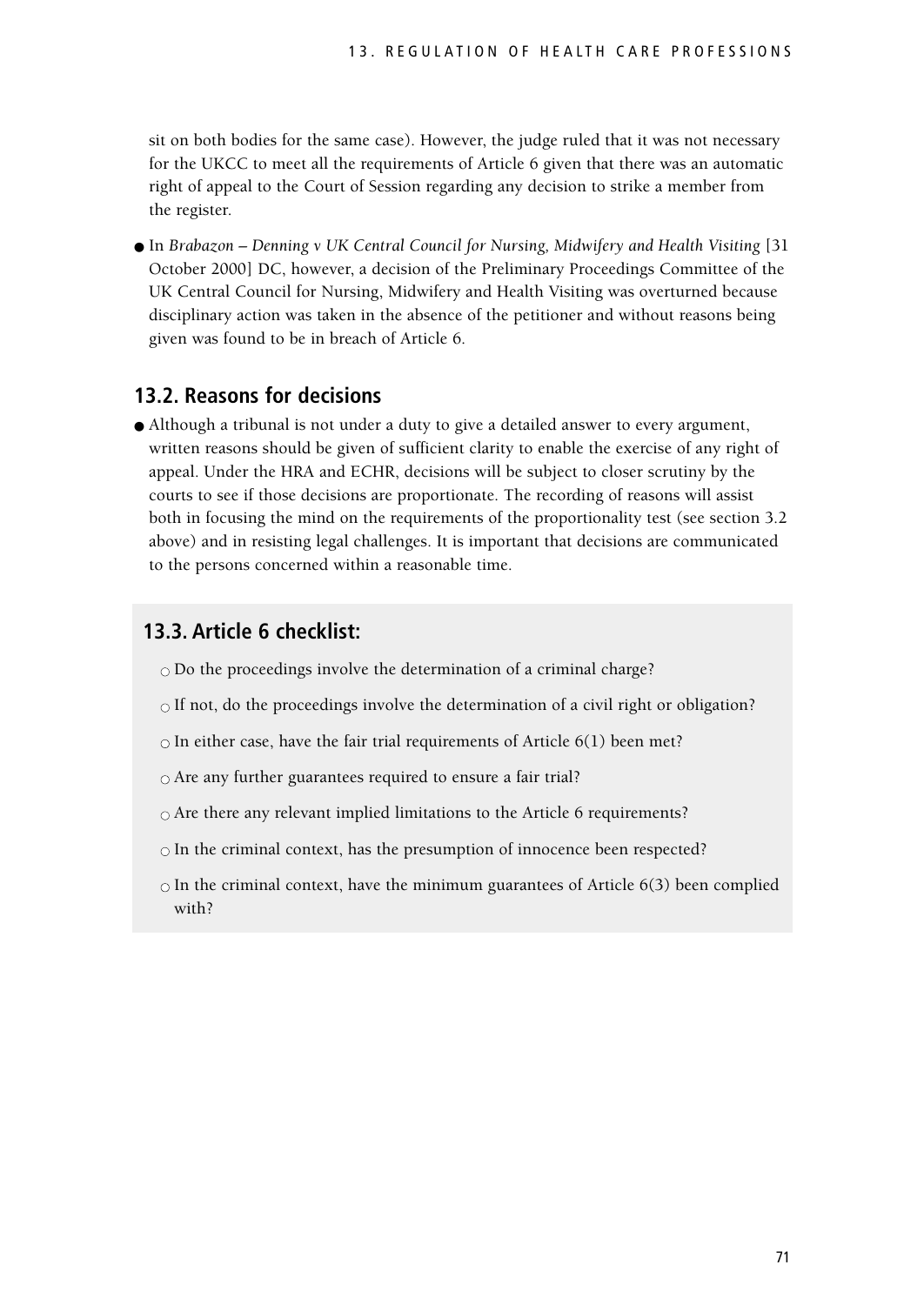sit on both bodies for the same case). However, the judge ruled that it was not necessary for the UKCC to meet all the requirements of Article 6 given that there was an automatic right of appeal to the Court of Session regarding any decision to strike a member from the register.

- In *Brabazon – Denning v UK Central Council for Nursing, Midwifery and Health Visiting* [31 October 2000] DC, however, a decision of the Preliminary Proceedings Committee of the UK Central Council for Nursing, Midwifery and Health Visiting was overturned because disciplinary action was taken in the absence of the petitioner and without reasons being given was found to be in breach of Article 6.

## 13.2. Reasons for decisions

- Although a tribunal is not under a duty to give a detailed answer to every argument, written reasons should be given of sufficient clarity to enable the exercise of any right of appeal. Under the HRA and ECHR, decisions will be subject to closer scrutiny by the courts to see if those decisions are proportionate. The recording of reasons will assist both in focusing the mind on the requirements of the proportionality test (see section 3.2 above) and in resisting legal challenges. It is important that decisions are communicated to the persons concerned within a reasonable time.

## 13.3. Article 6 checklist:

- ○ Do the proceedings involve the determination of a criminal charge?
- ○ If not, do the proceedings involve the determination of a civil right or obligation?
- ○ In either case, have the fair trial requirements of Article 6(1) been met?
- ○ Are any further guarantees required to ensure a fair trial?
- ○ Are there any relevant implied limitations to the Article 6 requirements?
- ○ In the criminal context, has the presumption of innocence been respected?
- ○ In the criminal context, have the minimum guarantees of Article 6(3) been complied with?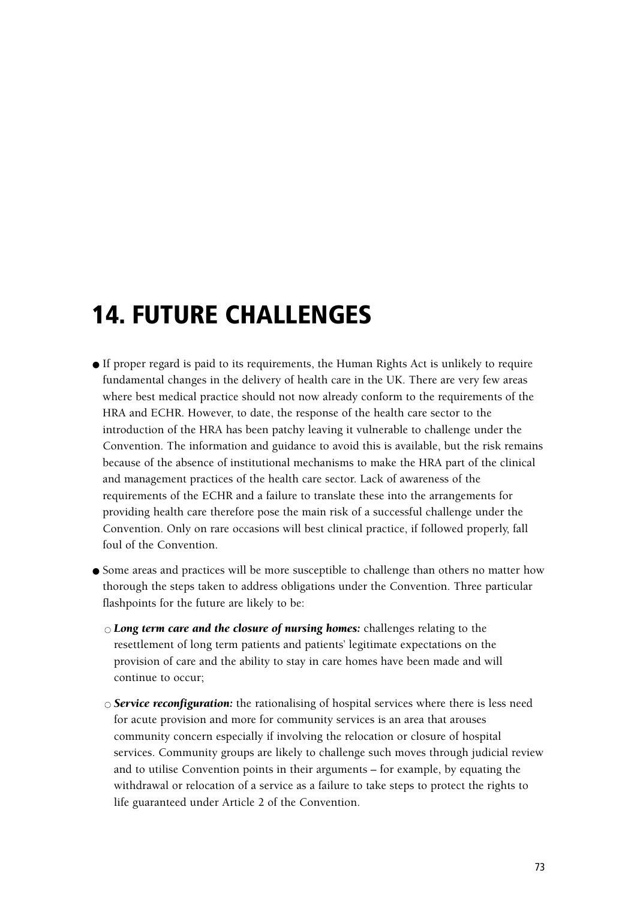# 14. FUTURE CHALLENGES

- If proper regard is paid to its requirements, the Human Rights Act is unlikely to require fundamental changes in the delivery of health care in the UK. There are very few areas where best medical practice should not now already conform to the requirements of the HRA and ECHR. However, to date, the response of the health care sector to the introduction of the HRA has been patchy leaving it vulnerable to challenge under the Convention. The information and guidance to avoid this is available, but the risk remains because of the absence of institutional mechanisms to make the HRA part of the clinical and management practices of the health care sector. Lack of awareness of the requirements of the ECHR and a failure to translate these into the arrangements for providing health care therefore pose the main risk of a successful challenge under the Convention. Only on rare occasions will best clinical practice, if followed properly, fall foul of the Convention.

- Some areas and practices will be more susceptible to challenge than others no matter how thorough the steps taken to address obligations under the Convention. Three particular flashpoints for the future are likely to be:

  - ***Long term care and the closure of nursing homes:*** challenges relating to the resettlement of long term patients and patients' legitimate expectations on the provision of care and the ability to stay in care homes have been made and will continue to occur;

  - ***Service reconfiguration:*** the rationalising of hospital services where there is less need for acute provision and more for community services is an area that arouses community concern especially if involving the relocation or closure of hospital services. Community groups are likely to challenge such moves through judicial review and to utilise Convention points in their arguments – for example, by equating the withdrawal or relocation of a service as a failure to take steps to protect the rights to life guaranteed under Article 2 of the Convention.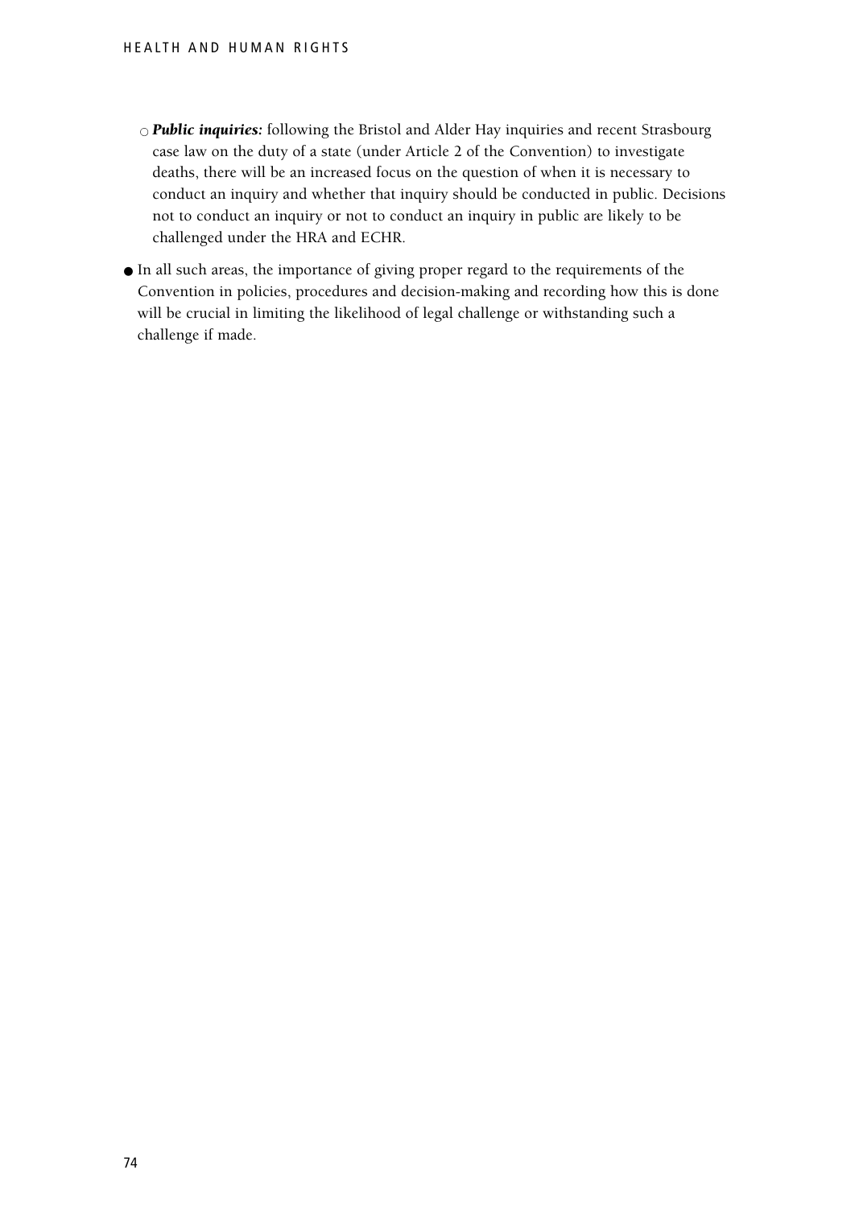- ***Public inquiries:*** following the Bristol and Alder Hay inquiries and recent Strasbourg case law on the duty of a state (under Article 2 of the Convention) to investigate deaths, there will be an increased focus on the question of when it is necessary to conduct an inquiry and whether that inquiry should be conducted in public. Decisions not to conduct an inquiry or not to conduct an inquiry in public are likely to be challenged under the HRA and ECHR.

- In all such areas, the importance of giving proper regard to the requirements of the Convention in policies, procedures and decision-making and recording how this is done will be crucial in limiting the likelihood of legal challenge or withstanding such a challenge if made.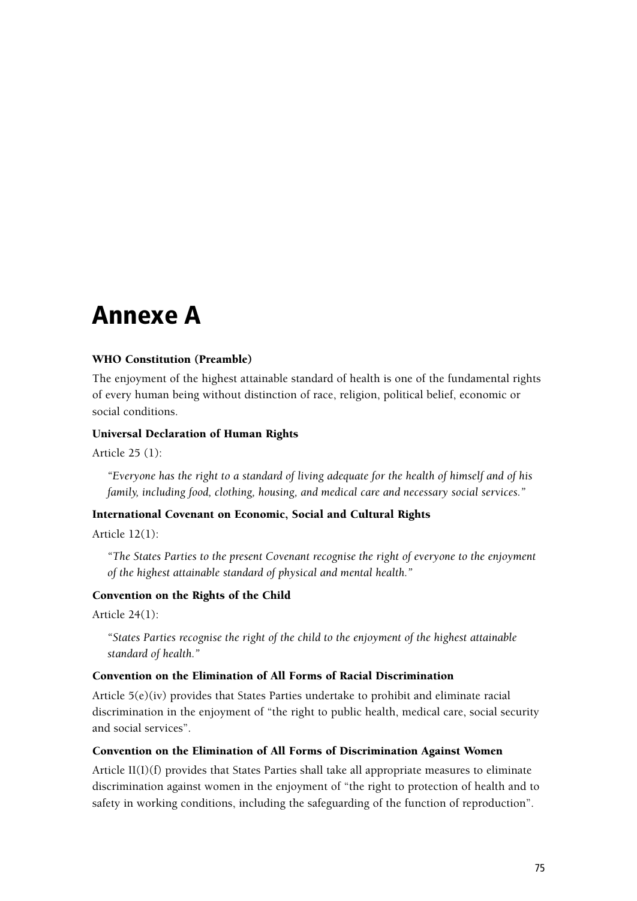# Annexe A

**WHO Constitution (Preamble)**

The enjoyment of the highest attainable standard of health is one of the fundamental rights of every human being without distinction of race, religion, political belief, economic or social conditions.

**Universal Declaration of Human Rights**

Article 25 (1):

> *"Everyone has the right to a standard of living adequate for the health of himself and of his family, including food, clothing, housing, and medical care and necessary social services."*

**International Covenant on Economic, Social and Cultural Rights**

Article 12(1):

> *"The States Parties to the present Covenant recognise the right of everyone to the enjoyment of the highest attainable standard of physical and mental health."*

**Convention on the Rights of the Child**

Article 24(1):

> *"States Parties recognise the right of the child to the enjoyment of the highest attainable standard of health."*

**Convention on the Elimination of All Forms of Racial Discrimination**

Article 5(e)(iv) provides that States Parties undertake to prohibit and eliminate racial discrimination in the enjoyment of "the right to public health, medical care, social security and social services".

**Convention on the Elimination of All Forms of Discrimination Against Women**

Article II(I)(f) provides that States Parties shall take all appropriate measures to eliminate discrimination against women in the enjoyment of "the right to protection of health and to safety in working conditions, including the safeguarding of the function of reproduction".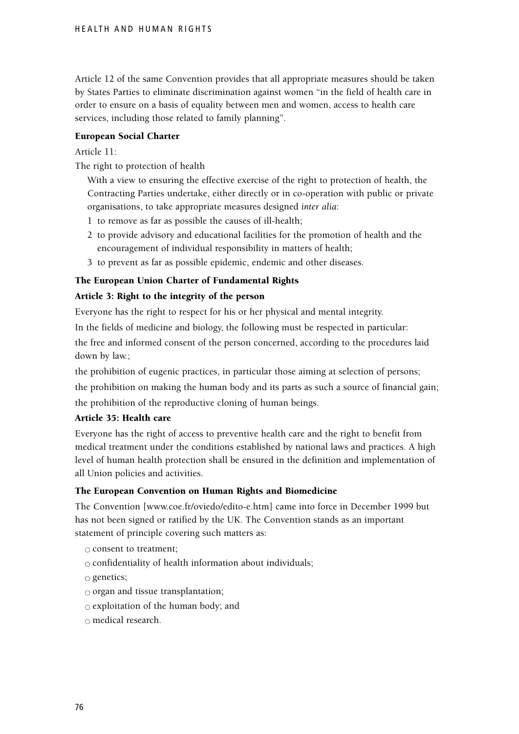Article 12 of the same Convention provides that all appropriate measures should be taken by States Parties to eliminate discrimination against women "in the field of health care in order to ensure on a basis of equality between men and women, access to health care services, including those related to family planning".

### European Social Charter

Article 11:

The right to protection of health

With a view to ensuring the effective exercise of the right to protection of health, the Contracting Parties undertake, either directly or in co-operation with public or private organisations, to take appropriate measures designed *inter alia*:

1. to remove as far as possible the causes of ill-health;
2. to provide advisory and educational facilities for the promotion of health and the encouragement of individual responsibility in matters of health;
3. to prevent as far as possible epidemic, endemic and other diseases.

### The European Union Charter of Fundamental Rights

#### Article 3: Right to the integrity of the person

Everyone has the right to respect for his or her physical and mental integrity.

In the fields of medicine and biology, the following must be respected in particular:

the free and informed consent of the person concerned, according to the procedures laid down by law.;

the prohibition of eugenic practices, in particular those aiming at selection of persons;

the prohibition on making the human body and its parts as such a source of financial gain;

the prohibition of the reproductive cloning of human beings.

#### Article 35: Health care

Everyone has the right of access to preventive health care and the right to benefit from medical treatment under the conditions established by national laws and practices. A high level of human health protection shall be ensured in the definition and implementation of all Union policies and activities.

### The European Convention on Human Rights and Biomedicine

The Convention [www.coe.fr/oviedo/edito-e.htm] came into force in December 1999 but has not been signed or ratified by the UK. The Convention stands as an important statement of principle covering such matters as:

- consent to treatment;
- confidentiality of health information about individuals;
- genetics;
- organ and tissue transplantation;
- exploitation of the human body; and
- medical research.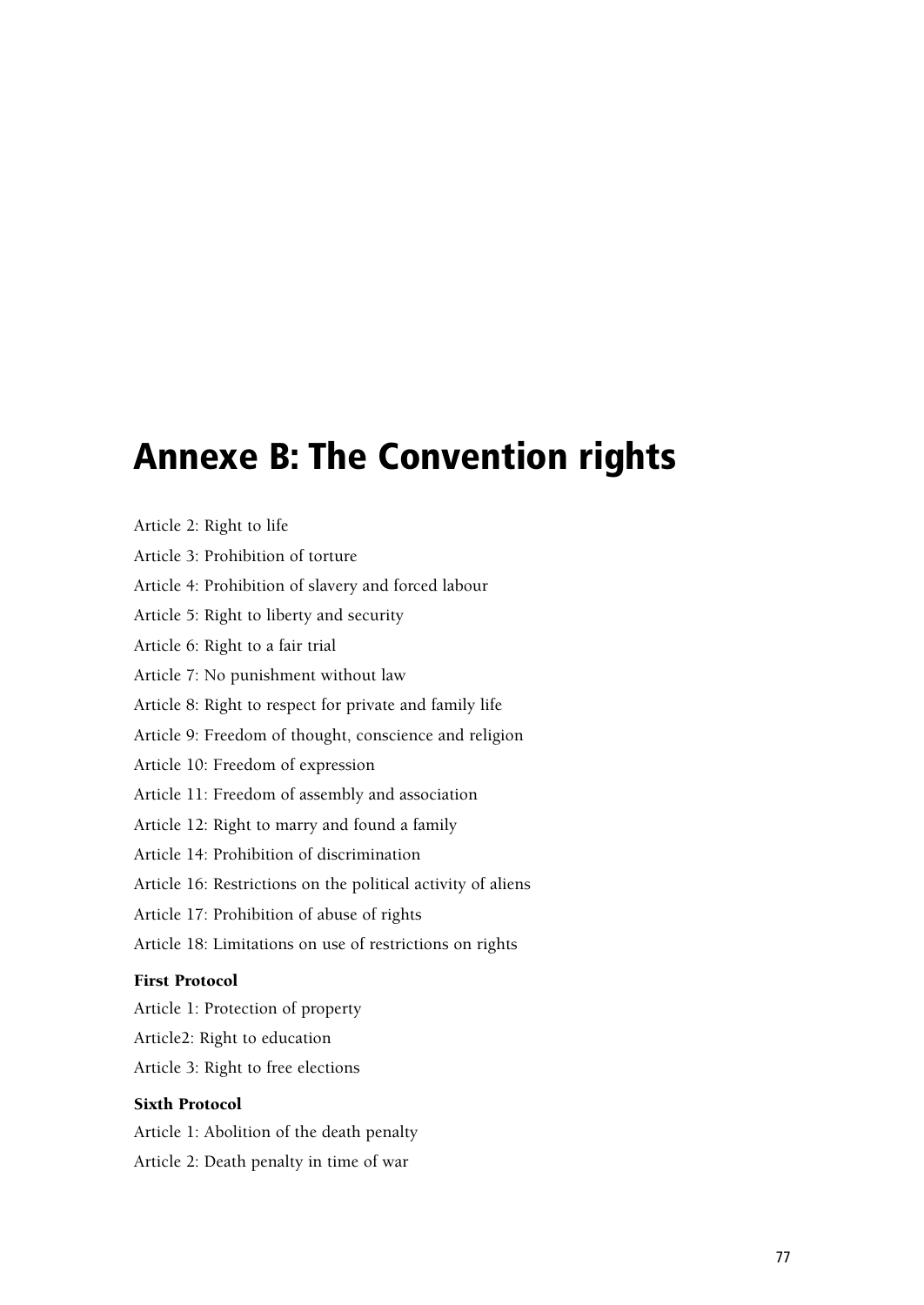# Annexe B: The Convention rights

Article 2: Right to life

Article 3: Prohibition of torture

Article 4: Prohibition of slavery and forced labour

Article 5: Right to liberty and security

Article 6: Right to a fair trial

Article 7: No punishment without law

Article 8: Right to respect for private and family life

Article 9: Freedom of thought, conscience and religion

Article 10: Freedom of expression

Article 11: Freedom of assembly and association

Article 12: Right to marry and found a family

Article 14: Prohibition of discrimination

Article 16: Restrictions on the political activity of aliens

Article 17: Prohibition of abuse of rights

Article 18: Limitations on use of restrictions on rights

**First Protocol**

Article 1: Protection of property

Article2: Right to education

Article 3: Right to free elections

**Sixth Protocol**

Article 1: Abolition of the death penalty

Article 2: Death penalty in time of war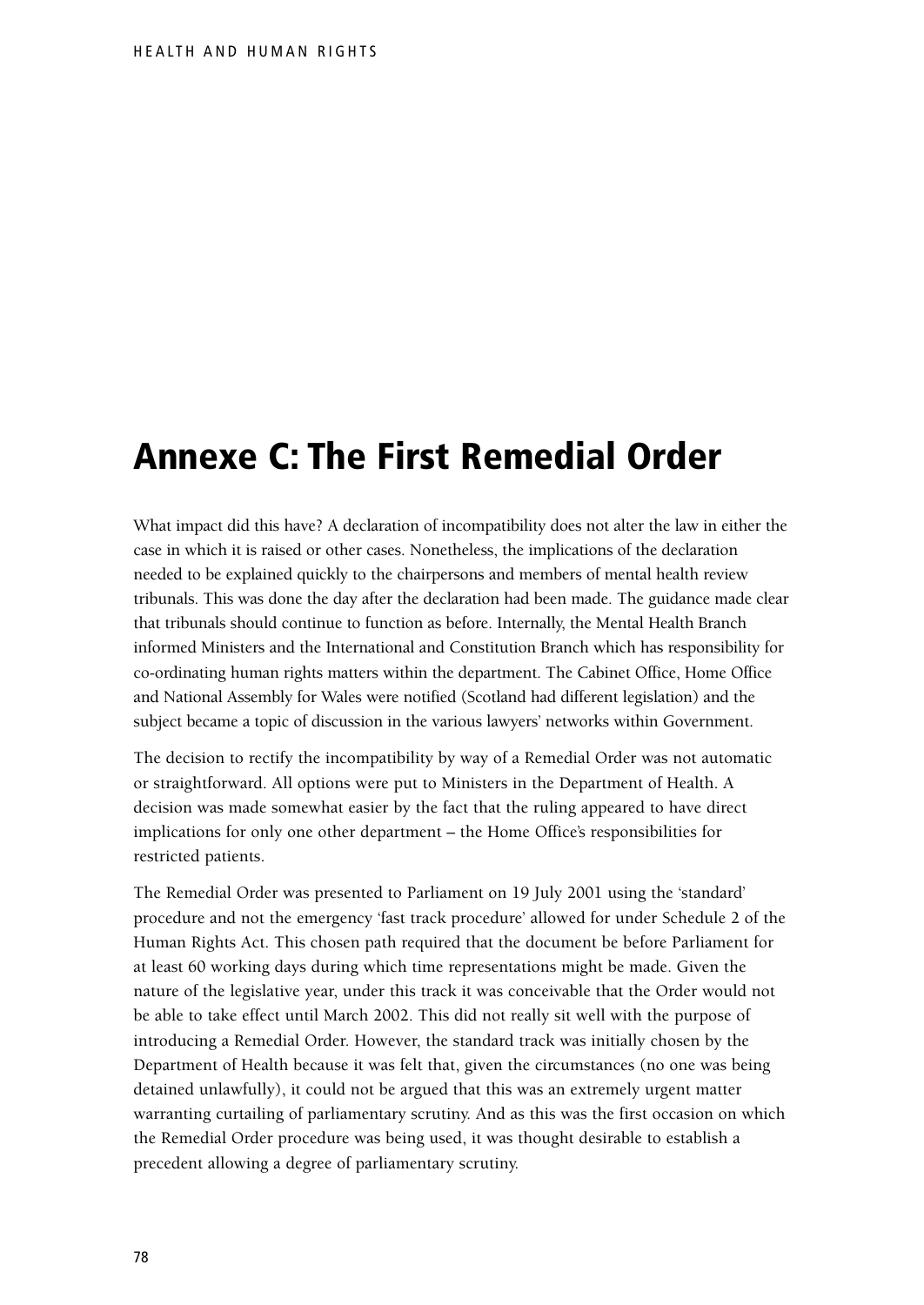# Annexe C: The First Remedial Order

What impact did this have? A declaration of incompatibility does not alter the law in either the case in which it is raised or other cases. Nonetheless, the implications of the declaration needed to be explained quickly to the chairpersons and members of mental health review tribunals. This was done the day after the declaration had been made. The guidance made clear that tribunals should continue to function as before. Internally, the Mental Health Branch informed Ministers and the International and Constitution Branch which has responsibility for co-ordinating human rights matters within the department. The Cabinet Office, Home Office and National Assembly for Wales were notified (Scotland had different legislation) and the subject became a topic of discussion in the various lawyers' networks within Government.

The decision to rectify the incompatibility by way of a Remedial Order was not automatic or straightforward. All options were put to Ministers in the Department of Health. A decision was made somewhat easier by the fact that the ruling appeared to have direct implications for only one other department – the Home Office's responsibilities for restricted patients.

The Remedial Order was presented to Parliament on 19 July 2001 using the 'standard' procedure and not the emergency 'fast track procedure' allowed for under Schedule 2 of the Human Rights Act. This chosen path required that the document be before Parliament for at least 60 working days during which time representations might be made. Given the nature of the legislative year, under this track it was conceivable that the Order would not be able to take effect until March 2002. This did not really sit well with the purpose of introducing a Remedial Order. However, the standard track was initially chosen by the Department of Health because it was felt that, given the circumstances (no one was being detained unlawfully), it could not be argued that this was an extremely urgent matter warranting curtailing of parliamentary scrutiny. And as this was the first occasion on which the Remedial Order procedure was being used, it was thought desirable to establish a precedent allowing a degree of parliamentary scrutiny.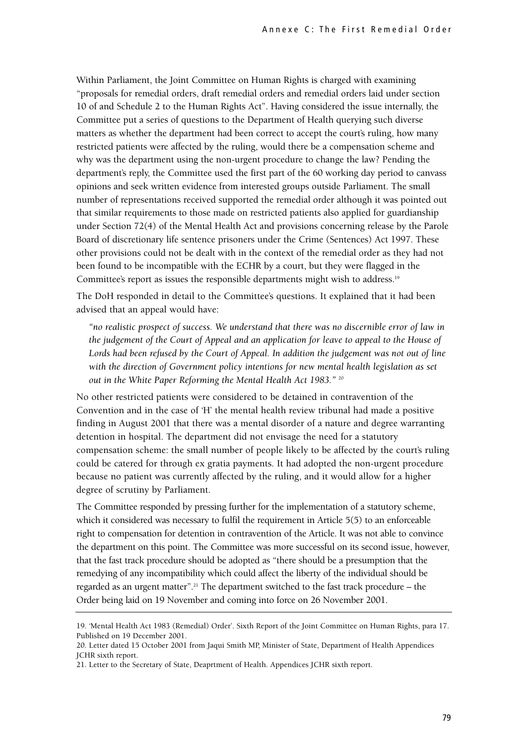Within Parliament, the Joint Committee on Human Rights is charged with examining "proposals for remedial orders, draft remedial orders and remedial orders laid under section 10 of and Schedule 2 to the Human Rights Act". Having considered the issue internally, the Committee put a series of questions to the Department of Health querying such diverse matters as whether the department had been correct to accept the court's ruling, how many restricted patients were affected by the ruling, would there be a compensation scheme and why was the department using the non-urgent procedure to change the law? Pending the department's reply, the Committee used the first part of the 60 working day period to canvass opinions and seek written evidence from interested groups outside Parliament. The small number of representations received supported the remedial order although it was pointed out that similar requirements to those made on restricted patients also applied for guardianship under Section 72(4) of the Mental Health Act and provisions concerning release by the Parole Board of discretionary life sentence prisoners under the Crime (Sentences) Act 1997. These other provisions could not be dealt with in the context of the remedial order as they had not been found to be incompatible with the ECHR by a court, but they were flagged in the Committee's report as issues the responsible departments might wish to address.[19]

The DoH responded in detail to the Committee's questions. It explained that it had been advised that an appeal would have:

> *"no realistic prospect of success. We understand that there was no discernible error of law in the judgement of the Court of Appeal and an application for leave to appeal to the House of Lords had been refused by the Court of Appeal. In addition the judgement was not out of line with the direction of Government policy intentions for new mental health legislation as set out in the White Paper Reforming the Mental Health Act 1983."* [20]

No other restricted patients were considered to be detained in contravention of the Convention and in the case of 'H' the mental health review tribunal had made a positive finding in August 2001 that there was a mental disorder of a nature and degree warranting detention in hospital. The department did not envisage the need for a statutory compensation scheme: the small number of people likely to be affected by the court's ruling could be catered for through ex gratia payments. It had adopted the non-urgent procedure because no patient was currently affected by the ruling, and it would allow for a higher degree of scrutiny by Parliament.

The Committee responded by pressing further for the implementation of a statutory scheme, which it considered was necessary to fulfil the requirement in Article 5(5) to an enforceable right to compensation for detention in contravention of the Article. It was not able to convince the department on this point. The Committee was more successful on its second issue, however, that the fast track procedure should be adopted as "there should be a presumption that the remedying of any incompatibility which could affect the liberty of the individual should be regarded as an urgent matter".[21] The department switched to the fast track procedure – the Order being laid on 19 November and coming into force on 26 November 2001.

---

19. 'Mental Health Act 1983 (Remedial) Order'. Sixth Report of the Joint Committee on Human Rights, para 17. Published on 19 December 2001.

20. Letter dated 15 October 2001 from Jaqui Smith MP, Minister of State, Department of Health Appendices JCHR sixth report.

21. Letter to the Secretary of State, Deaprtment of Health. Appendices JCHR sixth report.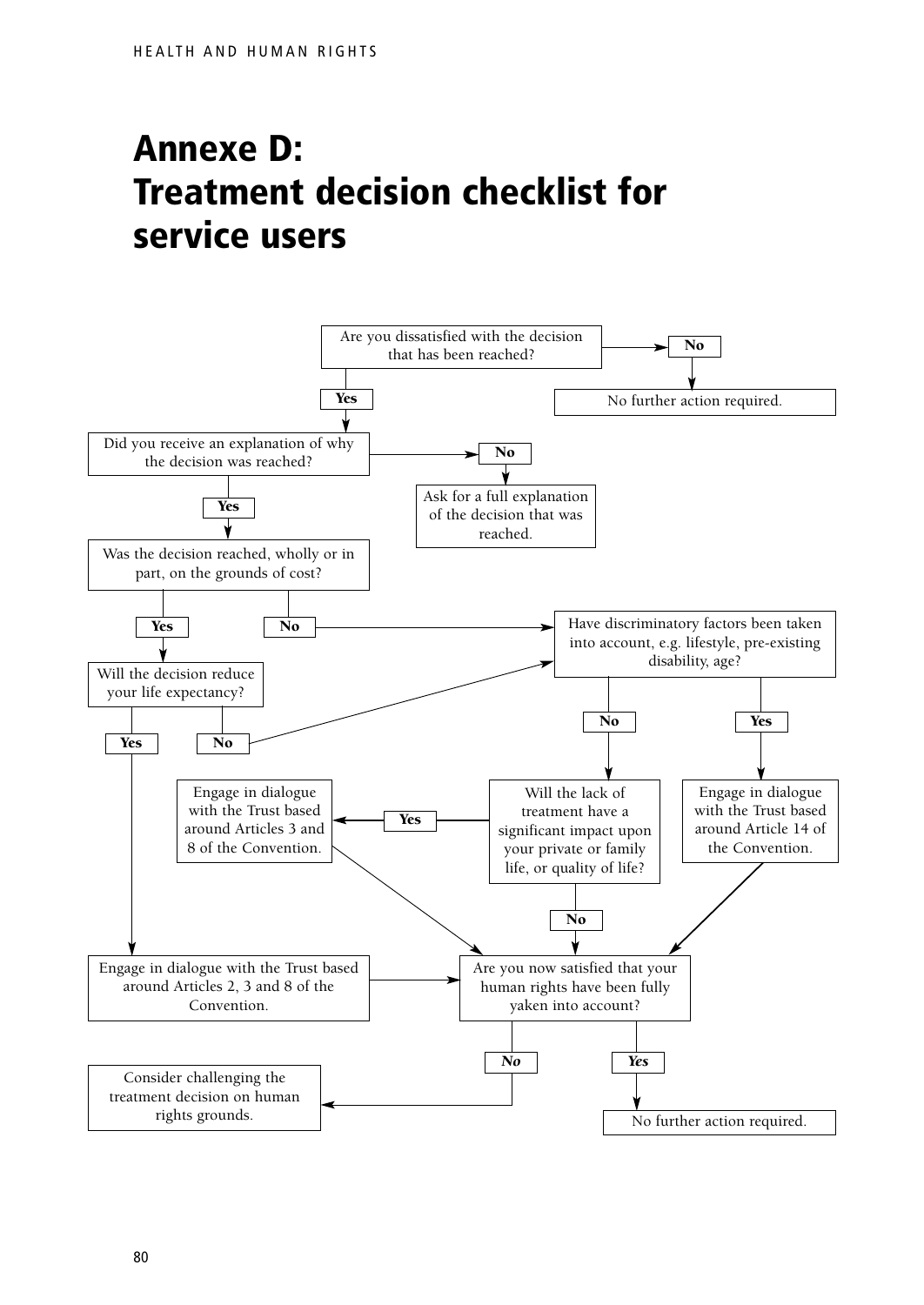# Annexe D: Treatment decision checklist for service users

Are you dissatisfied with the decision that has been reached?

- **No** → No further action required.
- **Yes** → Did you receive an explanation of why the decision was reached?
  - **No** → Ask for a full explanation of the decision that was reached.
  - **Yes** → Was the decision reached, wholly or in part, on the grounds of cost?
    - **Yes** → Will the decision reduce your life expectancy?
      - **Yes** → Engage in dialogue with the Trust based around Articles 2, 3 and 8 of the Convention. → Are you now satisfied that your human rights have been fully yaken into account?
      - **No** → Have discriminatory factors been taken into account, e.g. lifestyle, pre-existing disability, age?
    - **No** → Have discriminatory factors been taken into account, e.g. lifestyle, pre-existing disability, age?
      - **Yes** → Engage in dialogue with the Trust based around Article 14 of the Convention. → Are you now satisfied that your human rights have been fully yaken into account?
      - **No** → Will the lack of treatment have a significant impact upon your private or family life, or quality of life?
        - **Yes** → Engage in dialogue with the Trust based around Articles 3 and 8 of the Convention. → Are you now satisfied that your human rights have been fully yaken into account?
        - **No** → Are you now satisfied that your human rights have been fully yaken into account?

Are you now satisfied that your human rights have been fully yaken into account?

- ***No*** → Consider challenging the treatment decision on human rights grounds.
- ***Yes*** → No further action required.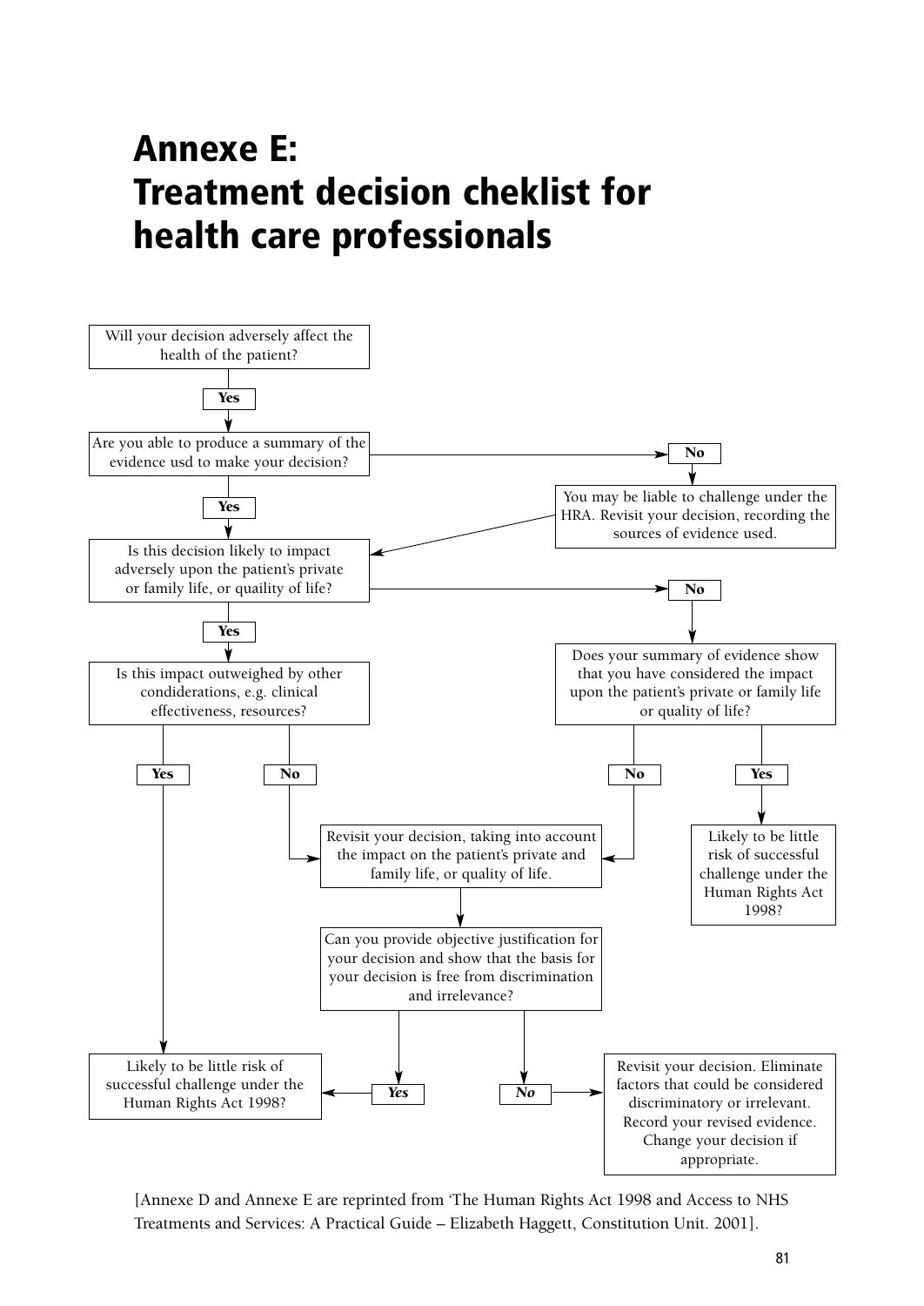# Annexe E: Treatment decision cheklist for health care professionals

Will your decision adversely affect the health of the patient?

**Yes**

Are you able to produce a summary of the evidence usd to make your decision?

**No**

You may be liable to challenge under the HRA. Revisit your decision, recording the sources of evidence used.

**Yes**

Is this decision likely to impact adversely upon the patient's private or family life, or quaility of life?

**No**

Does your summary of evidence show that you have considered the impact upon the patient's private or family life or quality of life?

**No** **Yes**

Likely to be little risk of successful challenge under the Human Rights Act 1998?

**Yes**

Is this impact outweighed by other condiderations, e.g. clinical effectiveness, resources?

**Yes** **No**

Revisit your decision, taking into account the impact on the patient's private and family life, or quality of life.

Can you provide objective justification for your decision and show that the basis for your decision is free from discrimination and irrelevance?

***Yes*** ***No***

Likely to be little risk of successful challenge under the Human Rights Act 1998?

Revisit your decision. Eliminate factors that could be considered discriminatory or irrelevant. Record your revised evidence. Change your decision if appropriate.

[Annexe D and Annexe E are reprinted from 'The Human Rights Act 1998 and Access to NHS Treatments and Services: A Practical Guide – Elizabeth Haggett, Constitution Unit. 2001].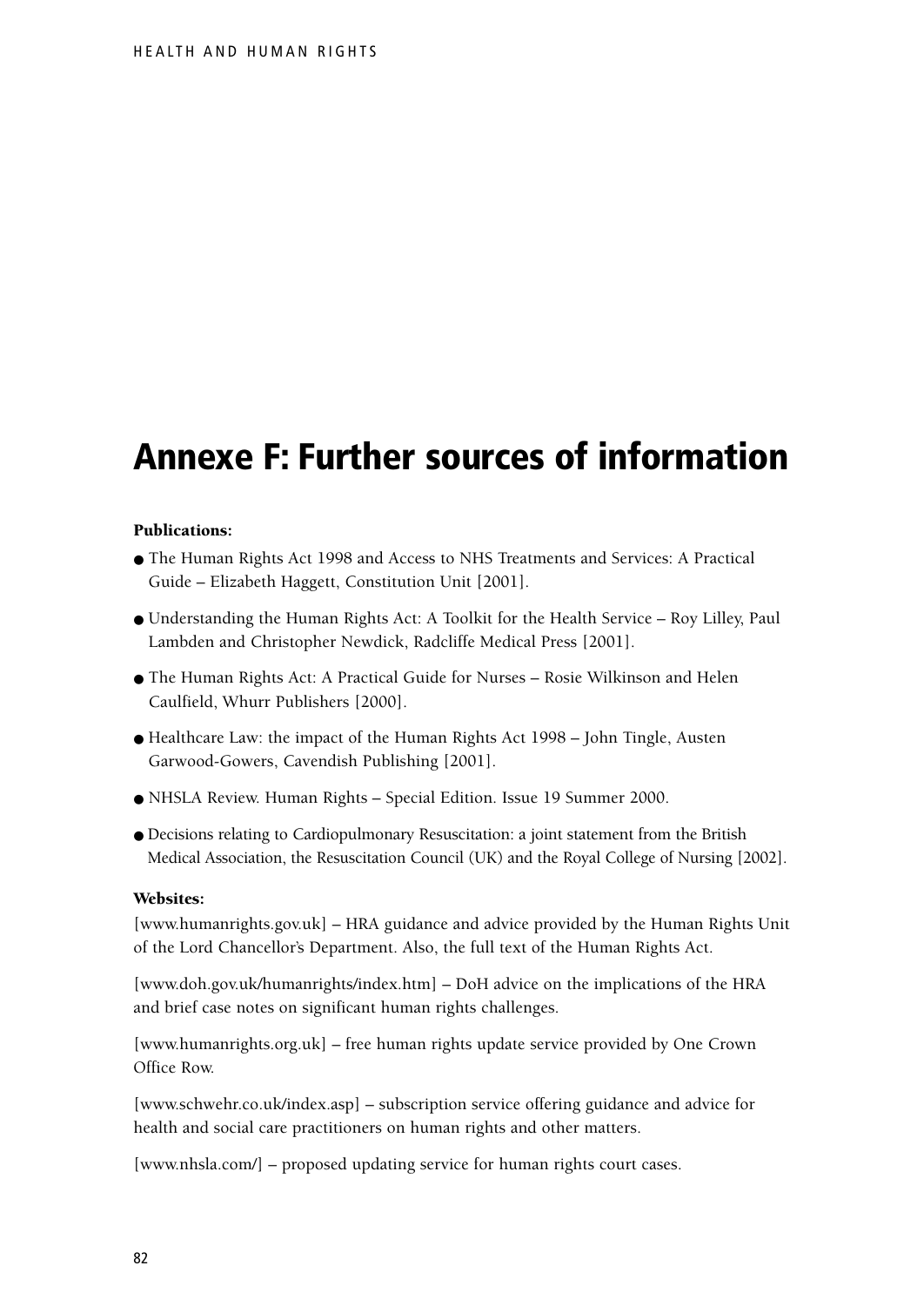# Annexe F: Further sources of information

**Publications:**

- The Human Rights Act 1998 and Access to NHS Treatments and Services: A Practical Guide – Elizabeth Haggett, Constitution Unit [2001].
- Understanding the Human Rights Act: A Toolkit for the Health Service – Roy Lilley, Paul Lambden and Christopher Newdick, Radcliffe Medical Press [2001].
- The Human Rights Act: A Practical Guide for Nurses – Rosie Wilkinson and Helen Caulfield, Whurr Publishers [2000].
- Healthcare Law: the impact of the Human Rights Act 1998 – John Tingle, Austen Garwood-Gowers, Cavendish Publishing [2001].
- NHSLA Review. Human Rights – Special Edition. Issue 19 Summer 2000.
- Decisions relating to Cardiopulmonary Resuscitation: a joint statement from the British Medical Association, the Resuscitation Council (UK) and the Royal College of Nursing [2002].

**Websites:**

[www.humanrights.gov.uk] – HRA guidance and advice provided by the Human Rights Unit of the Lord Chancellor's Department. Also, the full text of the Human Rights Act.

[www.doh.gov.uk/humanrights/index.htm] – DoH advice on the implications of the HRA and brief case notes on significant human rights challenges.

[www.humanrights.org.uk] – free human rights update service provided by One Crown Office Row.

[www.schwehr.co.uk/index.asp] – subscription service offering guidance and advice for health and social care practitioners on human rights and other matters.

[www.nhsla.com/] – proposed updating service for human rights court cases.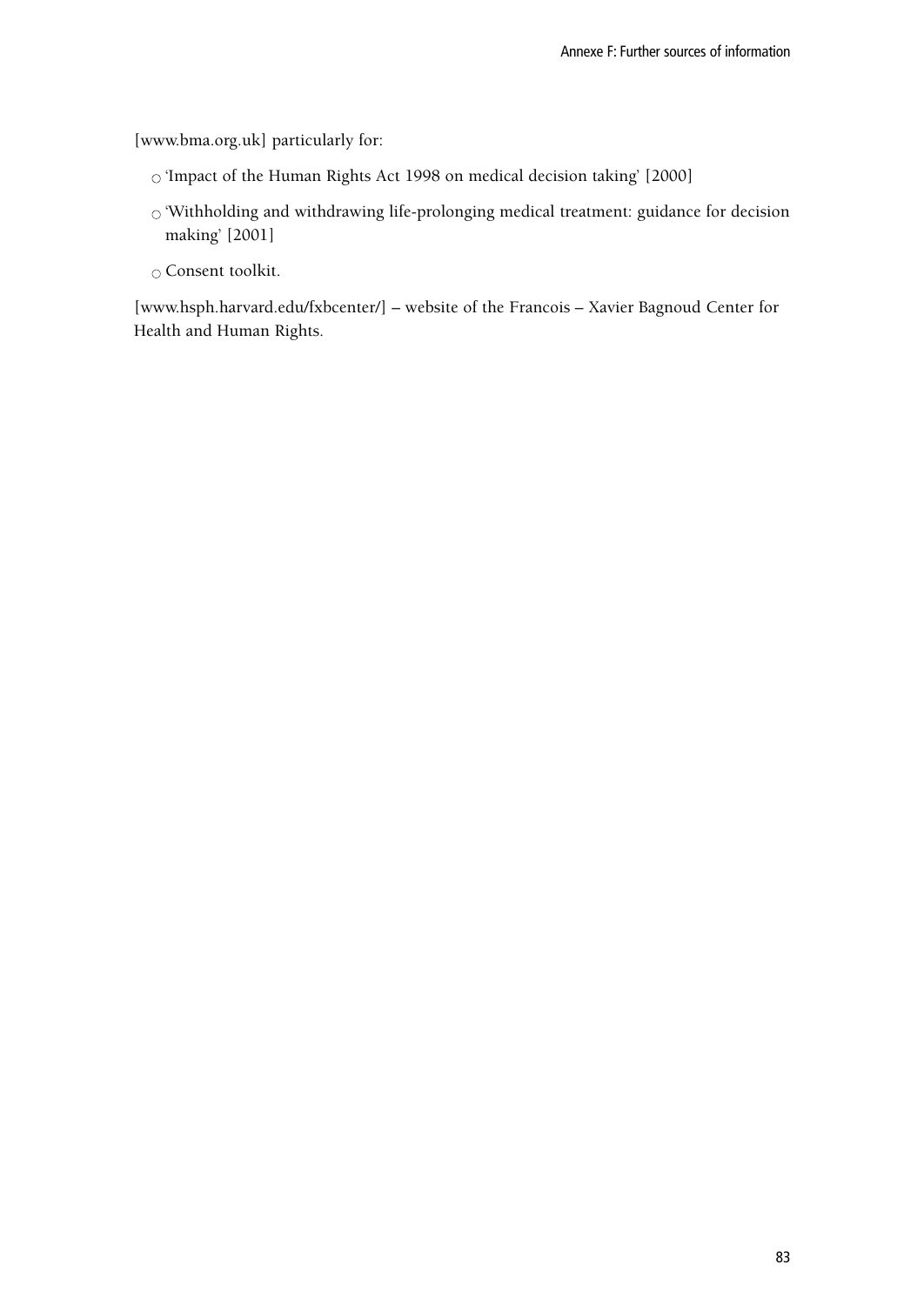[www.bma.org.uk] particularly for:

- 'Impact of the Human Rights Act 1998 on medical decision taking' [2000]
- 'Withholding and withdrawing life-prolonging medical treatment: guidance for decision making' [2001]
- Consent toolkit.

[www.hsph.harvard.edu/fxbcenter/] – website of the Francois – Xavier Bagnoud Center for Health and Human Rights.